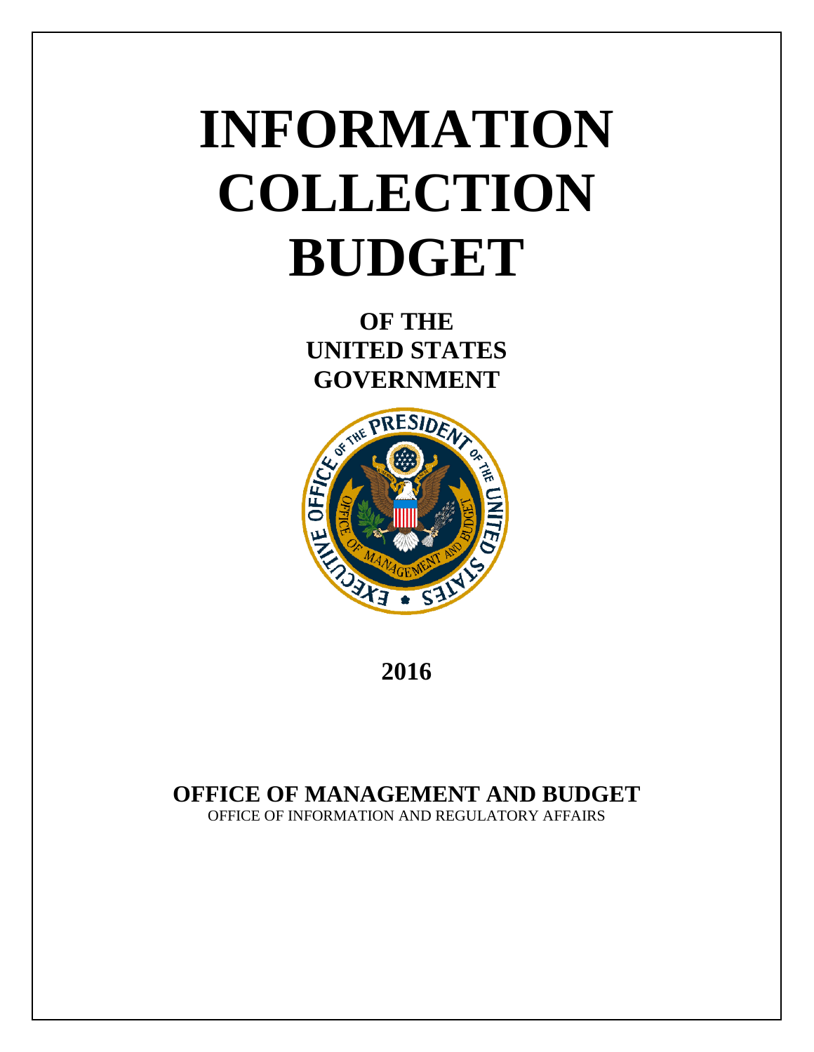# INFORMATION COLLECTION BUDGET

## OF THE UNITED STATES GOVERNMENT

**2016**

**OFFICE OF MANAGEMENT AND BUDGET**

OFFICE OF INFORMATION AND REGULATORY AFFAIRS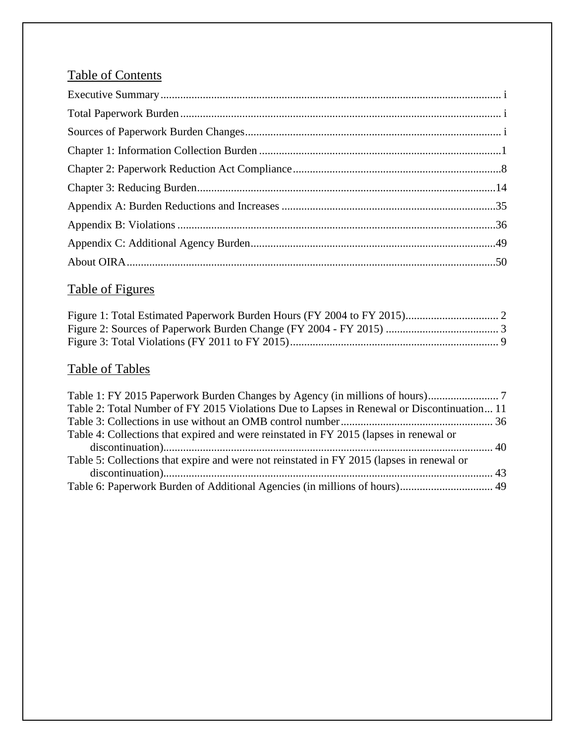## Table of Contents

Executive Summary ........................................................................................................................ i

Total Paperwork Burden ................................................................................................................. i

Sources of Paperwork Burden Changes.......................................................................................... i

Chapter 1: Information Collection Burden .....................................................................................1

Chapter 2: Paperwork Reduction Act Compliance.........................................................................8

Chapter 3: Reducing Burden.........................................................................................................14

Appendix A: Burden Reductions and Increases ...........................................................................35

Appendix B: Violations ................................................................................................................36

Appendix C: Additional Agency Burden......................................................................................49

About OIRA..................................................................................................................................50

## Table of Figures

Figure 1: Total Estimated Paperwork Burden Hours (FY 2004 to FY 2015)................................. 2
Figure 2: Sources of Paperwork Burden Change (FY 2004 - FY 2015) ........................................ 3
Figure 3: Total Violations (FY 2011 to FY 2015).......................................................................... 9

## Table of Tables

Table 1: FY 2015 Paperwork Burden Changes by Agency (in millions of hours)......................... 7
Table 2: Total Number of FY 2015 Violations Due to Lapses in Renewal or Discontinuation... 11
Table 3: Collections in use without an OMB control number...................................................... 36
Table 4: Collections that expired and were reinstated in FY 2015 (lapses in renewal or discontinuation)..................................................................................................................... 40
Table 5: Collections that expire and were not reinstated in FY 2015 (lapses in renewal or discontinuation)..................................................................................................................... 43
Table 6: Paperwork Burden of Additional Agencies (in millions of hours)................................. 49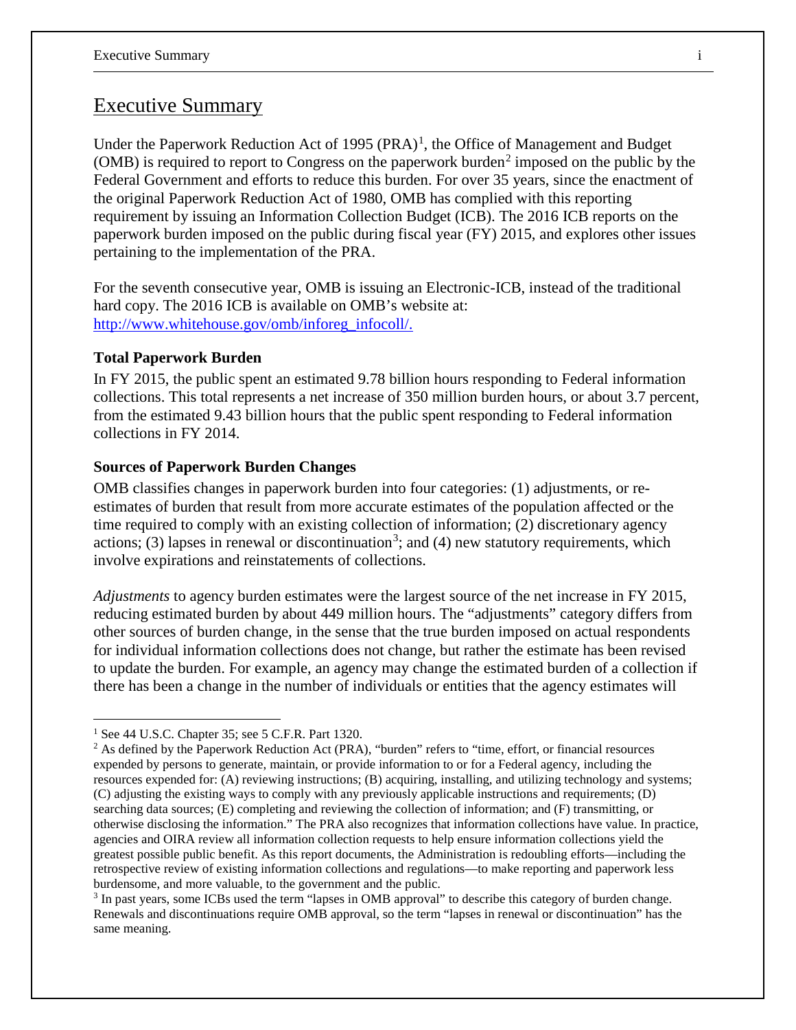# Executive Summary

Under the Paperwork Reduction Act of 1995 (PRA)[1], the Office of Management and Budget (OMB) is required to report to Congress on the paperwork burden[2] imposed on the public by the Federal Government and efforts to reduce this burden. For over 35 years, since the enactment of the original Paperwork Reduction Act of 1980, OMB has complied with this reporting requirement by issuing an Information Collection Budget (ICB). The 2016 ICB reports on the paperwork burden imposed on the public during fiscal year (FY) 2015, and explores other issues pertaining to the implementation of the PRA.

For the seventh consecutive year, OMB is issuing an Electronic-ICB, instead of the traditional hard copy. The 2016 ICB is available on OMB's website at: http://www.whitehouse.gov/omb/inforeg_infocoll/.

**Total Paperwork Burden**

In FY 2015, the public spent an estimated 9.78 billion hours responding to Federal information collections. This total represents a net increase of 350 million burden hours, or about 3.7 percent, from the estimated 9.43 billion hours that the public spent responding to Federal information collections in FY 2014.

**Sources of Paperwork Burden Changes**

OMB classifies changes in paperwork burden into four categories: (1) adjustments, or re-estimates of burden that result from more accurate estimates of the population affected or the time required to comply with an existing collection of information; (2) discretionary agency actions; (3) lapses in renewal or discontinuation[3]; and (4) new statutory requirements, which involve expirations and reinstatements of collections.

*Adjustments* to agency burden estimates were the largest source of the net increase in FY 2015, reducing estimated burden by about 449 million hours. The "adjustments" category differs from other sources of burden change, in the sense that the true burden imposed on actual respondents for individual information collections does not change, but rather the estimate has been revised to update the burden. For example, an agency may change the estimated burden of a collection if there has been a change in the number of individuals or entities that the agency estimates will

---

[1] See 44 U.S.C. Chapter 35; see 5 C.F.R. Part 1320.

[2] As defined by the Paperwork Reduction Act (PRA), "burden" refers to "time, effort, or financial resources expended by persons to generate, maintain, or provide information to or for a Federal agency, including the resources expended for: (A) reviewing instructions; (B) acquiring, installing, and utilizing technology and systems; (C) adjusting the existing ways to comply with any previously applicable instructions and requirements; (D) searching data sources; (E) completing and reviewing the collection of information; and (F) transmitting, or otherwise disclosing the information." The PRA also recognizes that information collections have value. In practice, agencies and OIRA review all information collection requests to help ensure information collections yield the greatest possible public benefit. As this report documents, the Administration is redoubling efforts—including the retrospective review of existing information collections and regulations—to make reporting and paperwork less burdensome, and more valuable, to the government and the public.

[3] In past years, some ICBs used the term "lapses in OMB approval" to describe this category of burden change. Renewals and discontinuations require OMB approval, so the term "lapses in renewal or discontinuation" has the same meaning.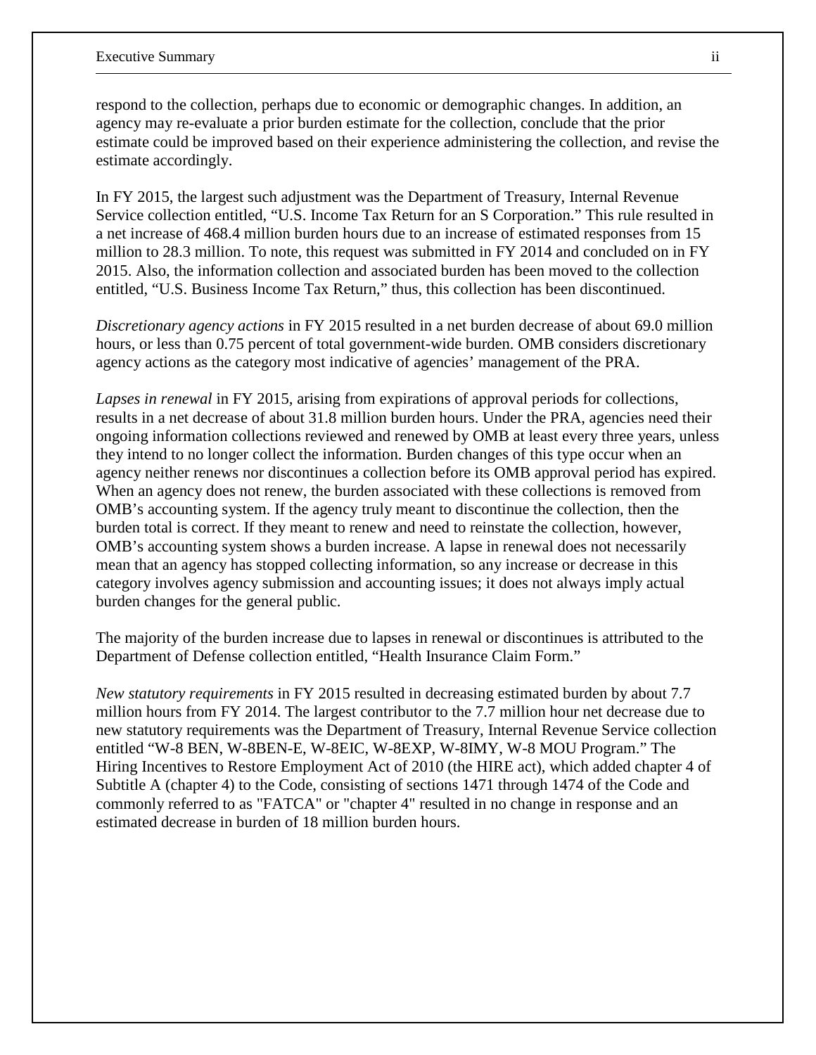respond to the collection, perhaps due to economic or demographic changes. In addition, an agency may re-evaluate a prior burden estimate for the collection, conclude that the prior estimate could be improved based on their experience administering the collection, and revise the estimate accordingly.

In FY 2015, the largest such adjustment was the Department of Treasury, Internal Revenue Service collection entitled, "U.S. Income Tax Return for an S Corporation." This rule resulted in a net increase of 468.4 million burden hours due to an increase of estimated responses from 15 million to 28.3 million. To note, this request was submitted in FY 2014 and concluded on in FY 2015. Also, the information collection and associated burden has been moved to the collection entitled, "U.S. Business Income Tax Return," thus, this collection has been discontinued.

*Discretionary agency actions* in FY 2015 resulted in a net burden decrease of about 69.0 million hours, or less than 0.75 percent of total government-wide burden. OMB considers discretionary agency actions as the category most indicative of agencies' management of the PRA.

*Lapses in renewal* in FY 2015, arising from expirations of approval periods for collections, results in a net decrease of about 31.8 million burden hours. Under the PRA, agencies need their ongoing information collections reviewed and renewed by OMB at least every three years, unless they intend to no longer collect the information. Burden changes of this type occur when an agency neither renews nor discontinues a collection before its OMB approval period has expired. When an agency does not renew, the burden associated with these collections is removed from OMB's accounting system. If the agency truly meant to discontinue the collection, then the burden total is correct. If they meant to renew and need to reinstate the collection, however, OMB's accounting system shows a burden increase. A lapse in renewal does not necessarily mean that an agency has stopped collecting information, so any increase or decrease in this category involves agency submission and accounting issues; it does not always imply actual burden changes for the general public.

The majority of the burden increase due to lapses in renewal or discontinues is attributed to the Department of Defense collection entitled, "Health Insurance Claim Form."

*New statutory requirements* in FY 2015 resulted in decreasing estimated burden by about 7.7 million hours from FY 2014. The largest contributor to the 7.7 million hour net decrease due to new statutory requirements was the Department of Treasury, Internal Revenue Service collection entitled "W-8 BEN, W-8BEN-E, W-8EIC, W-8EXP, W-8IMY, W-8 MOU Program." The Hiring Incentives to Restore Employment Act of 2010 (the HIRE act), which added chapter 4 of Subtitle A (chapter 4) to the Code, consisting of sections 1471 through 1474 of the Code and commonly referred to as "FATCA" or "chapter 4" resulted in no change in response and an estimated decrease in burden of 18 million burden hours.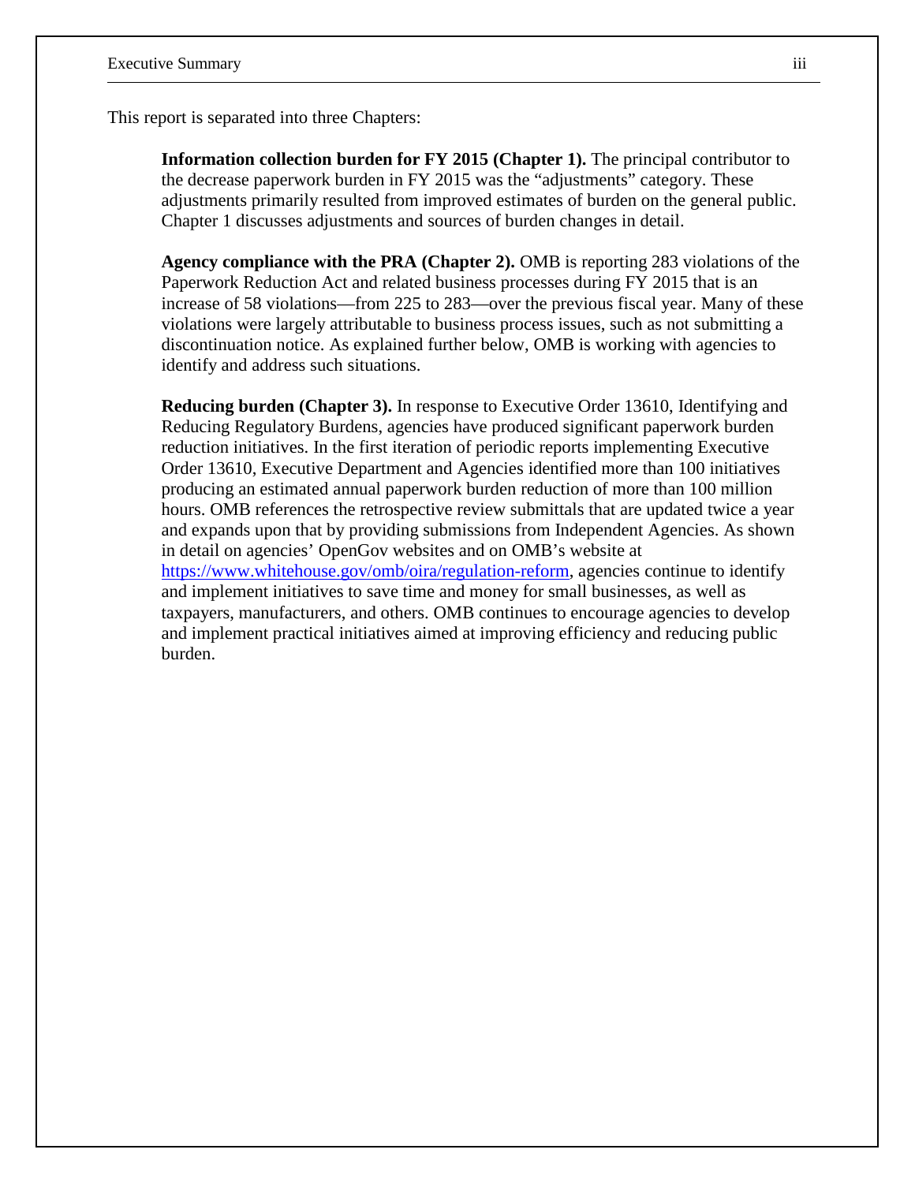This report is separated into three Chapters:

**Information collection burden for FY 2015 (Chapter 1).** The principal contributor to the decrease paperwork burden in FY 2015 was the "adjustments" category. These adjustments primarily resulted from improved estimates of burden on the general public. Chapter 1 discusses adjustments and sources of burden changes in detail.

**Agency compliance with the PRA (Chapter 2).** OMB is reporting 283 violations of the Paperwork Reduction Act and related business processes during FY 2015 that is an increase of 58 violations—from 225 to 283—over the previous fiscal year. Many of these violations were largely attributable to business process issues, such as not submitting a discontinuation notice. As explained further below, OMB is working with agencies to identify and address such situations.

**Reducing burden (Chapter 3).** In response to Executive Order 13610, Identifying and Reducing Regulatory Burdens, agencies have produced significant paperwork burden reduction initiatives. In the first iteration of periodic reports implementing Executive Order 13610, Executive Department and Agencies identified more than 100 initiatives producing an estimated annual paperwork burden reduction of more than 100 million hours. OMB references the retrospective review submittals that are updated twice a year and expands upon that by providing submissions from Independent Agencies. As shown in detail on agencies' OpenGov websites and on OMB's website at [https://www.whitehouse.gov/omb/oira/regulation-reform](https://www.whitehouse.gov/omb/oira/regulation-reform), agencies continue to identify and implement initiatives to save time and money for small businesses, as well as taxpayers, manufacturers, and others. OMB continues to encourage agencies to develop and implement practical initiatives aimed at improving efficiency and reducing public burden.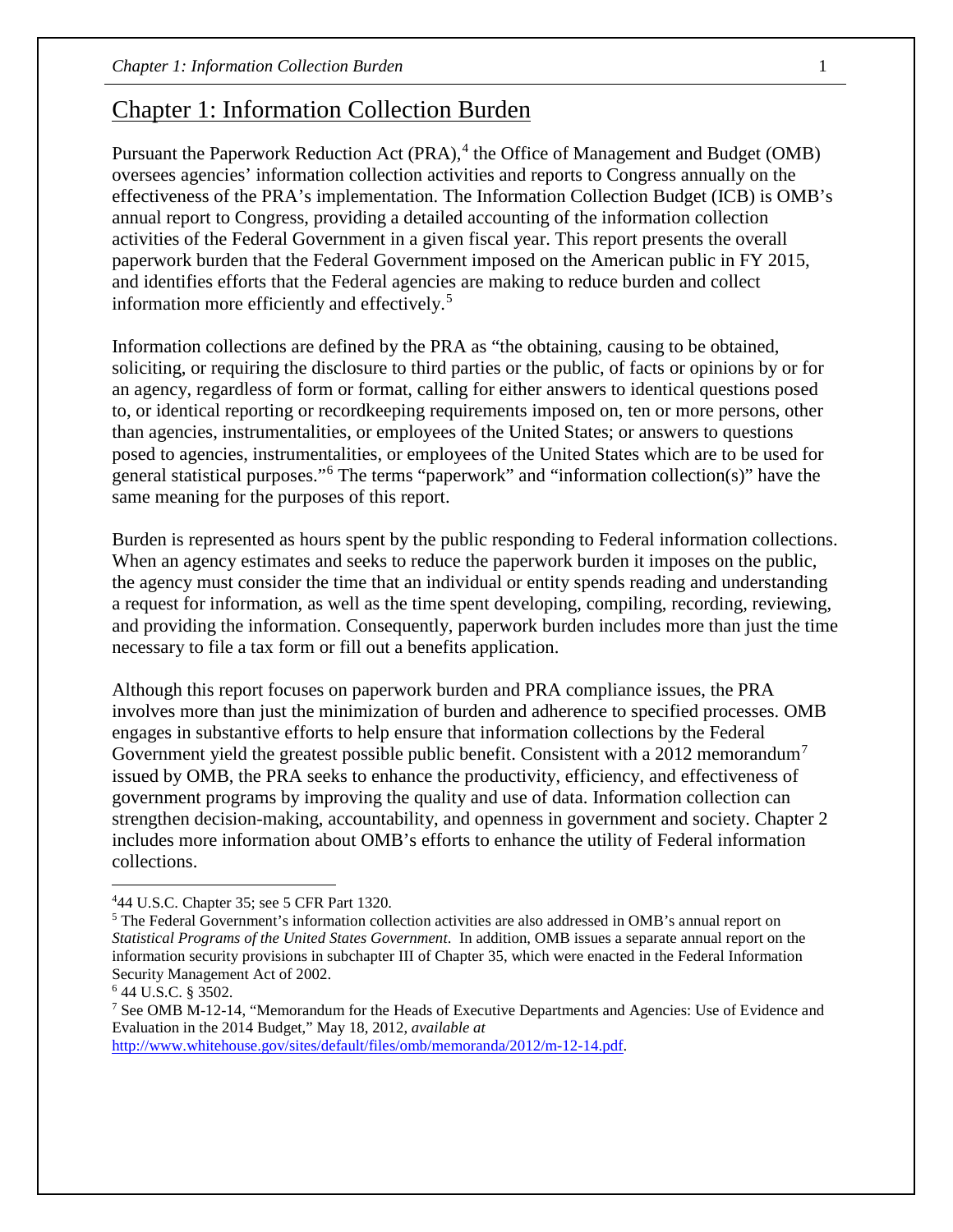# Chapter 1: Information Collection Burden

Pursuant the Paperwork Reduction Act (PRA),[4] the Office of Management and Budget (OMB) oversees agencies' information collection activities and reports to Congress annually on the effectiveness of the PRA's implementation. The Information Collection Budget (ICB) is OMB's annual report to Congress, providing a detailed accounting of the information collection activities of the Federal Government in a given fiscal year. This report presents the overall paperwork burden that the Federal Government imposed on the American public in FY 2015, and identifies efforts that the Federal agencies are making to reduce burden and collect information more efficiently and effectively.[5]

Information collections are defined by the PRA as "the obtaining, causing to be obtained, soliciting, or requiring the disclosure to third parties or the public, of facts or opinions by or for an agency, regardless of form or format, calling for either answers to identical questions posed to, or identical reporting or recordkeeping requirements imposed on, ten or more persons, other than agencies, instrumentalities, or employees of the United States; or answers to questions posed to agencies, instrumentalities, or employees of the United States which are to be used for general statistical purposes."[6] The terms "paperwork" and "information collection(s)" have the same meaning for the purposes of this report.

Burden is represented as hours spent by the public responding to Federal information collections. When an agency estimates and seeks to reduce the paperwork burden it imposes on the public, the agency must consider the time that an individual or entity spends reading and understanding a request for information, as well as the time spent developing, compiling, recording, reviewing, and providing the information. Consequently, paperwork burden includes more than just the time necessary to file a tax form or fill out a benefits application.

Although this report focuses on paperwork burden and PRA compliance issues, the PRA involves more than just the minimization of burden and adherence to specified processes. OMB engages in substantive efforts to help ensure that information collections by the Federal Government yield the greatest possible public benefit. Consistent with a 2012 memorandum[7] issued by OMB, the PRA seeks to enhance the productivity, efficiency, and effectiveness of government programs by improving the quality and use of data. Information collection can strengthen decision-making, accountability, and openness in government and society. Chapter 2 includes more information about OMB's efforts to enhance the utility of Federal information collections.

---

[4] 44 U.S.C. Chapter 35; see 5 CFR Part 1320.

[5] The Federal Government's information collection activities are also addressed in OMB's annual report on *Statistical Programs of the United States Government*. In addition, OMB issues a separate annual report on the information security provisions in subchapter III of Chapter 35, which were enacted in the Federal Information Security Management Act of 2002.

[6] 44 U.S.C. § 3502.

[7] See OMB M-12-14, "Memorandum for the Heads of Executive Departments and Agencies: Use of Evidence and Evaluation in the 2014 Budget," May 18, 2012, *available at* http://www.whitehouse.gov/sites/default/files/omb/memoranda/2012/m-12-14.pdf.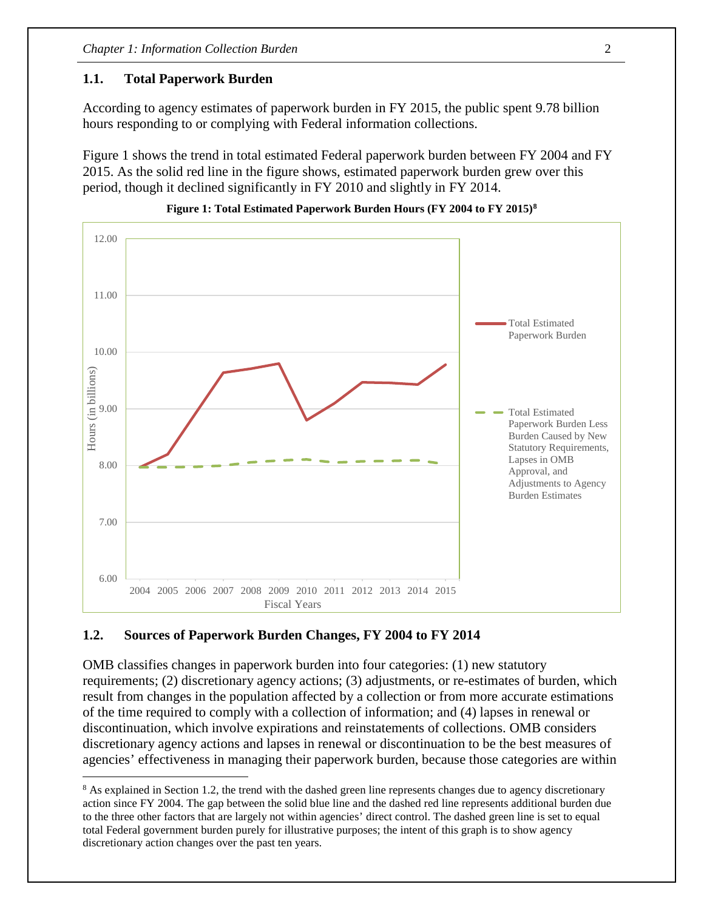## 1.1. Total Paperwork Burden

According to agency estimates of paperwork burden in FY 2015, the public spent 9.78 billion hours responding to or complying with Federal information collections.

Figure 1 shows the trend in total estimated Federal paperwork burden between FY 2004 and FY 2015. As the solid red line in the figure shows, estimated paperwork burden grew over this period, though it declined significantly in FY 2010 and slightly in FY 2014.

**Figure 1: Total Estimated Paperwork Burden Hours (FY 2004 to FY 2015)[8]**

## 1.2. Sources of Paperwork Burden Changes, FY 2004 to FY 2014

OMB classifies changes in paperwork burden into four categories: (1) new statutory requirements; (2) discretionary agency actions; (3) adjustments, or re-estimates of burden, which result from changes in the population affected by a collection or from more accurate estimations of the time required to comply with a collection of information; and (4) lapses in renewal or discontinuation, which involve expirations and reinstatements of collections. OMB considers discretionary agency actions and lapses in renewal or discontinuation to be the best measures of agencies' effectiveness in managing their paperwork burden, because those categories are within

[8] As explained in Section 1.2, the trend with the dashed green line represents changes due to agency discretionary action since FY 2004. The gap between the solid blue line and the dashed red line represents additional burden due to the three other factors that are largely not within agencies' direct control. The dashed green line is set to equal total Federal government burden purely for illustrative purposes; the intent of this graph is to show agency discretionary action changes over the past ten years.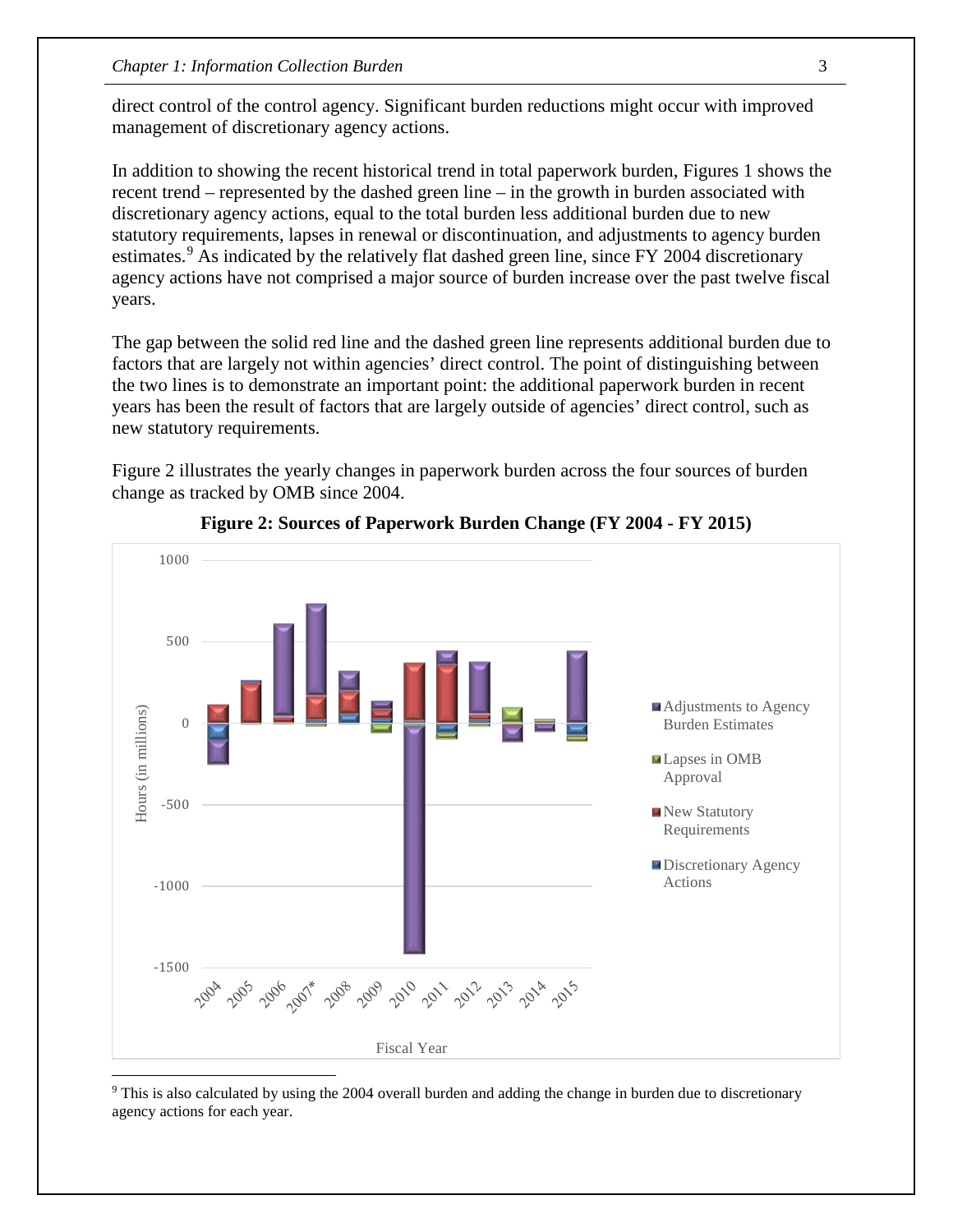direct control of the control agency. Significant burden reductions might occur with improved management of discretionary agency actions.

In addition to showing the recent historical trend in total paperwork burden, Figures 1 shows the recent trend – represented by the dashed green line – in the growth in burden associated with discretionary agency actions, equal to the total burden less additional burden due to new statutory requirements, lapses in renewal or discontinuation, and adjustments to agency burden estimates.[9] As indicated by the relatively flat dashed green line, since FY 2004 discretionary agency actions have not comprised a major source of burden increase over the past twelve fiscal years.

The gap between the solid red line and the dashed green line represents additional burden due to factors that are largely not within agencies' direct control. The point of distinguishing between the two lines is to demonstrate an important point: the additional paperwork burden in recent years has been the result of factors that are largely outside of agencies' direct control, such as new statutory requirements.

Figure 2 illustrates the yearly changes in paperwork burden across the four sources of burden change as tracked by OMB since 2004.

**Figure 2: Sources of Paperwork Burden Change (FY 2004 - FY 2015)**

[9] This is also calculated by using the 2004 overall burden and adding the change in burden due to discretionary agency actions for each year.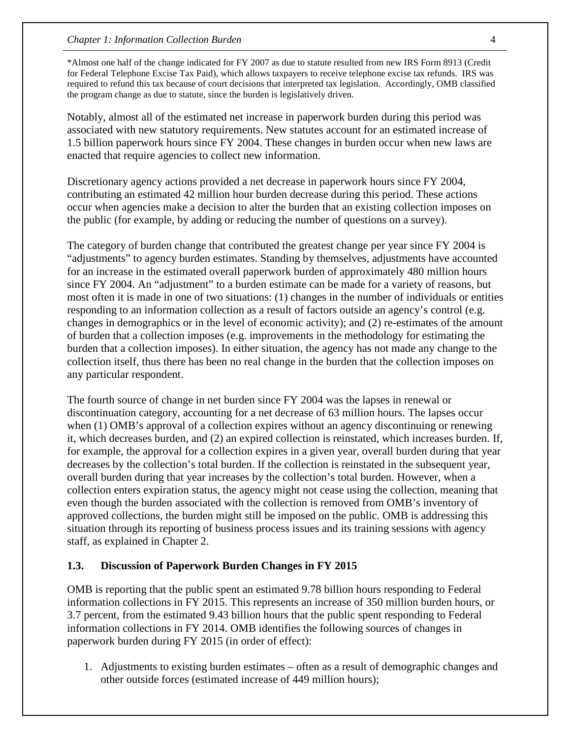*Almost one half of the change indicated for FY 2007 as due to statute resulted from new IRS Form 8913 (Credit for Federal Telephone Excise Tax Paid), which allows taxpayers to receive telephone excise tax refunds. IRS was required to refund this tax because of court decisions that interpreted tax legislation. Accordingly, OMB classified the program change as due to statute, since the burden is legislatively driven.

Notably, almost all of the estimated net increase in paperwork burden during this period was associated with new statutory requirements. New statutes account for an estimated increase of 1.5 billion paperwork hours since FY 2004. These changes in burden occur when new laws are enacted that require agencies to collect new information.

Discretionary agency actions provided a net decrease in paperwork hours since FY 2004, contributing an estimated 42 million hour burden decrease during this period. These actions occur when agencies make a decision to alter the burden that an existing collection imposes on the public (for example, by adding or reducing the number of questions on a survey).

The category of burden change that contributed the greatest change per year since FY 2004 is "adjustments" to agency burden estimates. Standing by themselves, adjustments have accounted for an increase in the estimated overall paperwork burden of approximately 480 million hours since FY 2004. An "adjustment" to a burden estimate can be made for a variety of reasons, but most often it is made in one of two situations: (1) changes in the number of individuals or entities responding to an information collection as a result of factors outside an agency's control (e.g. changes in demographics or in the level of economic activity); and (2) re-estimates of the amount of burden that a collection imposes (e.g. improvements in the methodology for estimating the burden that a collection imposes). In either situation, the agency has not made any change to the collection itself, thus there has been no real change in the burden that the collection imposes on any particular respondent.

The fourth source of change in net burden since FY 2004 was the lapses in renewal or discontinuation category, accounting for a net decrease of 63 million hours. The lapses occur when (1) OMB's approval of a collection expires without an agency discontinuing or renewing it, which decreases burden, and (2) an expired collection is reinstated, which increases burden. If, for example, the approval for a collection expires in a given year, overall burden during that year decreases by the collection's total burden. If the collection is reinstated in the subsequent year, overall burden during that year increases by the collection's total burden. However, when a collection enters expiration status, the agency might not cease using the collection, meaning that even though the burden associated with the collection is removed from OMB's inventory of approved collections, the burden might still be imposed on the public. OMB is addressing this situation through its reporting of business process issues and its training sessions with agency staff, as explained in Chapter 2.

### 1.3. Discussion of Paperwork Burden Changes in FY 2015

OMB is reporting that the public spent an estimated 9.78 billion hours responding to Federal information collections in FY 2015. This represents an increase of 350 million burden hours, or 3.7 percent, from the estimated 9.43 billion hours that the public spent responding to Federal information collections in FY 2014. OMB identifies the following sources of changes in paperwork burden during FY 2015 (in order of effect):

1. Adjustments to existing burden estimates – often as a result of demographic changes and other outside forces (estimated increase of 449 million hours);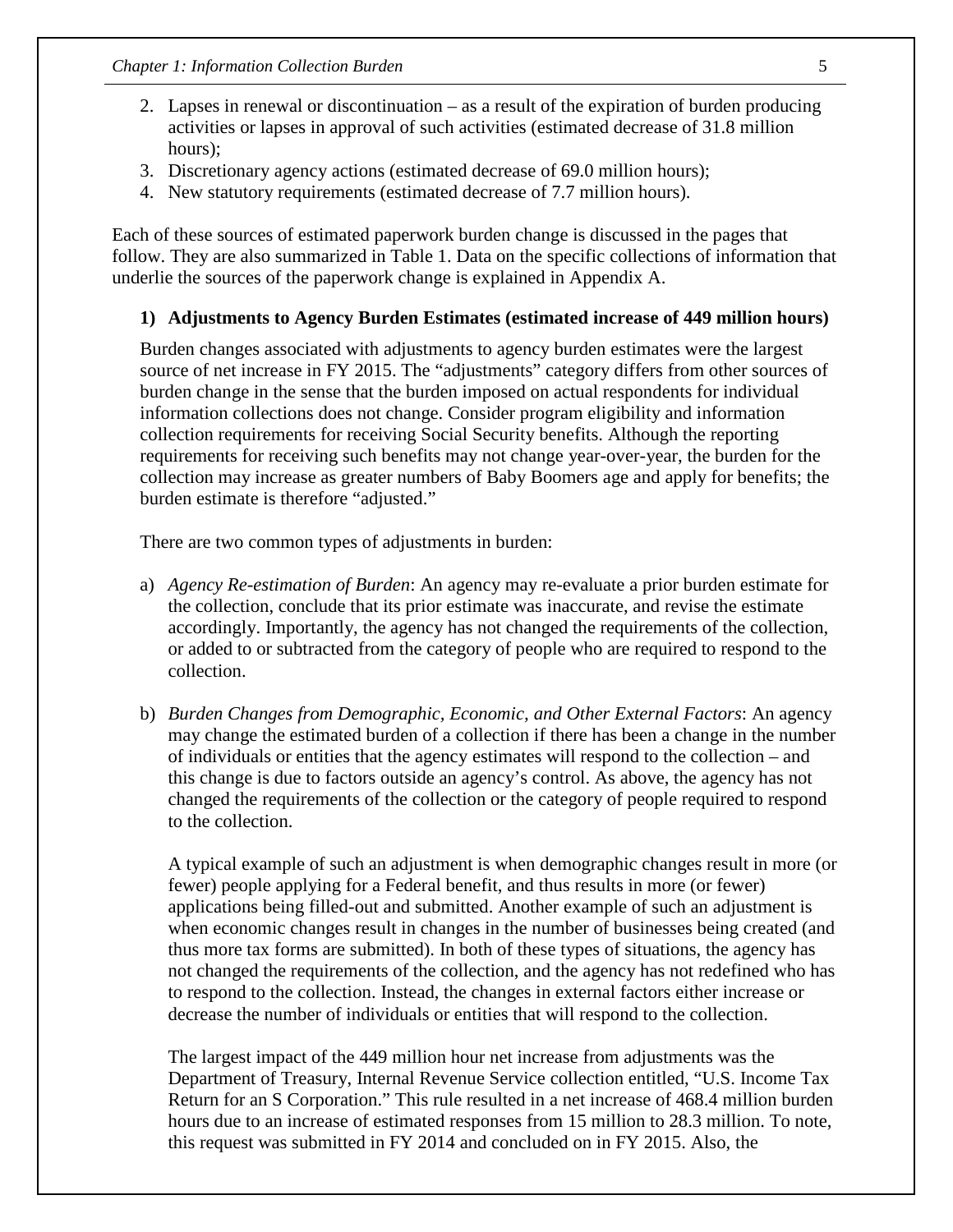2. Lapses in renewal or discontinuation – as a result of the expiration of burden producing activities or lapses in approval of such activities (estimated decrease of 31.8 million hours);
3. Discretionary agency actions (estimated decrease of 69.0 million hours);
4. New statutory requirements (estimated decrease of 7.7 million hours).

Each of these sources of estimated paperwork burden change is discussed in the pages that follow. They are also summarized in Table 1. Data on the specific collections of information that underlie the sources of the paperwork change is explained in Appendix A.

### 1) Adjustments to Agency Burden Estimates (estimated increase of 449 million hours)

Burden changes associated with adjustments to agency burden estimates were the largest source of net increase in FY 2015. The "adjustments" category differs from other sources of burden change in the sense that the burden imposed on actual respondents for individual information collections does not change. Consider program eligibility and information collection requirements for receiving Social Security benefits. Although the reporting requirements for receiving such benefits may not change year-over-year, the burden for the collection may increase as greater numbers of Baby Boomers age and apply for benefits; the burden estimate is therefore "adjusted."

There are two common types of adjustments in burden:

a) *Agency Re-estimation of Burden*: An agency may re-evaluate a prior burden estimate for the collection, conclude that its prior estimate was inaccurate, and revise the estimate accordingly. Importantly, the agency has not changed the requirements of the collection, or added to or subtracted from the category of people who are required to respond to the collection.

b) *Burden Changes from Demographic, Economic, and Other External Factors*: An agency may change the estimated burden of a collection if there has been a change in the number of individuals or entities that the agency estimates will respond to the collection – and this change is due to factors outside an agency's control. As above, the agency has not changed the requirements of the collection or the category of people required to respond to the collection.

   A typical example of such an adjustment is when demographic changes result in more (or fewer) people applying for a Federal benefit, and thus results in more (or fewer) applications being filled-out and submitted. Another example of such an adjustment is when economic changes result in changes in the number of businesses being created (and thus more tax forms are submitted). In both of these types of situations, the agency has not changed the requirements of the collection, and the agency has not redefined who has to respond to the collection. Instead, the changes in external factors either increase or decrease the number of individuals or entities that will respond to the collection.

   The largest impact of the 449 million hour net increase from adjustments was the Department of Treasury, Internal Revenue Service collection entitled, "U.S. Income Tax Return for an S Corporation." This rule resulted in a net increase of 468.4 million burden hours due to an increase of estimated responses from 15 million to 28.3 million. To note, this request was submitted in FY 2014 and concluded on in FY 2015. Also, the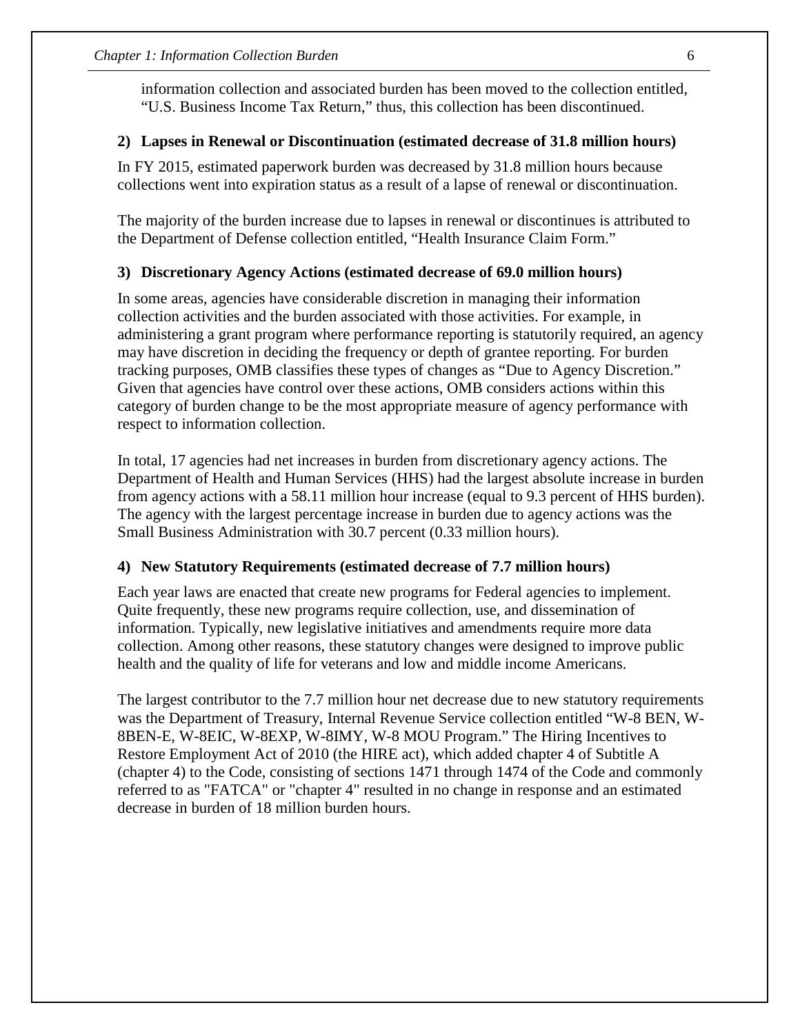information collection and associated burden has been moved to the collection entitled, “U.S. Business Income Tax Return,” thus, this collection has been discontinued.

### 2) Lapses in Renewal or Discontinuation (estimated decrease of 31.8 million hours)

In FY 2015, estimated paperwork burden was decreased by 31.8 million hours because collections went into expiration status as a result of a lapse of renewal or discontinuation.

The majority of the burden increase due to lapses in renewal or discontinues is attributed to the Department of Defense collection entitled, “Health Insurance Claim Form.”

### 3) Discretionary Agency Actions (estimated decrease of 69.0 million hours)

In some areas, agencies have considerable discretion in managing their information collection activities and the burden associated with those activities. For example, in administering a grant program where performance reporting is statutorily required, an agency may have discretion in deciding the frequency or depth of grantee reporting. For burden tracking purposes, OMB classifies these types of changes as “Due to Agency Discretion.” Given that agencies have control over these actions, OMB considers actions within this category of burden change to be the most appropriate measure of agency performance with respect to information collection.

In total, 17 agencies had net increases in burden from discretionary agency actions. The Department of Health and Human Services (HHS) had the largest absolute increase in burden from agency actions with a 58.11 million hour increase (equal to 9.3 percent of HHS burden). The agency with the largest percentage increase in burden due to agency actions was the Small Business Administration with 30.7 percent (0.33 million hours).

### 4) New Statutory Requirements (estimated decrease of 7.7 million hours)

Each year laws are enacted that create new programs for Federal agencies to implement. Quite frequently, these new programs require collection, use, and dissemination of information. Typically, new legislative initiatives and amendments require more data collection. Among other reasons, these statutory changes were designed to improve public health and the quality of life for veterans and low and middle income Americans.

The largest contributor to the 7.7 million hour net decrease due to new statutory requirements was the Department of Treasury, Internal Revenue Service collection entitled “W-8 BEN, W-8BEN-E, W-8EIC, W-8EXP, W-8IMY, W-8 MOU Program.” The Hiring Incentives to Restore Employment Act of 2010 (the HIRE act), which added chapter 4 of Subtitle A (chapter 4) to the Code, consisting of sections 1471 through 1474 of the Code and commonly referred to as "FATCA" or "chapter 4" resulted in no change in response and an estimated decrease in burden of 18 million burden hours.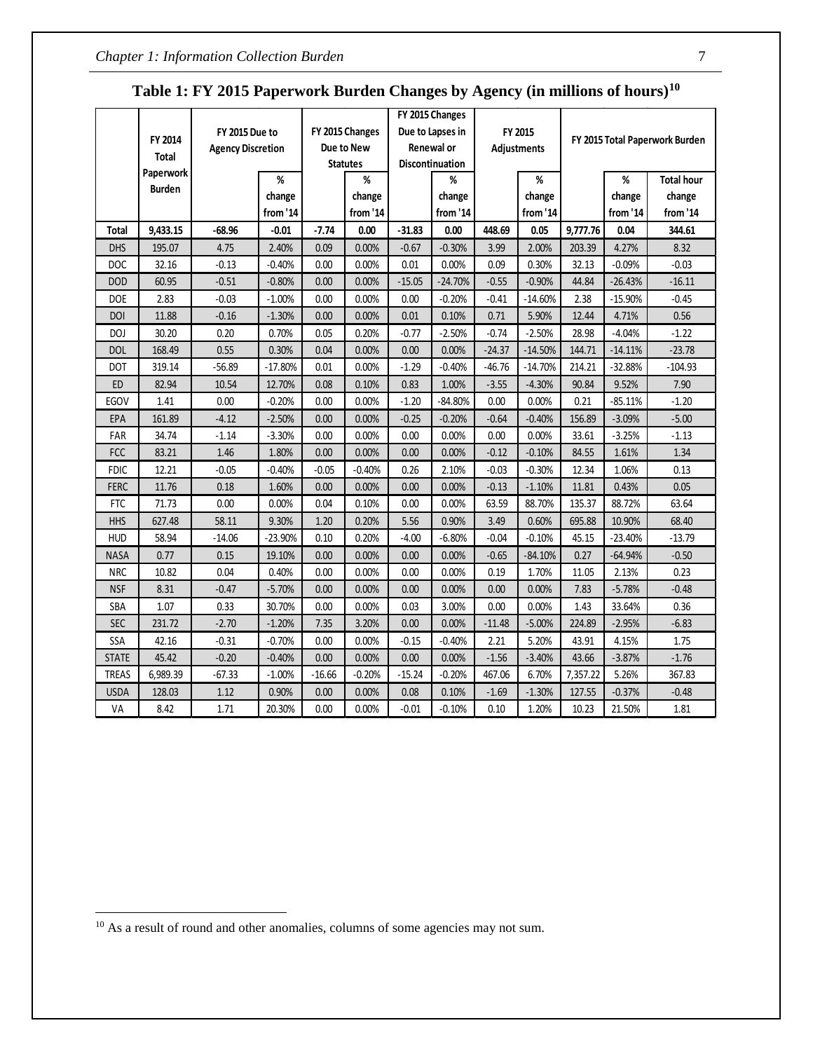**Table 1: FY 2015 Paperwork Burden Changes by Agency (in millions of hours)[10]**

| | FY 2014 Total Paperwork Burden | FY 2015 Due to Agency Discretion | | FY 2015 Changes Due to New Statutes | | FY 2015 Changes Due to Lapses in Renewal or Discontinuation | | FY 2015 Adjustments | | FY 2015 Total Paperwork Burden | | |
|---|---|---|---|---|---|---|---|---|---|---|---|---|
| | | | % change from '14 | | % change from '14 | | % change from '14 | | % change from '14 | | % change from '14 | Total hour change from '14 |
| **Total** | **9,433.15** | **-68.96** | **-0.01** | **-7.74** | **0.00** | **-31.83** | **0.00** | **448.69** | **0.05** | **9,777.76** | **0.04** | **344.61** |
| DHS | 195.07 | 4.75 | 2.40% | 0.09 | 0.00% | -0.67 | -0.30% | 3.99 | 2.00% | 203.39 | 4.27% | 8.32 |
| DOC | 32.16 | -0.13 | -0.40% | 0.00 | 0.00% | 0.01 | 0.00% | 0.09 | 0.30% | 32.13 | -0.09% | -0.03 |
| DOD | 60.95 | -0.51 | -0.80% | 0.00 | 0.00% | -15.05 | -24.70% | -0.55 | -0.90% | 44.84 | -26.43% | -16.11 |
| DOE | 2.83 | -0.03 | -1.00% | 0.00 | 0.00% | 0.00 | -0.20% | -0.41 | -14.60% | 2.38 | -15.90% | -0.45 |
| DOI | 11.88 | -0.16 | -1.30% | 0.00 | 0.00% | 0.01 | 0.10% | 0.71 | 5.90% | 12.44 | 4.71% | 0.56 |
| DOJ | 30.20 | 0.20 | 0.70% | 0.05 | 0.20% | -0.77 | -2.50% | -0.74 | -2.50% | 28.98 | -4.04% | -1.22 |
| DOL | 168.49 | 0.55 | 0.30% | 0.04 | 0.00% | 0.00 | 0.00% | -24.37 | -14.50% | 144.71 | -14.11% | -23.78 |
| DOT | 319.14 | -56.89 | -17.80% | 0.01 | 0.00% | -1.29 | -0.40% | -46.76 | -14.70% | 214.21 | -32.88% | -104.93 |
| ED | 82.94 | 10.54 | 12.70% | 0.08 | 0.10% | 0.83 | 1.00% | -3.55 | -4.30% | 90.84 | 9.52% | 7.90 |
| EGOV | 1.41 | 0.00 | -0.20% | 0.00 | 0.00% | -1.20 | -84.80% | 0.00 | 0.00% | 0.21 | -85.11% | -1.20 |
| EPA | 161.89 | -4.12 | -2.50% | 0.00 | 0.00% | -0.25 | -0.20% | -0.64 | -0.40% | 156.89 | -3.09% | -5.00 |
| FAR | 34.74 | -1.14 | -3.30% | 0.00 | 0.00% | 0.00 | 0.00% | 0.00 | 0.00% | 33.61 | -3.25% | -1.13 |
| FCC | 83.21 | 1.46 | 1.80% | 0.00 | 0.00% | 0.00 | 0.00% | -0.12 | -0.10% | 84.55 | 1.61% | 1.34 |
| FDIC | 12.21 | -0.05 | -0.40% | -0.05 | -0.40% | 0.26 | 2.10% | -0.03 | -0.30% | 12.34 | 1.06% | 0.13 |
| FERC | 11.76 | 0.18 | 1.60% | 0.00 | 0.00% | 0.00 | 0.00% | -0.13 | -1.10% | 11.81 | 0.43% | 0.05 |
| FTC | 71.73 | 0.00 | 0.00% | 0.04 | 0.10% | 0.00 | 0.00% | 63.59 | 88.70% | 135.37 | 88.72% | 63.64 |
| HHS | 627.48 | 58.11 | 9.30% | 1.20 | 0.20% | 5.56 | 0.90% | 3.49 | 0.60% | 695.88 | 10.90% | 68.40 |
| HUD | 58.94 | -14.06 | -23.90% | 0.10 | 0.20% | -4.00 | -6.80% | -0.04 | -0.10% | 45.15 | -23.40% | -13.79 |
| NASA | 0.77 | 0.15 | 19.10% | 0.00 | 0.00% | 0.00 | 0.00% | -0.65 | -84.10% | 0.27 | -64.94% | -0.50 |
| NRC | 10.82 | 0.04 | 0.40% | 0.00 | 0.00% | 0.00 | 0.00% | 0.19 | 1.70% | 11.05 | 2.13% | 0.23 |
| NSF | 8.31 | -0.47 | -5.70% | 0.00 | 0.00% | 0.00 | 0.00% | 0.00 | 0.00% | 7.83 | -5.78% | -0.48 |
| SBA | 1.07 | 0.33 | 30.70% | 0.00 | 0.00% | 0.03 | 3.00% | 0.00 | 0.00% | 1.43 | 33.64% | 0.36 |
| SEC | 231.72 | -2.70 | -1.20% | 7.35 | 3.20% | 0.00 | 0.00% | -11.48 | -5.00% | 224.89 | -2.95% | -6.83 |
| SSA | 42.16 | -0.31 | -0.70% | 0.00 | 0.00% | -0.15 | -0.40% | 2.21 | 5.20% | 43.91 | 4.15% | 1.75 |
| STATE | 45.42 | -0.20 | -0.40% | 0.00 | 0.00% | 0.00 | 0.00% | -1.56 | -3.40% | 43.66 | -3.87% | -1.76 |
| TREAS | 6,989.39 | -67.33 | -1.00% | -16.66 | -0.20% | -15.24 | -0.20% | 467.06 | 6.70% | 7,357.22 | 5.26% | 367.83 |
| USDA | 128.03 | 1.12 | 0.90% | 0.00 | 0.00% | 0.08 | 0.10% | -1.69 | -1.30% | 127.55 | -0.37% | -0.48 |
| VA | 8.42 | 1.71 | 20.30% | 0.00 | 0.00% | -0.01 | -0.10% | 0.10 | 1.20% | 10.23 | 21.50% | 1.81 |

[10] As a result of round and other anomalies, columns of some agencies may not sum.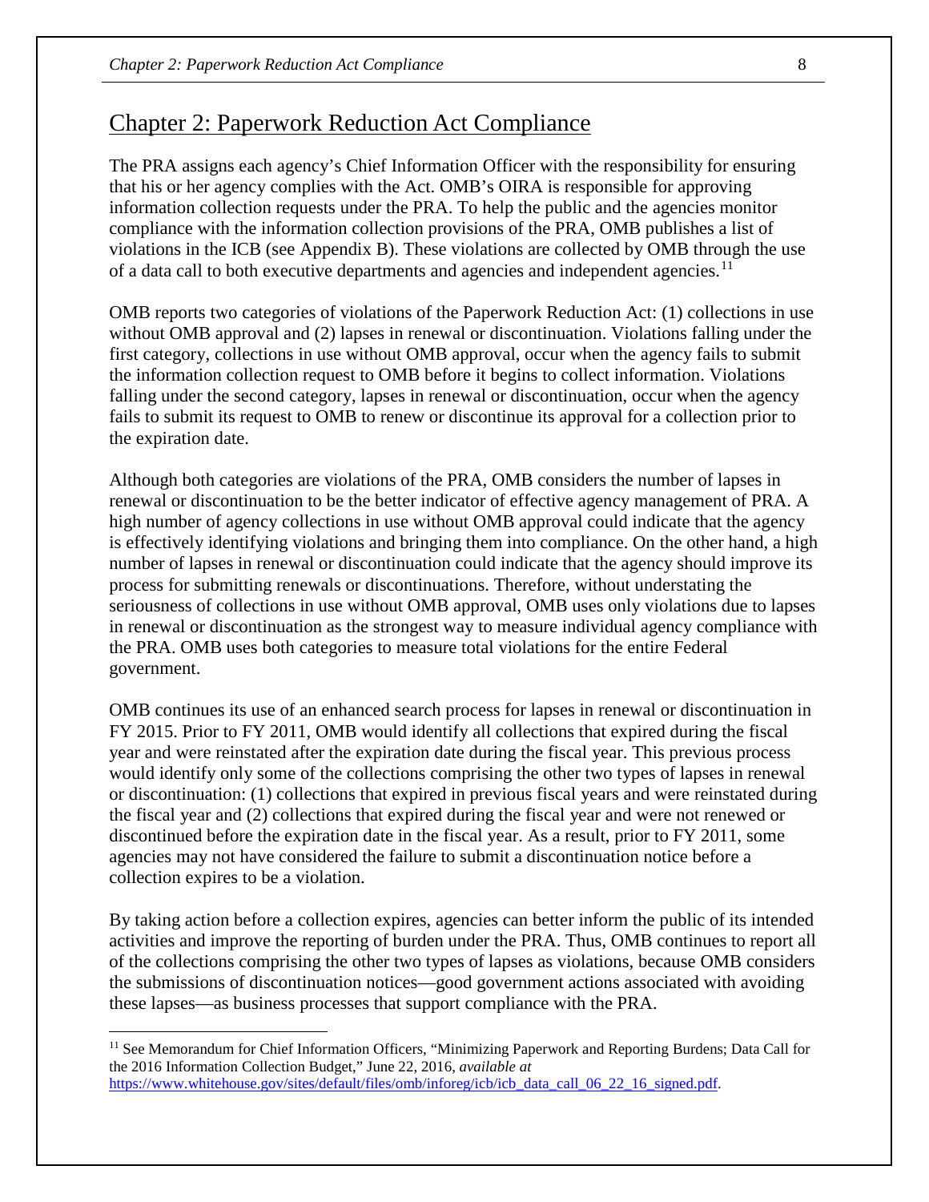# Chapter 2: Paperwork Reduction Act Compliance

The PRA assigns each agency's Chief Information Officer with the responsibility for ensuring that his or her agency complies with the Act. OMB's OIRA is responsible for approving information collection requests under the PRA. To help the public and the agencies monitor compliance with the information collection provisions of the PRA, OMB publishes a list of violations in the ICB (see Appendix B). These violations are collected by OMB through the use of a data call to both executive departments and agencies and independent agencies.[11]

OMB reports two categories of violations of the Paperwork Reduction Act: (1) collections in use without OMB approval and (2) lapses in renewal or discontinuation. Violations falling under the first category, collections in use without OMB approval, occur when the agency fails to submit the information collection request to OMB before it begins to collect information. Violations falling under the second category, lapses in renewal or discontinuation, occur when the agency fails to submit its request to OMB to renew or discontinue its approval for a collection prior to the expiration date.

Although both categories are violations of the PRA, OMB considers the number of lapses in renewal or discontinuation to be the better indicator of effective agency management of PRA. A high number of agency collections in use without OMB approval could indicate that the agency is effectively identifying violations and bringing them into compliance. On the other hand, a high number of lapses in renewal or discontinuation could indicate that the agency should improve its process for submitting renewals or discontinuations. Therefore, without understating the seriousness of collections in use without OMB approval, OMB uses only violations due to lapses in renewal or discontinuation as the strongest way to measure individual agency compliance with the PRA. OMB uses both categories to measure total violations for the entire Federal government.

OMB continues its use of an enhanced search process for lapses in renewal or discontinuation in FY 2015. Prior to FY 2011, OMB would identify all collections that expired during the fiscal year and were reinstated after the expiration date during the fiscal year. This previous process would identify only some of the collections comprising the other two types of lapses in renewal or discontinuation: (1) collections that expired in previous fiscal years and were reinstated during the fiscal year and (2) collections that expired during the fiscal year and were not renewed or discontinued before the expiration date in the fiscal year. As a result, prior to FY 2011, some agencies may not have considered the failure to submit a discontinuation notice before a collection expires to be a violation.

By taking action before a collection expires, agencies can better inform the public of its intended activities and improve the reporting of burden under the PRA. Thus, OMB continues to report all of the collections comprising the other two types of lapses as violations, because OMB considers the submissions of discontinuation notices—good government actions associated with avoiding these lapses—as business processes that support compliance with the PRA.

---

[11] See Memorandum for Chief Information Officers, "Minimizing Paperwork and Reporting Burdens; Data Call for the 2016 Information Collection Budget," June 22, 2016, *available at* https://www.whitehouse.gov/sites/default/files/omb/inforeg/icb/icb_data_call_06_22_16_signed.pdf.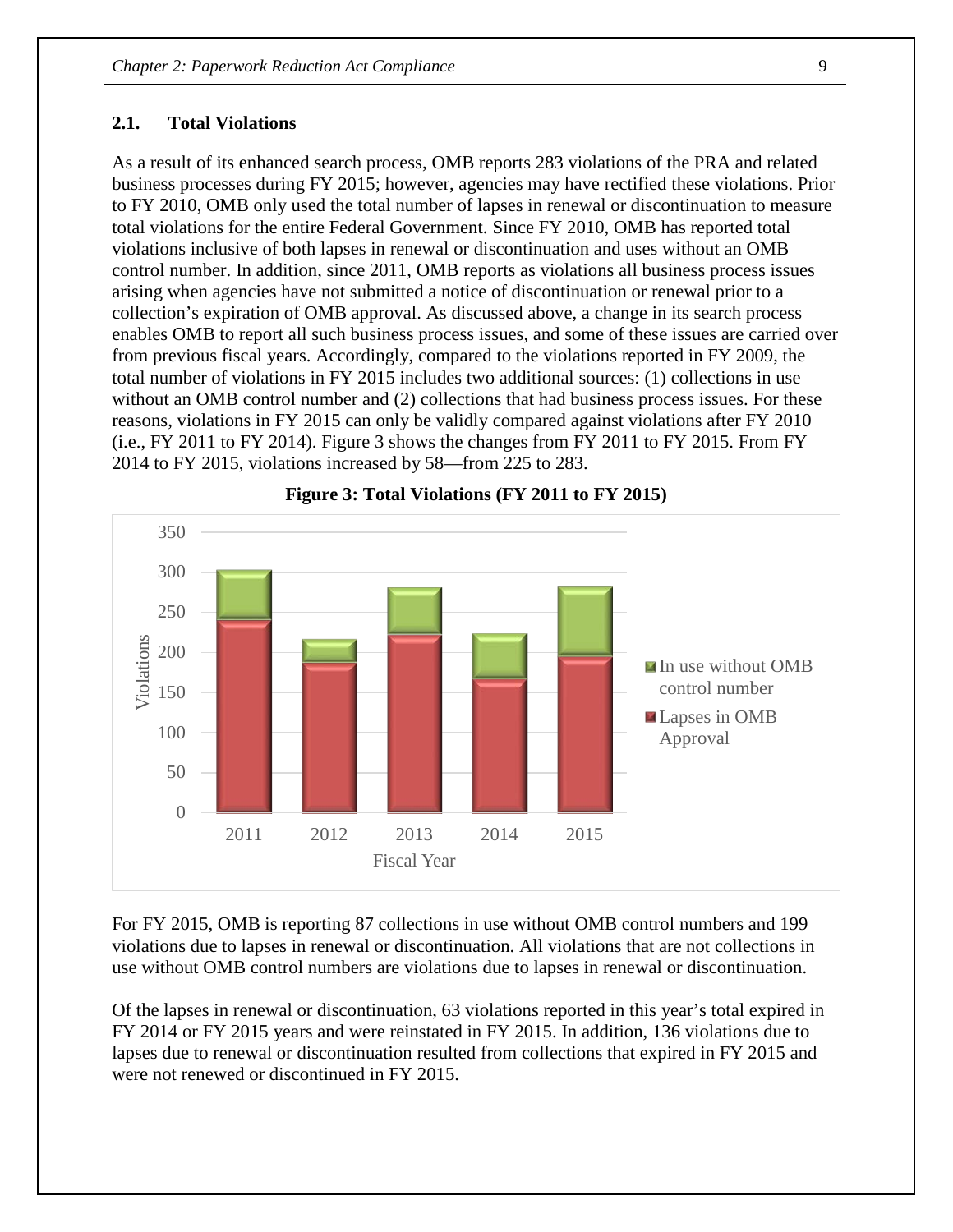### 2.1. Total Violations

As a result of its enhanced search process, OMB reports 283 violations of the PRA and related business processes during FY 2015; however, agencies may have rectified these violations. Prior to FY 2010, OMB only used the total number of lapses in renewal or discontinuation to measure total violations for the entire Federal Government. Since FY 2010, OMB has reported total violations inclusive of both lapses in renewal or discontinuation and uses without an OMB control number. In addition, since 2011, OMB reports as violations all business process issues arising when agencies have not submitted a notice of discontinuation or renewal prior to a collection's expiration of OMB approval. As discussed above, a change in its search process enables OMB to report all such business process issues, and some of these issues are carried over from previous fiscal years. Accordingly, compared to the violations reported in FY 2009, the total number of violations in FY 2015 includes two additional sources: (1) collections in use without an OMB control number and (2) collections that had business process issues. For these reasons, violations in FY 2015 can only be validly compared against violations after FY 2010 (i.e., FY 2011 to FY 2014). Figure 3 shows the changes from FY 2011 to FY 2015. From FY 2014 to FY 2015, violations increased by 58—from 225 to 283.

**Figure 3: Total Violations (FY 2011 to FY 2015)**

For FY 2015, OMB is reporting 87 collections in use without OMB control numbers and 199 violations due to lapses in renewal or discontinuation. All violations that are not collections in use without OMB control numbers are violations due to lapses in renewal or discontinuation.

Of the lapses in renewal or discontinuation, 63 violations reported in this year's total expired in FY 2014 or FY 2015 years and were reinstated in FY 2015. In addition, 136 violations due to lapses due to renewal or discontinuation resulted from collections that expired in FY 2015 and were not renewed or discontinued in FY 2015.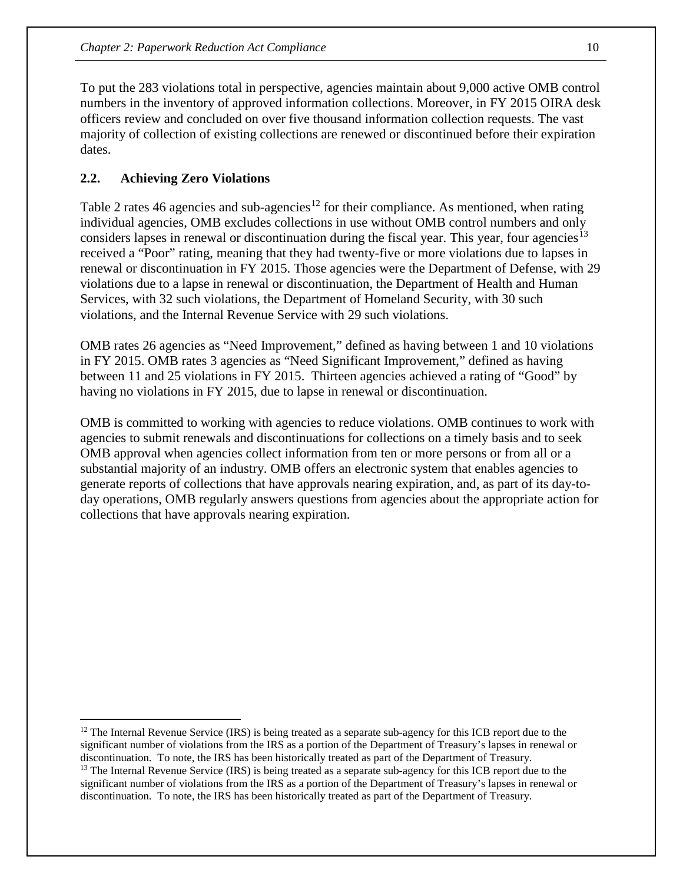To put the 283 violations total in perspective, agencies maintain about 9,000 active OMB control numbers in the inventory of approved information collections. Moreover, in FY 2015 OIRA desk officers review and concluded on over five thousand information collection requests. The vast majority of collection of existing collections are renewed or discontinued before their expiration dates.

## 2.2. Achieving Zero Violations

Table 2 rates 46 agencies and sub-agencies[12] for their compliance. As mentioned, when rating individual agencies, OMB excludes collections in use without OMB control numbers and only considers lapses in renewal or discontinuation during the fiscal year. This year, four agencies[13] received a "Poor" rating, meaning that they had twenty-five or more violations due to lapses in renewal or discontinuation in FY 2015. Those agencies were the Department of Defense, with 29 violations due to a lapse in renewal or discontinuation, the Department of Health and Human Services, with 32 such violations, the Department of Homeland Security, with 30 such violations, and the Internal Revenue Service with 29 such violations.

OMB rates 26 agencies as "Need Improvement," defined as having between 1 and 10 violations in FY 2015. OMB rates 3 agencies as "Need Significant Improvement," defined as having between 11 and 25 violations in FY 2015. Thirteen agencies achieved a rating of "Good" by having no violations in FY 2015, due to lapse in renewal or discontinuation.

OMB is committed to working with agencies to reduce violations. OMB continues to work with agencies to submit renewals and discontinuations for collections on a timely basis and to seek OMB approval when agencies collect information from ten or more persons or from all or a substantial majority of an industry. OMB offers an electronic system that enables agencies to generate reports of collections that have approvals nearing expiration, and, as part of its day-to-day operations, OMB regularly answers questions from agencies about the appropriate action for collections that have approvals nearing expiration.

---

[12] The Internal Revenue Service (IRS) is being treated as a separate sub-agency for this ICB report due to the significant number of violations from the IRS as a portion of the Department of Treasury's lapses in renewal or discontinuation. To note, the IRS has been historically treated as part of the Department of Treasury.

[13] The Internal Revenue Service (IRS) is being treated as a separate sub-agency for this ICB report due to the significant number of violations from the IRS as a portion of the Department of Treasury's lapses in renewal or discontinuation. To note, the IRS has been historically treated as part of the Department of Treasury.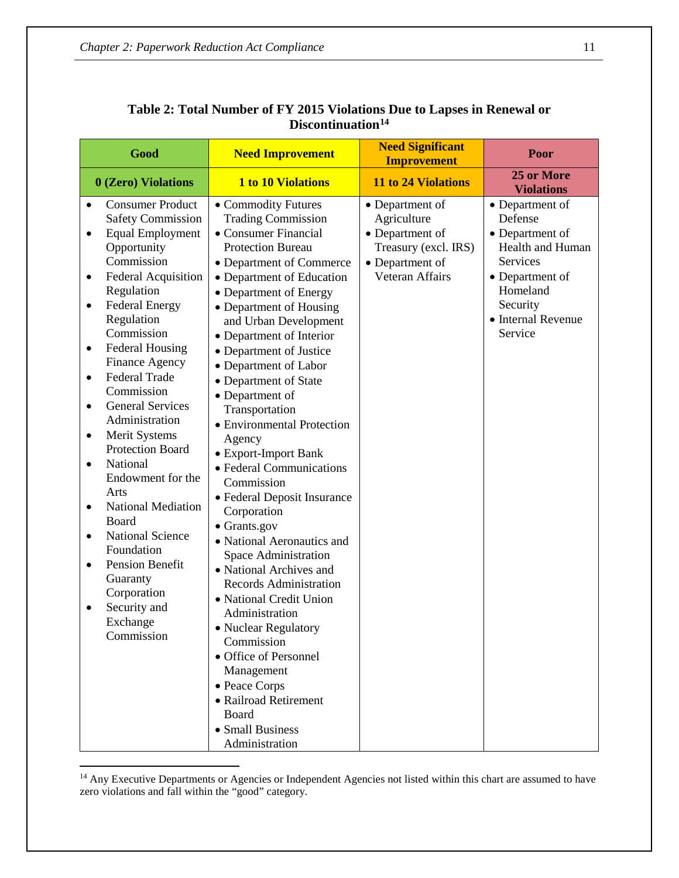**Table 2: Total Number of FY 2015 Violations Due to Lapses in Renewal or Discontinuation[14]**

| Good | Need Improvement | Need Significant Improvement | Poor |
|---|---|---|---|
| **0 (Zero) Violations** | **1 to 10 Violations** | **11 to 24 Violations** | **25 or More Violations** |
| • Consumer Product Safety Commission<br>• Equal Employment Opportunity Commission<br>• Federal Acquisition Regulation<br>• Federal Energy Regulation Commission<br>• Federal Housing Finance Agency<br>• Federal Trade Commission<br>• General Services Administration<br>• Merit Systems Protection Board<br>• National Endowment for the Arts<br>• National Mediation Board<br>• National Science Foundation<br>• Pension Benefit Guaranty Corporation<br>• Security and Exchange Commission | • Commodity Futures Trading Commission<br>• Consumer Financial Protection Bureau<br>• Department of Commerce<br>• Department of Education<br>• Department of Energy<br>• Department of Housing and Urban Development<br>• Department of Interior<br>• Department of Justice<br>• Department of Labor<br>• Department of State<br>• Department of Transportation<br>• Environmental Protection Agency<br>• Export-Import Bank<br>• Federal Communications Commission<br>• Federal Deposit Insurance Corporation<br>• Grants.gov<br>• National Aeronautics and Space Administration<br>• National Archives and Records Administration<br>• National Credit Union Administration<br>• Nuclear Regulatory Commission<br>• Office of Personnel Management<br>• Peace Corps<br>• Railroad Retirement Board<br>• Small Business Administration | • Department of Agriculture<br>• Department of Treasury (excl. IRS)<br>• Department of Veteran Affairs | • Department of Defense<br>• Department of Health and Human Services<br>• Department of Homeland Security<br>• Internal Revenue Service |

[14] Any Executive Departments or Agencies or Independent Agencies not listed within this chart are assumed to have zero violations and fall within the "good" category.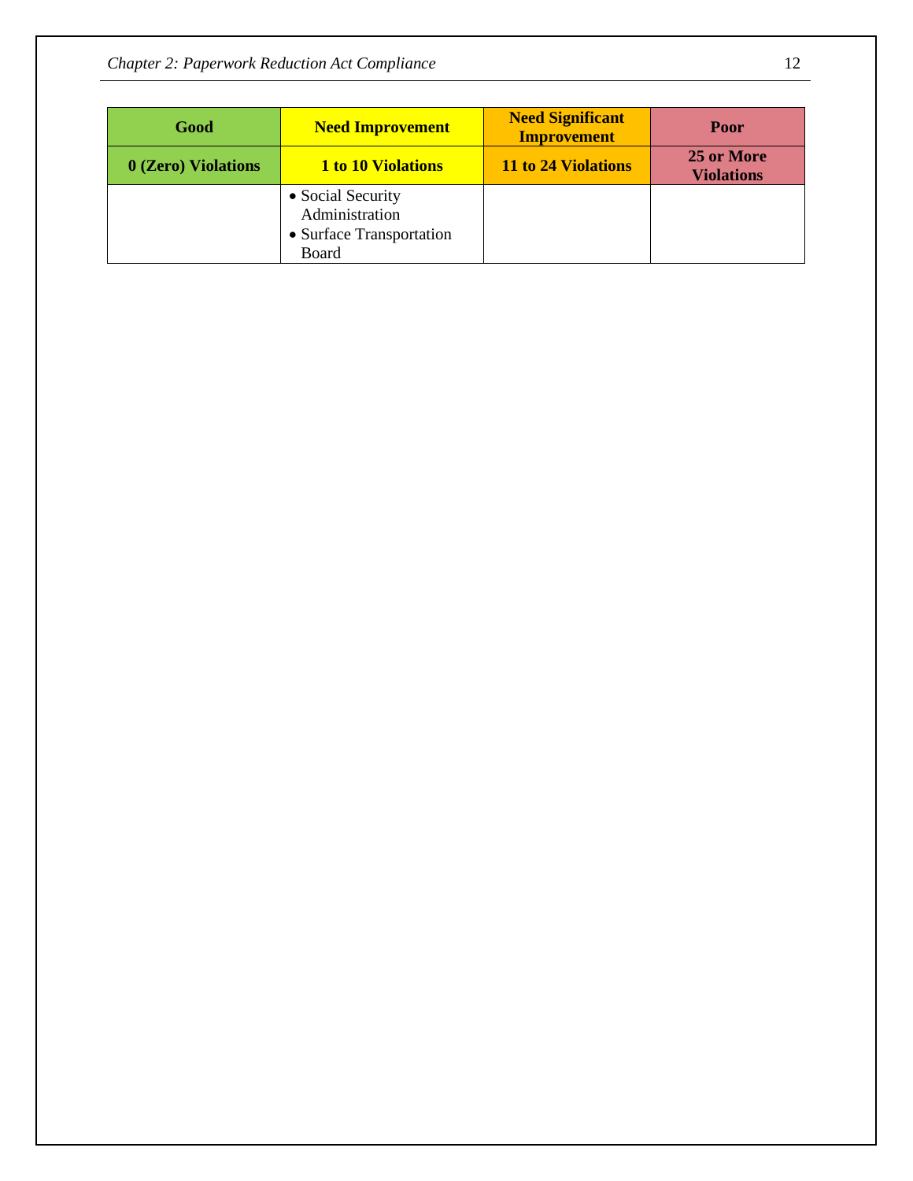| Good | Need Improvement | Need Significant Improvement | Poor |
|---|---|---|---|
| **0 (Zero) Violations** | **1 to 10 Violations** | **11 to 24 Violations** | **25 or More Violations** |
| | • Social Security Administration<br>• Surface Transportation Board | | |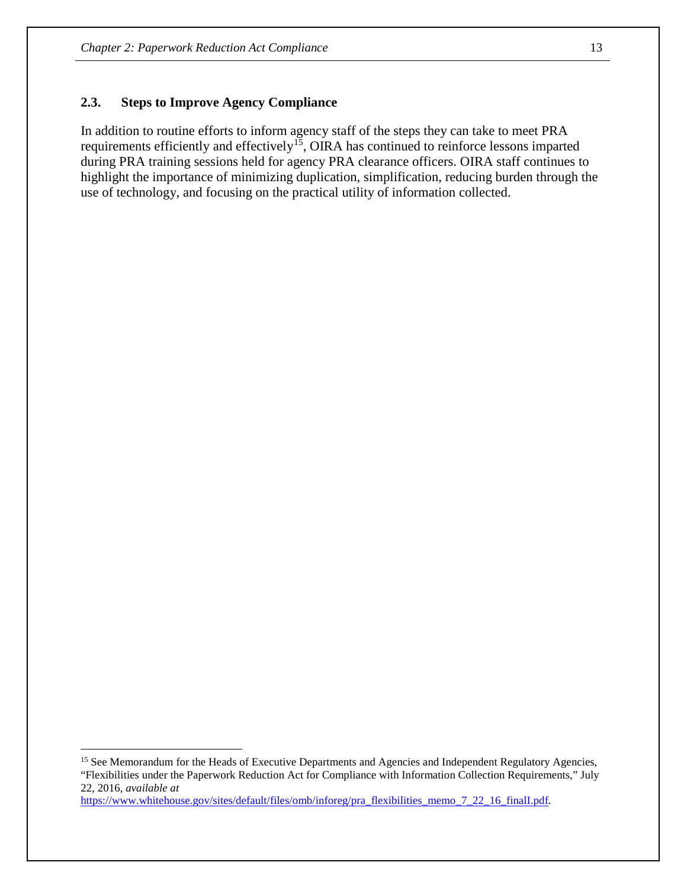### 2.3. Steps to Improve Agency Compliance

In addition to routine efforts to inform agency staff of the steps they can take to meet PRA requirements efficiently and effectively[15], OIRA has continued to reinforce lessons imparted during PRA training sessions held for agency PRA clearance officers. OIRA staff continues to highlight the importance of minimizing duplication, simplification, reducing burden through the use of technology, and focusing on the practical utility of information collected.

---

[15] See Memorandum for the Heads of Executive Departments and Agencies and Independent Regulatory Agencies, "Flexibilities under the Paperwork Reduction Act for Compliance with Information Collection Requirements," July 22, 2016, *available at* https://www.whitehouse.gov/sites/default/files/omb/inforeg/pra_flexibilities_memo_7_22_16_finalI.pdf.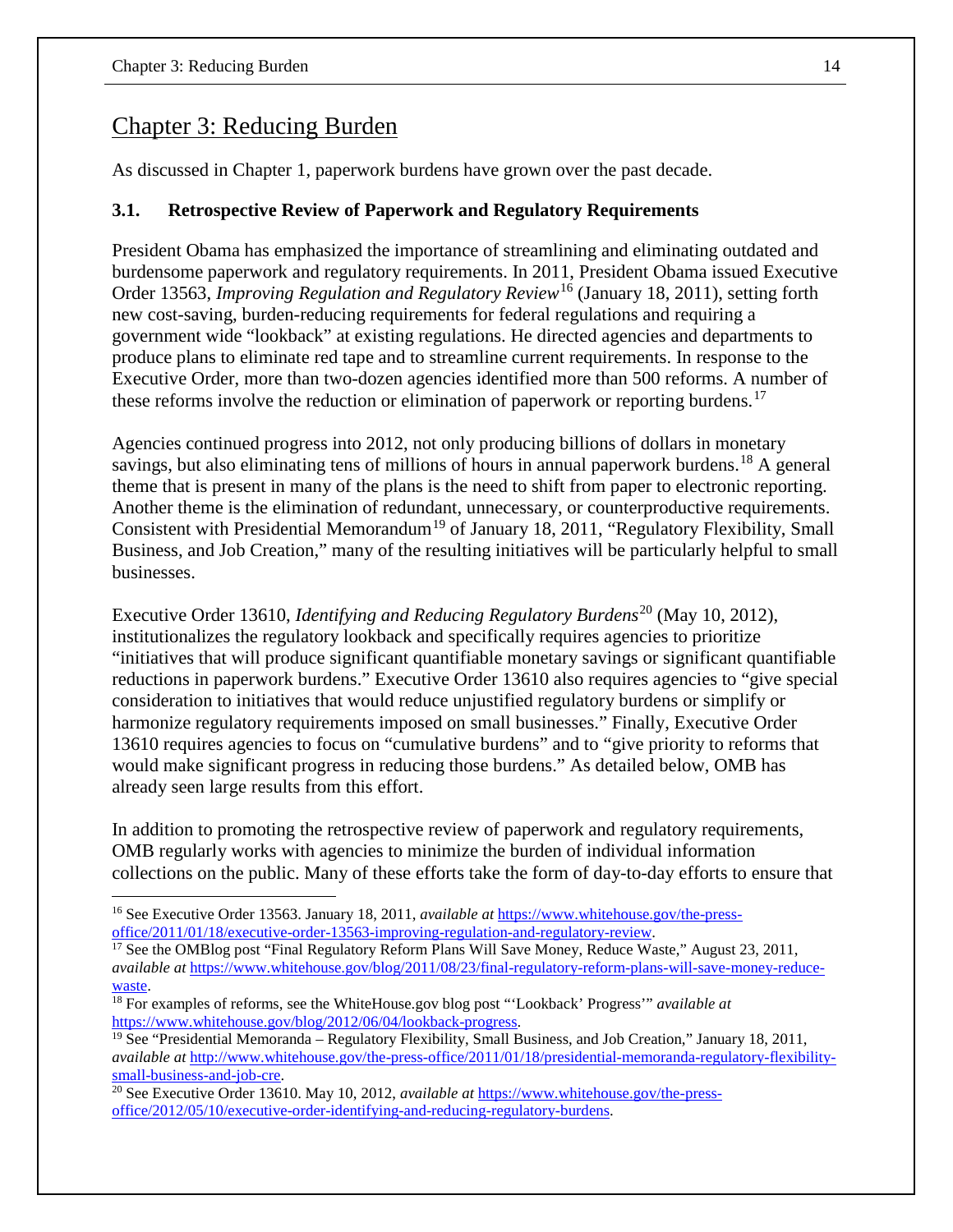# Chapter 3: Reducing Burden

As discussed in Chapter 1, paperwork burdens have grown over the past decade.

### 3.1. Retrospective Review of Paperwork and Regulatory Requirements

President Obama has emphasized the importance of streamlining and eliminating outdated and burdensome paperwork and regulatory requirements. In 2011, President Obama issued Executive Order 13563, *Improving Regulation and Regulatory Review*[16] (January 18, 2011), setting forth new cost-saving, burden-reducing requirements for federal regulations and requiring a government wide "lookback" at existing regulations. He directed agencies and departments to produce plans to eliminate red tape and to streamline current requirements. In response to the Executive Order, more than two-dozen agencies identified more than 500 reforms. A number of these reforms involve the reduction or elimination of paperwork or reporting burdens.[17]

Agencies continued progress into 2012, not only producing billions of dollars in monetary savings, but also eliminating tens of millions of hours in annual paperwork burdens.[18] A general theme that is present in many of the plans is the need to shift from paper to electronic reporting. Another theme is the elimination of redundant, unnecessary, or counterproductive requirements. Consistent with Presidential Memorandum[19] of January 18, 2011, "Regulatory Flexibility, Small Business, and Job Creation," many of the resulting initiatives will be particularly helpful to small businesses.

Executive Order 13610, *Identifying and Reducing Regulatory Burdens*[20] (May 10, 2012), institutionalizes the regulatory lookback and specifically requires agencies to prioritize "initiatives that will produce significant quantifiable monetary savings or significant quantifiable reductions in paperwork burdens." Executive Order 13610 also requires agencies to "give special consideration to initiatives that would reduce unjustified regulatory burdens or simplify or harmonize regulatory requirements imposed on small businesses." Finally, Executive Order 13610 requires agencies to focus on "cumulative burdens" and to "give priority to reforms that would make significant progress in reducing those burdens." As detailed below, OMB has already seen large results from this effort.

In addition to promoting the retrospective review of paperwork and regulatory requirements, OMB regularly works with agencies to minimize the burden of individual information collections on the public. Many of these efforts take the form of day-to-day efforts to ensure that

---

[16] See Executive Order 13563. January 18, 2011, *available at* https://www.whitehouse.gov/the-press-office/2011/01/18/executive-order-13563-improving-regulation-and-regulatory-review.

[17] See the OMBlog post "Final Regulatory Reform Plans Will Save Money, Reduce Waste," August 23, 2011, *available at* https://www.whitehouse.gov/blog/2011/08/23/final-regulatory-reform-plans-will-save-money-reduce-waste.

[18] For examples of reforms, see the WhiteHouse.gov blog post "'Lookback' Progress'" *available at* https://www.whitehouse.gov/blog/2012/06/04/lookback-progress.

[19] See "Presidential Memoranda – Regulatory Flexibility, Small Business, and Job Creation," January 18, 2011, *available at* http://www.whitehouse.gov/the-press-office/2011/01/18/presidential-memoranda-regulatory-flexibility-small-business-and-job-cre.

[20] See Executive Order 13610. May 10, 2012, *available at* https://www.whitehouse.gov/the-press-office/2012/05/10/executive-order-identifying-and-reducing-regulatory-burdens.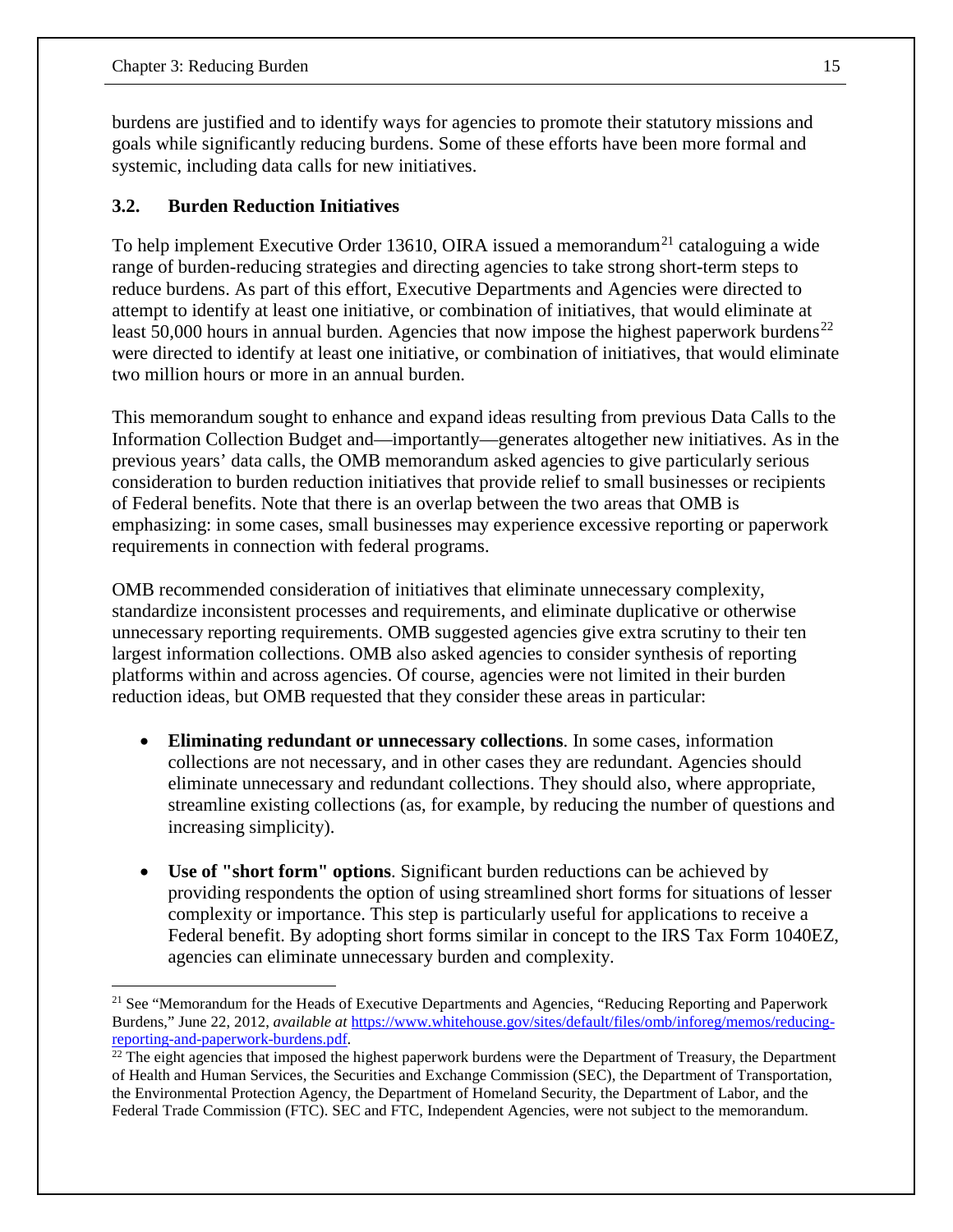burdens are justified and to identify ways for agencies to promote their statutory missions and goals while significantly reducing burdens. Some of these efforts have been more formal and systemic, including data calls for new initiatives.

### 3.2. Burden Reduction Initiatives

To help implement Executive Order 13610, OIRA issued a memorandum[21] cataloguing a wide range of burden-reducing strategies and directing agencies to take strong short-term steps to reduce burdens. As part of this effort, Executive Departments and Agencies were directed to attempt to identify at least one initiative, or combination of initiatives, that would eliminate at least 50,000 hours in annual burden. Agencies that now impose the highest paperwork burdens[22] were directed to identify at least one initiative, or combination of initiatives, that would eliminate two million hours or more in an annual burden.

This memorandum sought to enhance and expand ideas resulting from previous Data Calls to the Information Collection Budget and—importantly—generates altogether new initiatives. As in the previous years' data calls, the OMB memorandum asked agencies to give particularly serious consideration to burden reduction initiatives that provide relief to small businesses or recipients of Federal benefits. Note that there is an overlap between the two areas that OMB is emphasizing: in some cases, small businesses may experience excessive reporting or paperwork requirements in connection with federal programs.

OMB recommended consideration of initiatives that eliminate unnecessary complexity, standardize inconsistent processes and requirements, and eliminate duplicative or otherwise unnecessary reporting requirements. OMB suggested agencies give extra scrutiny to their ten largest information collections. OMB also asked agencies to consider synthesis of reporting platforms within and across agencies. Of course, agencies were not limited in their burden reduction ideas, but OMB requested that they consider these areas in particular:

- **Eliminating redundant or unnecessary collections**. In some cases, information collections are not necessary, and in other cases they are redundant. Agencies should eliminate unnecessary and redundant collections. They should also, where appropriate, streamline existing collections (as, for example, by reducing the number of questions and increasing simplicity).

- **Use of "short form" options**. Significant burden reductions can be achieved by providing respondents the option of using streamlined short forms for situations of lesser complexity or importance. This step is particularly useful for applications to receive a Federal benefit. By adopting short forms similar in concept to the IRS Tax Form 1040EZ, agencies can eliminate unnecessary burden and complexity.

---

[21] See "Memorandum for the Heads of Executive Departments and Agencies, "Reducing Reporting and Paperwork Burdens," June 22, 2012, *available at* https://www.whitehouse.gov/sites/default/files/omb/inforeg/memos/reducing-reporting-and-paperwork-burdens.pdf.

[22] The eight agencies that imposed the highest paperwork burdens were the Department of Treasury, the Department of Health and Human Services, the Securities and Exchange Commission (SEC), the Department of Transportation, the Environmental Protection Agency, the Department of Homeland Security, the Department of Labor, and the Federal Trade Commission (FTC). SEC and FTC, Independent Agencies, were not subject to the memorandum.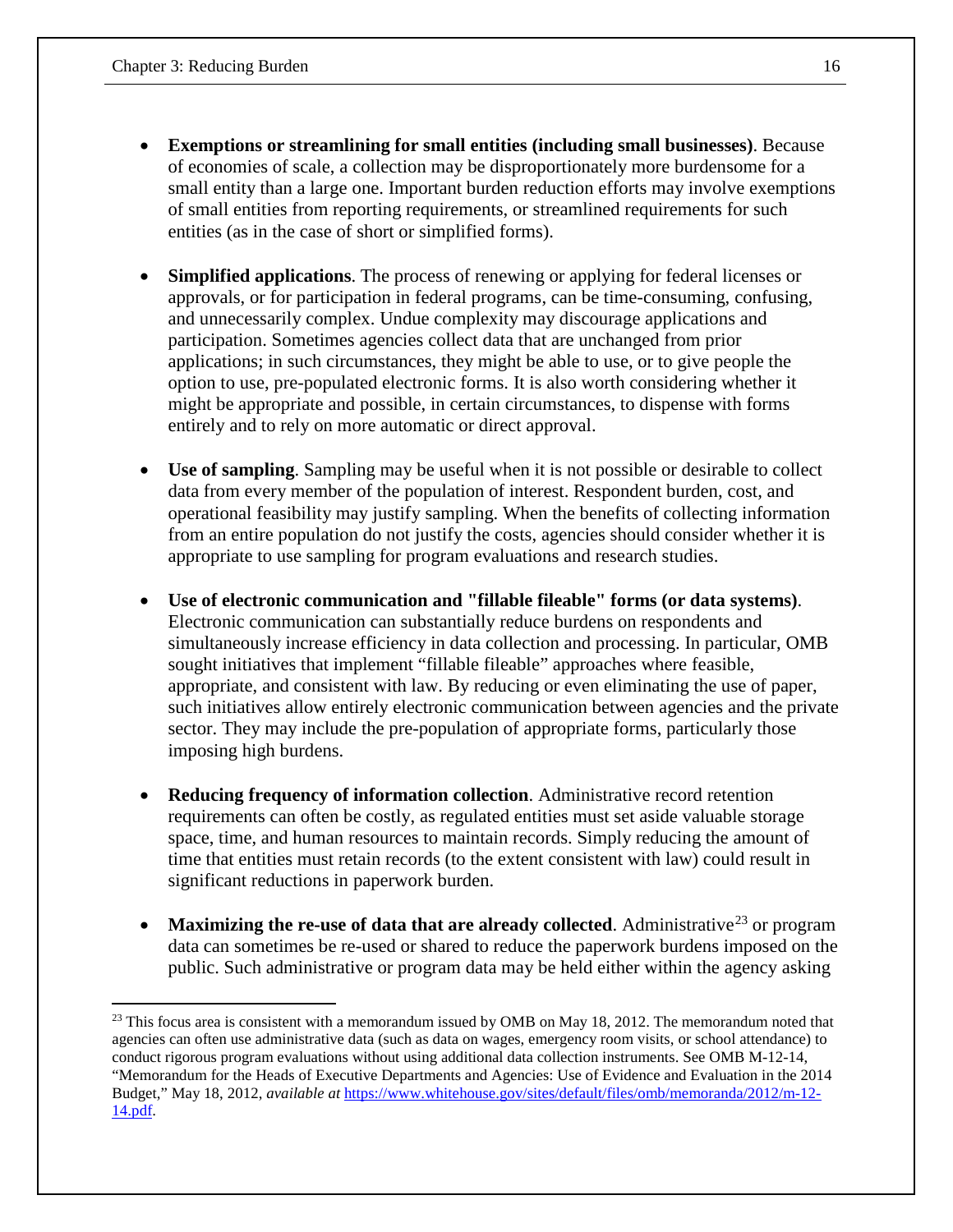- **Exemptions or streamlining for small entities (including small businesses)**. Because of economies of scale, a collection may be disproportionately more burdensome for a small entity than a large one. Important burden reduction efforts may involve exemptions of small entities from reporting requirements, or streamlined requirements for such entities (as in the case of short or simplified forms).

- **Simplified applications**. The process of renewing or applying for federal licenses or approvals, or for participation in federal programs, can be time-consuming, confusing, and unnecessarily complex. Undue complexity may discourage applications and participation. Sometimes agencies collect data that are unchanged from prior applications; in such circumstances, they might be able to use, or to give people the option to use, pre-populated electronic forms. It is also worth considering whether it might be appropriate and possible, in certain circumstances, to dispense with forms entirely and to rely on more automatic or direct approval.

- **Use of sampling**. Sampling may be useful when it is not possible or desirable to collect data from every member of the population of interest. Respondent burden, cost, and operational feasibility may justify sampling. When the benefits of collecting information from an entire population do not justify the costs, agencies should consider whether it is appropriate to use sampling for program evaluations and research studies.

- **Use of electronic communication and "fillable fileable" forms (or data systems)**. Electronic communication can substantially reduce burdens on respondents and simultaneously increase efficiency in data collection and processing. In particular, OMB sought initiatives that implement "fillable fileable" approaches where feasible, appropriate, and consistent with law. By reducing or even eliminating the use of paper, such initiatives allow entirely electronic communication between agencies and the private sector. They may include the pre-population of appropriate forms, particularly those imposing high burdens.

- **Reducing frequency of information collection**. Administrative record retention requirements can often be costly, as regulated entities must set aside valuable storage space, time, and human resources to maintain records. Simply reducing the amount of time that entities must retain records (to the extent consistent with law) could result in significant reductions in paperwork burden.

- **Maximizing the re-use of data that are already collected**. Administrative[23] or program data can sometimes be re-used or shared to reduce the paperwork burdens imposed on the public. Such administrative or program data may be held either within the agency asking

---

[23] This focus area is consistent with a memorandum issued by OMB on May 18, 2012. The memorandum noted that agencies can often use administrative data (such as data on wages, emergency room visits, or school attendance) to conduct rigorous program evaluations without using additional data collection instruments. See OMB M-12-14, "Memorandum for the Heads of Executive Departments and Agencies: Use of Evidence and Evaluation in the 2014 Budget," May 18, 2012, *available at* https://www.whitehouse.gov/sites/default/files/omb/memoranda/2012/m-12-14.pdf.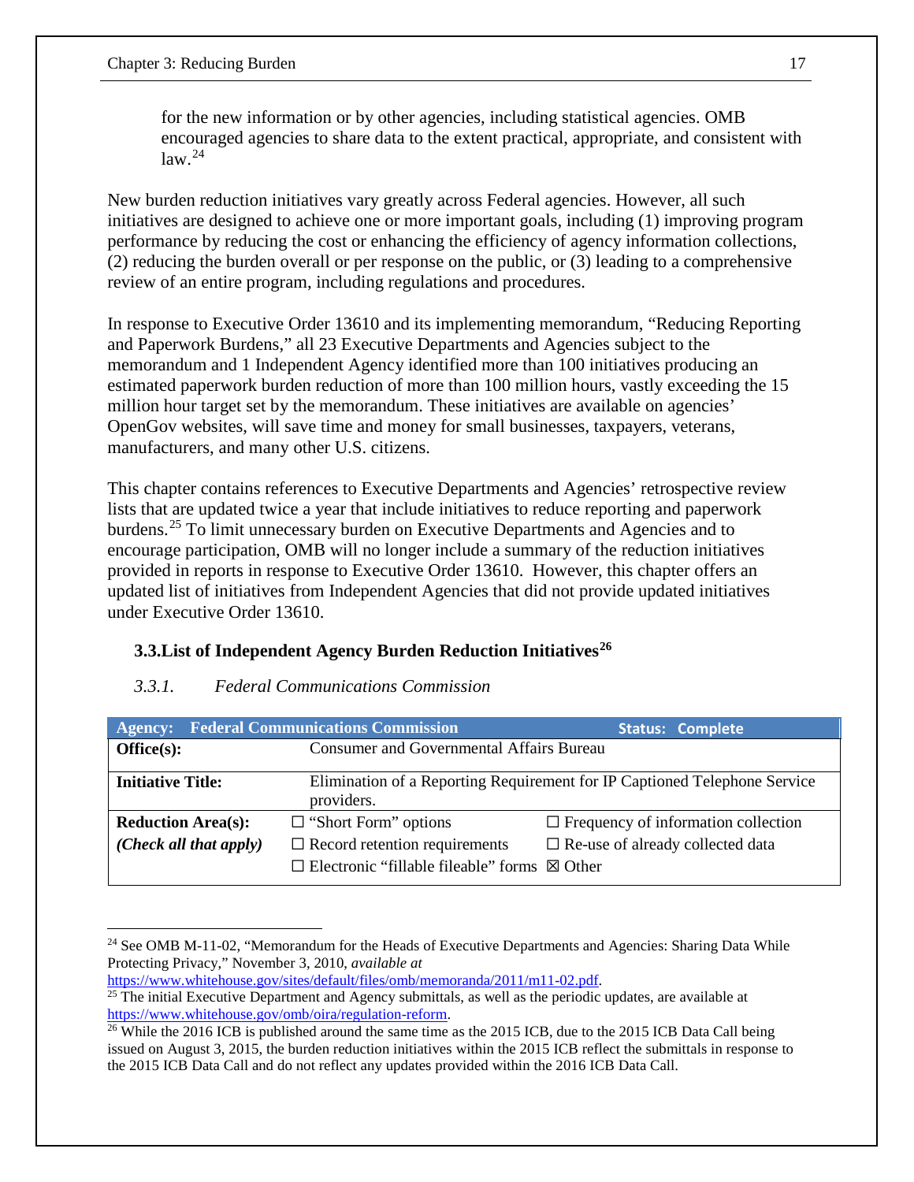for the new information or by other agencies, including statistical agencies. OMB encouraged agencies to share data to the extent practical, appropriate, and consistent with law.[24]

New burden reduction initiatives vary greatly across Federal agencies. However, all such initiatives are designed to achieve one or more important goals, including (1) improving program performance by reducing the cost or enhancing the efficiency of agency information collections, (2) reducing the burden overall or per response on the public, or (3) leading to a comprehensive review of an entire program, including regulations and procedures.

In response to Executive Order 13610 and its implementing memorandum, "Reducing Reporting and Paperwork Burdens," all 23 Executive Departments and Agencies subject to the memorandum and 1 Independent Agency identified more than 100 initiatives producing an estimated paperwork burden reduction of more than 100 million hours, vastly exceeding the 15 million hour target set by the memorandum. These initiatives are available on agencies' OpenGov websites, will save time and money for small businesses, taxpayers, veterans, manufacturers, and many other U.S. citizens.

This chapter contains references to Executive Departments and Agencies' retrospective review lists that are updated twice a year that include initiatives to reduce reporting and paperwork burdens.[25] To limit unnecessary burden on Executive Departments and Agencies and to encourage participation, OMB will no longer include a summary of the reduction initiatives provided in reports in response to Executive Order 13610. However, this chapter offers an updated list of initiatives from Independent Agencies that did not provide updated initiatives under Executive Order 13610.

### 3.3. List of Independent Agency Burden Reduction Initiatives[26]

#### *3.3.1. Federal Communications Commission*

| **Agency: Federal Communications Commission** | | **Status: Complete** |
|---|---|---|
| **Office(s):** | Consumer and Governmental Affairs Bureau | |
| **Initiative Title:** | Elimination of a Reporting Requirement for IP Captioned Telephone Service providers. | |
| **Reduction Area(s):** *(Check all that apply)* | ☐ "Short Form" options<br>☐ Record retention requirements<br>☐ Electronic "fillable fileable" forms | ☐ Frequency of information collection<br>☐ Re-use of already collected data<br>☒ Other |

---

[24] See OMB M-11-02, "Memorandum for the Heads of Executive Departments and Agencies: Sharing Data While Protecting Privacy," November 3, 2010, *available at* https://www.whitehouse.gov/sites/default/files/omb/memoranda/2011/m11-02.pdf.

[25] The initial Executive Department and Agency submittals, as well as the periodic updates, are available at https://www.whitehouse.gov/omb/oira/regulation-reform.

[26] While the 2016 ICB is published around the same time as the 2015 ICB, due to the 2015 ICB Data Call being issued on August 3, 2015, the burden reduction initiatives within the 2015 ICB reflect the submittals in response to the 2015 ICB Data Call and do not reflect any updates provided within the 2016 ICB Data Call.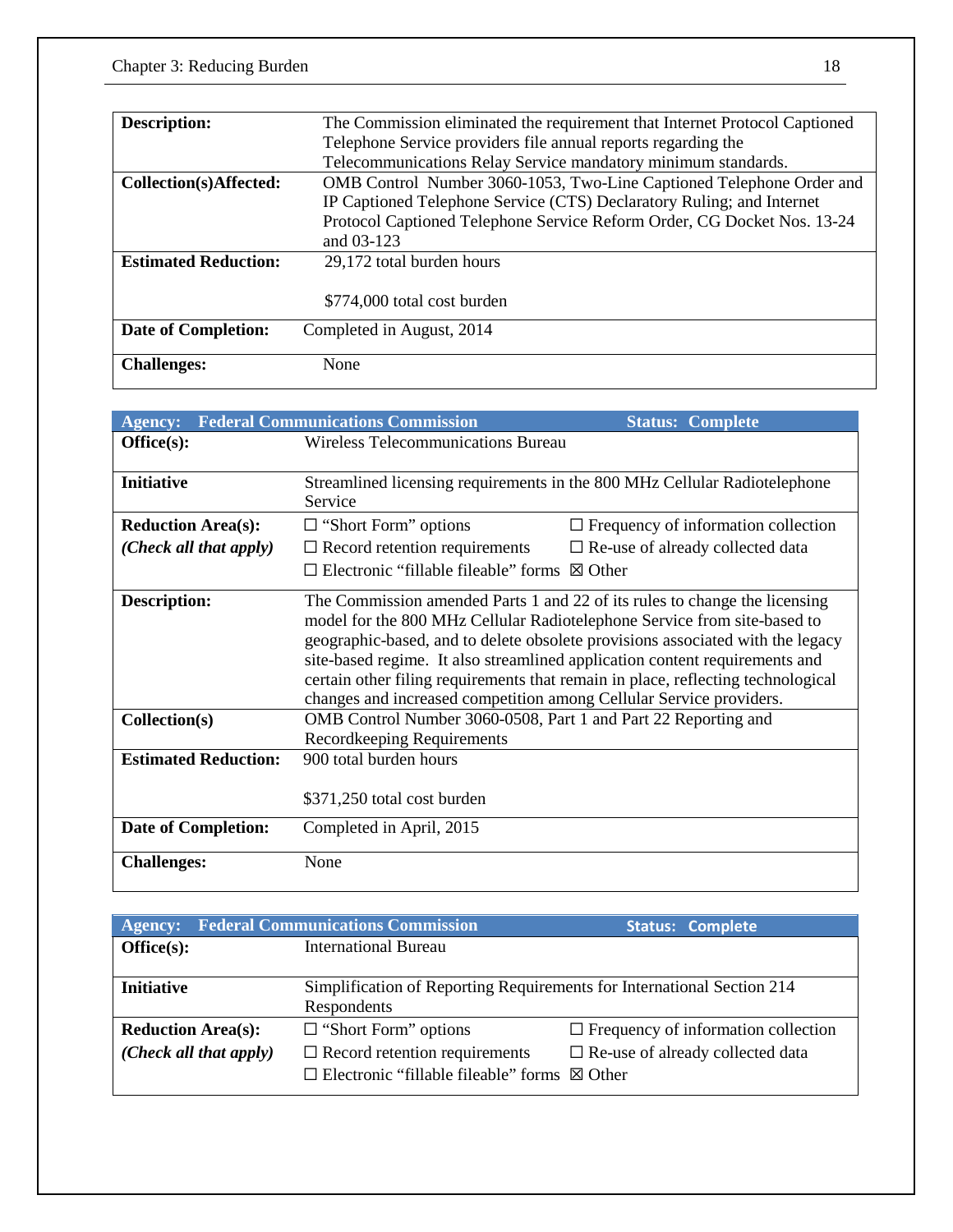| | |
|---|---|
| **Description:** | The Commission eliminated the requirement that Internet Protocol Captioned Telephone Service providers file annual reports regarding the Telecommunications Relay Service mandatory minimum standards. |
| **Collection(s)Affected:** | OMB Control Number 3060-1053, Two-Line Captioned Telephone Order and IP Captioned Telephone Service (CTS) Declaratory Ruling; and Internet Protocol Captioned Telephone Service Reform Order, CG Docket Nos. 13-24 and 03-123 |
| **Estimated Reduction:** | 29,172 total burden hours<br><br>$774,000 total cost burden |
| **Date of Completion:** | Completed in August, 2014 |
| **Challenges:** | None |

| **Agency: Federal Communications Commission** | | **Status: Complete** |
|---|---|---|
| **Office(s):** | Wireless Telecommunications Bureau | |
| **Initiative** | Streamlined licensing requirements in the 800 MHz Cellular Radiotelephone Service | |
| **Reduction Area(s):**<br>***(Check all that apply)*** | ☐ "Short Form" options<br>☐ Record retention requirements<br>☐ Electronic "fillable fileable" forms | ☐ Frequency of information collection<br>☐ Re-use of already collected data<br>☒ Other |
| **Description:** | The Commission amended Parts 1 and 22 of its rules to change the licensing model for the 800 MHz Cellular Radiotelephone Service from site-based to geographic-based, and to delete obsolete provisions associated with the legacy site-based regime. It also streamlined application content requirements and certain other filing requirements that remain in place, reflecting technological changes and increased competition among Cellular Service providers. | |
| **Collection(s)** | OMB Control Number 3060-0508, Part 1 and Part 22 Reporting and Recordkeeping Requirements | |
| **Estimated Reduction:** | 900 total burden hours<br><br>$371,250 total cost burden | |
| **Date of Completion:** | Completed in April, 2015 | |
| **Challenges:** | None | |

| **Agency: Federal Communications Commission** | | **Status: Complete** |
|---|---|---|
| **Office(s):** | International Bureau | |
| **Initiative** | Simplification of Reporting Requirements for International Section 214 Respondents | |
| **Reduction Area(s):**<br>***(Check all that apply)*** | ☐ "Short Form" options<br>☐ Record retention requirements<br>☐ Electronic "fillable fileable" forms | ☐ Frequency of information collection<br>☐ Re-use of already collected data<br>☒ Other |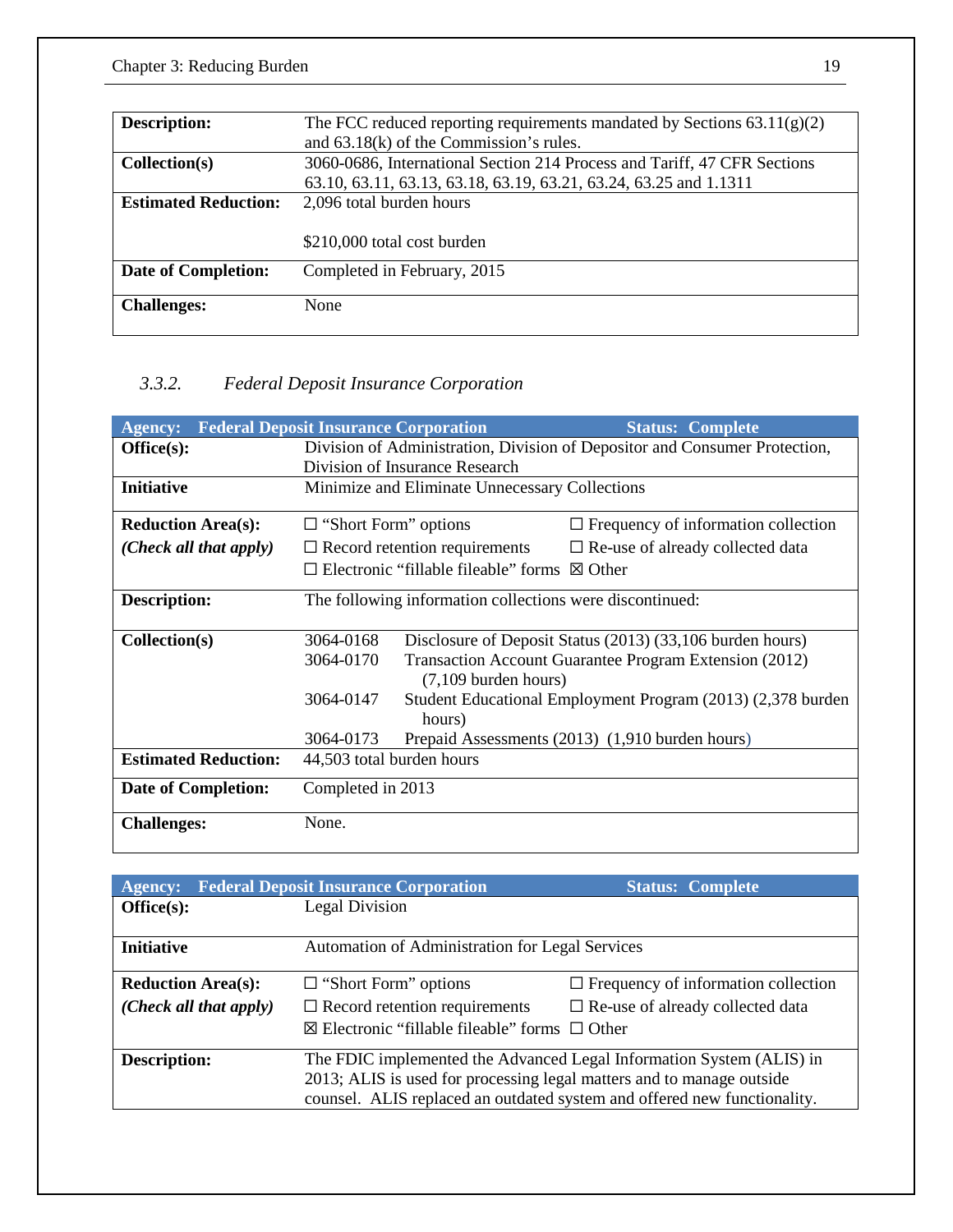| | |
|---|---|
| **Description:** | The FCC reduced reporting requirements mandated by Sections 63.11(g)(2) and 63.18(k) of the Commission's rules. |
| **Collection(s)** | 3060-0686, International Section 214 Process and Tariff, 47 CFR Sections 63.10, 63.11, 63.13, 63.18, 63.19, 63.21, 63.24, 63.25 and 1.1311 |
| **Estimated Reduction:** | 2,096 total burden hours<br><br>$210,000 total cost burden |
| **Date of Completion:** | Completed in February, 2015 |
| **Challenges:** | None |

### *3.3.2. Federal Deposit Insurance Corporation*

| **Agency: Federal Deposit Insurance Corporation** | **Status: Complete** | |
|---|---|---|
| **Office(s):** | Division of Administration, Division of Depositor and Consumer Protection, Division of Insurance Research | |
| **Initiative** | Minimize and Eliminate Unnecessary Collections | |
| **Reduction Area(s):**<br>***(Check all that apply)*** | ☐ "Short Form" options<br>☐ Record retention requirements<br>☐ Electronic "fillable fileable" forms | ☐ Frequency of information collection<br>☐ Re-use of already collected data<br>☒ Other |
| **Description:** | The following information collections were discontinued: | |
| **Collection(s)** | 3064-0168 Disclosure of Deposit Status (2013) (33,106 burden hours)<br>3064-0170 Transaction Account Guarantee Program Extension (2012) (7,109 burden hours)<br>3064-0147 Student Educational Employment Program (2013) (2,378 burden hours)<br>3064-0173 Prepaid Assessments (2013) (1,910 burden hours) | |
| **Estimated Reduction:** | 44,503 total burden hours | |
| **Date of Completion:** | Completed in 2013 | |
| **Challenges:** | None. | |

| **Agency: Federal Deposit Insurance Corporation** | **Status: Complete** | |
|---|---|---|
| **Office(s):** | Legal Division | |
| **Initiative** | Automation of Administration for Legal Services | |
| **Reduction Area(s):**<br>***(Check all that apply)*** | ☐ "Short Form" options<br>☐ Record retention requirements<br>☒ Electronic "fillable fileable" forms | ☐ Frequency of information collection<br>☐ Re-use of already collected data<br>☐ Other |
| **Description:** | The FDIC implemented the Advanced Legal Information System (ALIS) in 2013; ALIS is used for processing legal matters and to manage outside counsel. ALIS replaced an outdated system and offered new functionality. | |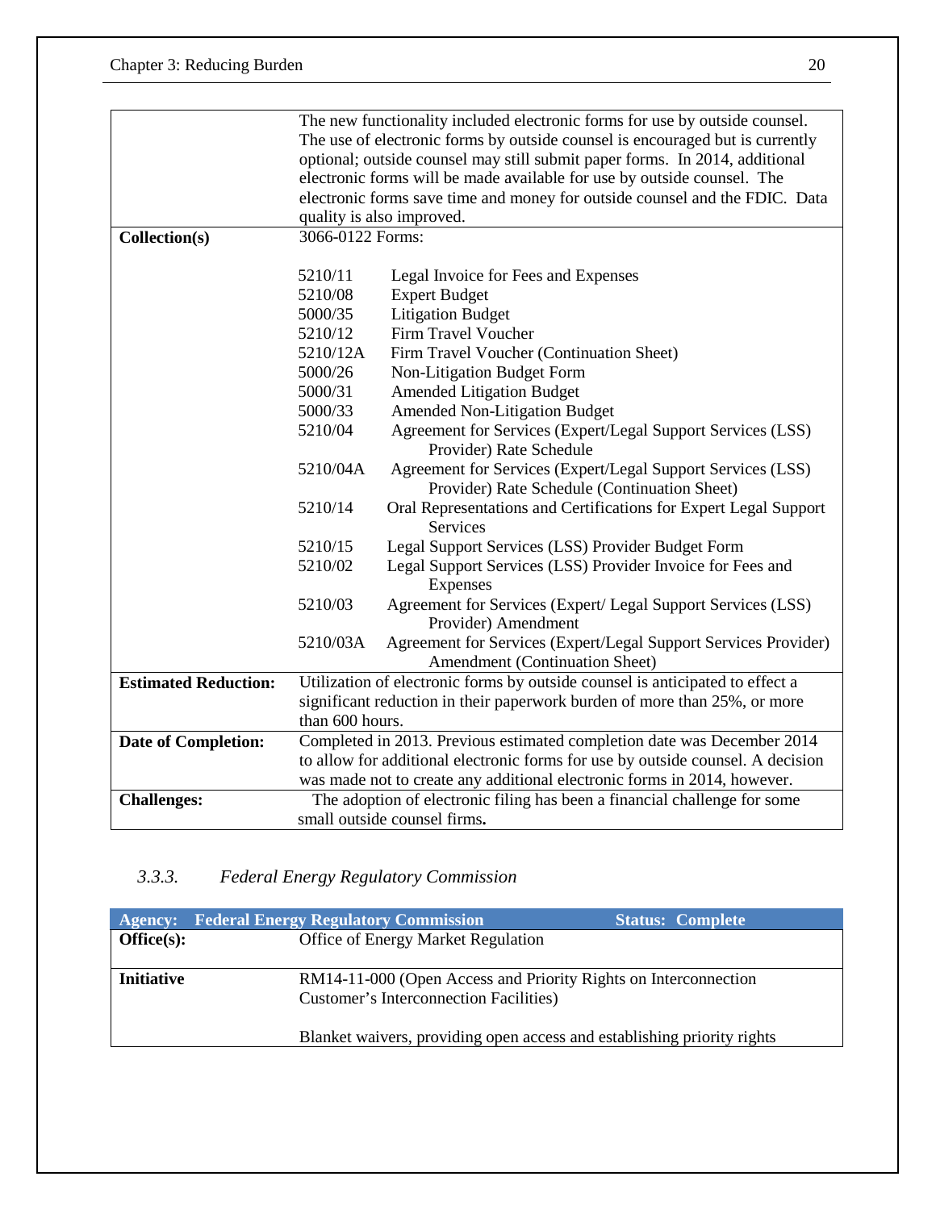| | |
|---|---|
| | The new functionality included electronic forms for use by outside counsel. The use of electronic forms by outside counsel is encouraged but is currently optional; outside counsel may still submit paper forms. In 2014, additional electronic forms will be made available for use by outside counsel. The electronic forms save time and money for outside counsel and the FDIC. Data quality is also improved. |
| **Collection(s)** | 3066-0122 Forms:<br><br>5210/11 Legal Invoice for Fees and Expenses<br>5210/08 Expert Budget<br>5000/35 Litigation Budget<br>5210/12 Firm Travel Voucher<br>5210/12A Firm Travel Voucher (Continuation Sheet)<br>5000/26 Non-Litigation Budget Form<br>5000/31 Amended Litigation Budget<br>5000/33 Amended Non-Litigation Budget<br>5210/04 Agreement for Services (Expert/Legal Support Services (LSS) Provider) Rate Schedule<br>5210/04A Agreement for Services (Expert/Legal Support Services (LSS) Provider) Rate Schedule (Continuation Sheet)<br>5210/14 Oral Representations and Certifications for Expert Legal Support Services<br>5210/15 Legal Support Services (LSS) Provider Budget Form<br>5210/02 Legal Support Services (LSS) Provider Invoice for Fees and Expenses<br>5210/03 Agreement for Services (Expert/ Legal Support Services (LSS) Provider) Amendment<br>5210/03A Agreement for Services (Expert/Legal Support Services Provider) Amendment (Continuation Sheet) |
| **Estimated Reduction:** | Utilization of electronic forms by outside counsel is anticipated to effect a significant reduction in their paperwork burden of more than 25%, or more than 600 hours. |
| **Date of Completion:** | Completed in 2013. Previous estimated completion date was December 2014 to allow for additional electronic forms for use by outside counsel. A decision was made not to create any additional electronic forms in 2014, however. |
| **Challenges:** | The adoption of electronic filing has been a financial challenge for some small outside counsel firms**.** |

### 3.3.3. *Federal Energy Regulatory Commission*

| **Agency:** | **Federal Energy Regulatory Commission** **Status: Complete** |
|---|---|
| **Office(s):** | Office of Energy Market Regulation |
| **Initiative** | RM14-11-000 (Open Access and Priority Rights on Interconnection Customer's Interconnection Facilities)<br><br>Blanket waivers, providing open access and establishing priority rights |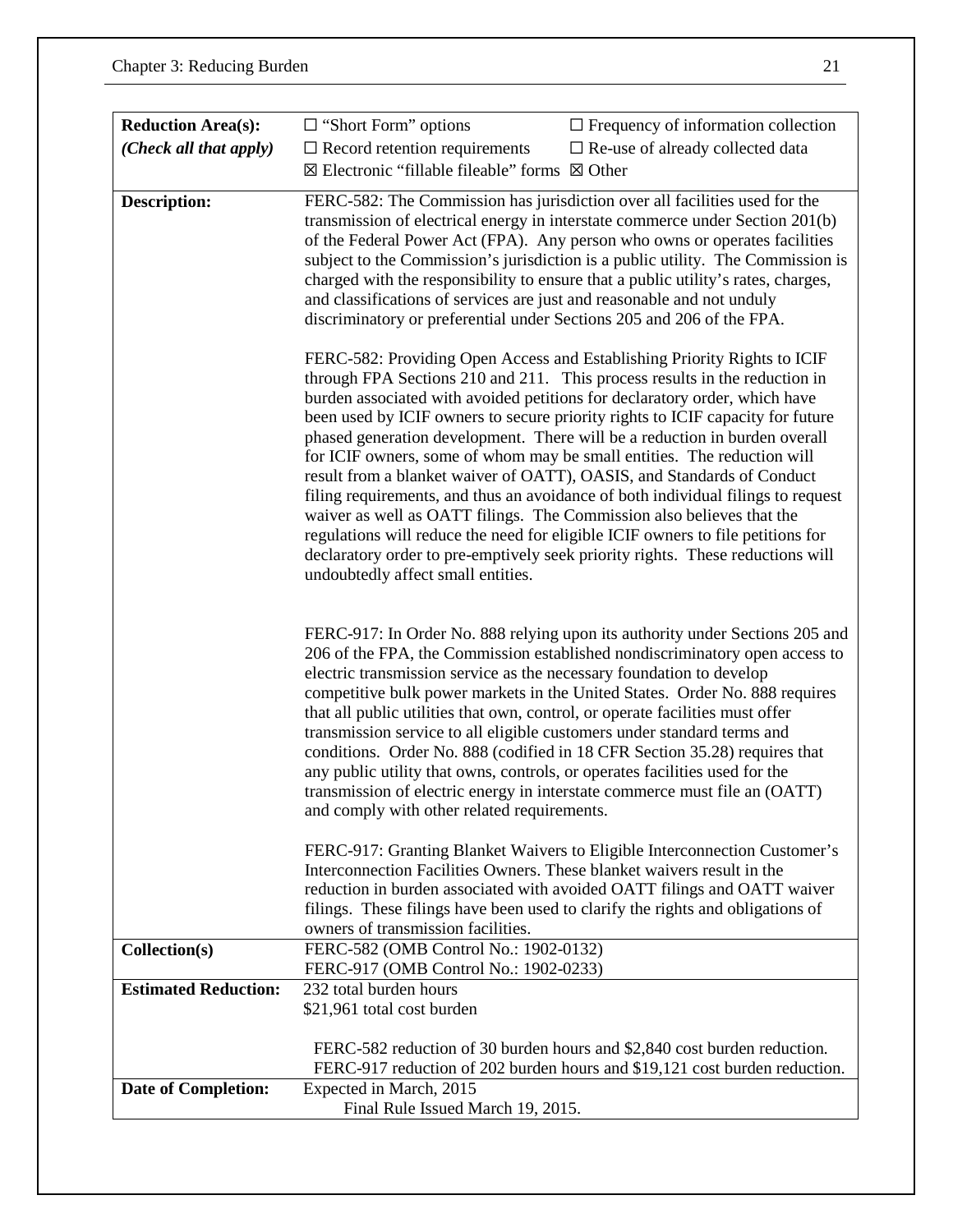| **Reduction Area(s):** *(Check all that apply)* | ☐ "Short Form" options ☐ Frequency of information collection<br>☐ Record retention requirements ☐ Re-use of already collected data<br>☒ Electronic "fillable fileable" forms ☒ Other |
|---|---|
| **Description:** | FERC-582: The Commission has jurisdiction over all facilities used for the transmission of electrical energy in interstate commerce under Section 201(b) of the Federal Power Act (FPA). Any person who owns or operates facilities subject to the Commission's jurisdiction is a public utility. The Commission is charged with the responsibility to ensure that a public utility's rates, charges, and classifications of services are just and reasonable and not unduly discriminatory or preferential under Sections 205 and 206 of the FPA.<br><br>FERC-582: Providing Open Access and Establishing Priority Rights to ICIF through FPA Sections 210 and 211. This process results in the reduction in burden associated with avoided petitions for declaratory order, which have been used by ICIF owners to secure priority rights to ICIF capacity for future phased generation development. There will be a reduction in burden overall for ICIF owners, some of whom may be small entities. The reduction will result from a blanket waiver of OATT), OASIS, and Standards of Conduct filing requirements, and thus an avoidance of both individual filings to request waiver as well as OATT filings. The Commission also believes that the regulations will reduce the need for eligible ICIF owners to file petitions for declaratory order to pre-emptively seek priority rights. These reductions will undoubtedly affect small entities.<br><br>FERC-917: In Order No. 888 relying upon its authority under Sections 205 and 206 of the FPA, the Commission established nondiscriminatory open access to electric transmission service as the necessary foundation to develop competitive bulk power markets in the United States. Order No. 888 requires that all public utilities that own, control, or operate facilities must offer transmission service to all eligible customers under standard terms and conditions. Order No. 888 (codified in 18 CFR Section 35.28) requires that any public utility that owns, controls, or operates facilities used for the transmission of electric energy in interstate commerce must file an (OATT) and comply with other related requirements.<br><br>FERC-917: Granting Blanket Waivers to Eligible Interconnection Customer's Interconnection Facilities Owners. These blanket waivers result in the reduction in burden associated with avoided OATT filings and OATT waiver filings. These filings have been used to clarify the rights and obligations of owners of transmission facilities. |
| **Collection(s)** | FERC-582 (OMB Control No.: 1902-0132)<br>FERC-917 (OMB Control No.: 1902-0233) |
| **Estimated Reduction:** | 232 total burden hours<br>$21,961 total cost burden<br><br>FERC-582 reduction of 30 burden hours and $2,840 cost burden reduction.<br>FERC-917 reduction of 202 burden hours and $19,121 cost burden reduction. |
| **Date of Completion:** | Expected in March, 2015<br>Final Rule Issued March 19, 2015. |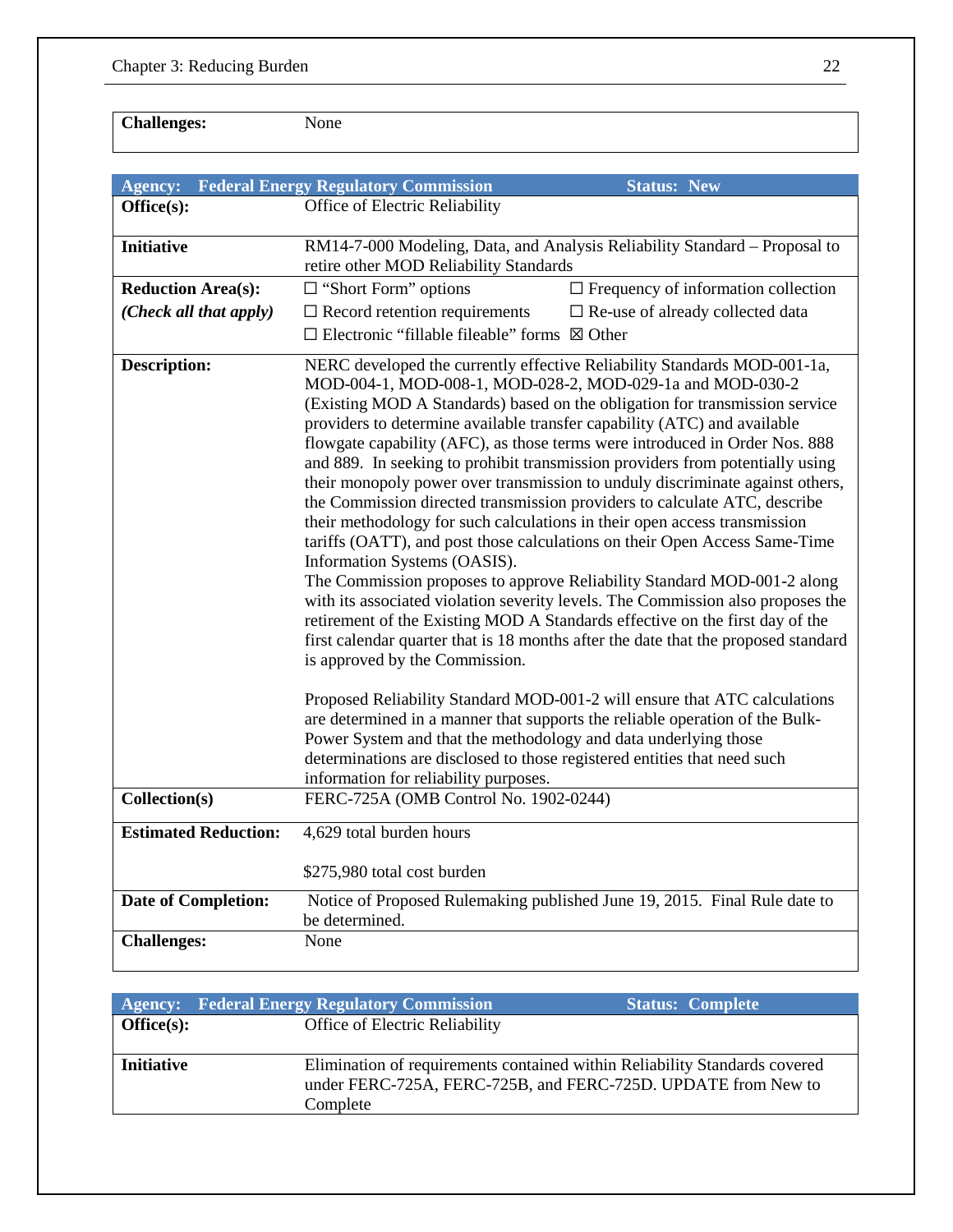| **Challenges:** | None |
|---|---|

| **Agency: Federal Energy Regulatory Commission** | **Status: New** |
|---|---|
| **Office(s):** | Office of Electric Reliability |
| **Initiative** | RM14-7-000 Modeling, Data, and Analysis Reliability Standard – Proposal to retire other MOD Reliability Standards |
| **Reduction Area(s):** *(Check all that apply)* | ☐ "Short Form" options ☐ Frequency of information collection ☐ Record retention requirements ☐ Re-use of already collected data ☐ Electronic "fillable fileable" forms ☒ Other |
| **Description:** | NERC developed the currently effective Reliability Standards MOD-001-1a, MOD-004-1, MOD-008-1, MOD-028-2, MOD-029-1a and MOD-030-2 (Existing MOD A Standards) based on the obligation for transmission service providers to determine available transfer capability (ATC) and available flowgate capability (AFC), as those terms were introduced in Order Nos. 888 and 889. In seeking to prohibit transmission providers from potentially using their monopoly power over transmission to unduly discriminate against others, the Commission directed transmission providers to calculate ATC, describe their methodology for such calculations in their open access transmission tariffs (OATT), and post those calculations on their Open Access Same-Time Information Systems (OASIS).<br>The Commission proposes to approve Reliability Standard MOD-001-2 along with its associated violation severity levels. The Commission also proposes the retirement of the Existing MOD A Standards effective on the first day of the first calendar quarter that is 18 months after the date that the proposed standard is approved by the Commission.<br><br>Proposed Reliability Standard MOD-001-2 will ensure that ATC calculations are determined in a manner that supports the reliable operation of the Bulk-Power System and that the methodology and data underlying those determinations are disclosed to those registered entities that need such information for reliability purposes. |
| **Collection(s)** | FERC-725A (OMB Control No. 1902-0244) |
| **Estimated Reduction:** | 4,629 total burden hours<br><br>$275,980 total cost burden |
| **Date of Completion:** | Notice of Proposed Rulemaking published June 19, 2015. Final Rule date to be determined. |
| **Challenges:** | None |

| **Agency: Federal Energy Regulatory Commission** | **Status: Complete** |
|---|---|
| **Office(s):** | Office of Electric Reliability |
| **Initiative** | Elimination of requirements contained within Reliability Standards covered under FERC-725A, FERC-725B, and FERC-725D. UPDATE from New to Complete |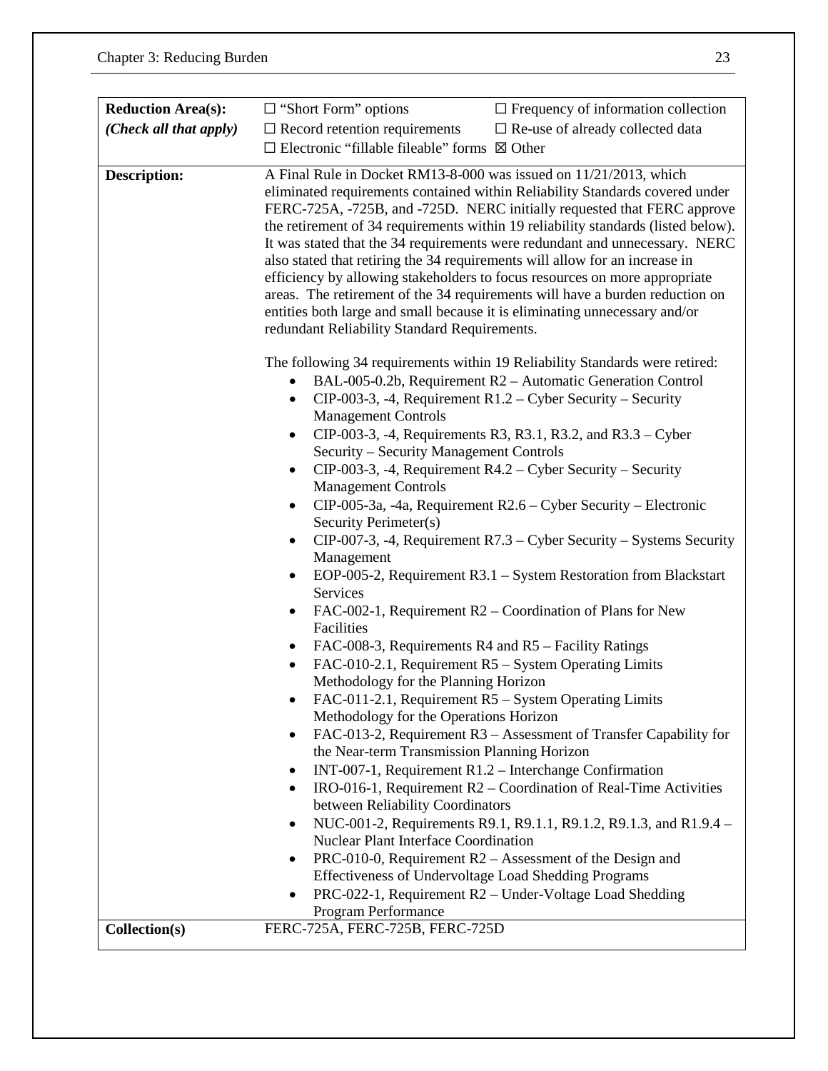| | | |
|---|---|---|
| **Reduction Area(s):** *(Check all that apply)* | ☐ "Short Form" options<br>☐ Record retention requirements<br>☐ Electronic "fillable fileable" forms | ☐ Frequency of information collection<br>☐ Re-use of already collected data<br>☒ Other |
| **Description:** | A Final Rule in Docket RM13-8-000 was issued on 11/21/2013, which eliminated requirements contained within Reliability Standards covered under FERC-725A, -725B, and -725D. NERC initially requested that FERC approve the retirement of 34 requirements within 19 reliability standards (listed below). It was stated that the 34 requirements were redundant and unnecessary. NERC also stated that retiring the 34 requirements will allow for an increase in efficiency by allowing stakeholders to focus resources on more appropriate areas. The retirement of the 34 requirements will have a burden reduction on entities both large and small because it is eliminating unnecessary and/or redundant Reliability Standard Requirements.<br><br>The following 34 requirements within 19 Reliability Standards were retired:<br>• BAL-005-0.2b, Requirement R2 – Automatic Generation Control<br>• CIP-003-3, -4, Requirement R1.2 – Cyber Security – Security Management Controls<br>• CIP-003-3, -4, Requirements R3, R3.1, R3.2, and R3.3 – Cyber Security – Security Management Controls<br>• CIP-003-3, -4, Requirement R4.2 – Cyber Security – Security Management Controls<br>• CIP-005-3a, -4a, Requirement R2.6 – Cyber Security – Electronic Security Perimeter(s)<br>• CIP-007-3, -4, Requirement R7.3 – Cyber Security – Systems Security Management<br>• EOP-005-2, Requirement R3.1 – System Restoration from Blackstart Services<br>• FAC-002-1, Requirement R2 – Coordination of Plans for New Facilities<br>• FAC-008-3, Requirements R4 and R5 – Facility Ratings<br>• FAC-010-2.1, Requirement R5 – System Operating Limits Methodology for the Planning Horizon<br>• FAC-011-2.1, Requirement R5 – System Operating Limits Methodology for the Operations Horizon<br>• FAC-013-2, Requirement R3 – Assessment of Transfer Capability for the Near-term Transmission Planning Horizon<br>• INT-007-1, Requirement R1.2 – Interchange Confirmation<br>• IRO-016-1, Requirement R2 – Coordination of Real-Time Activities between Reliability Coordinators<br>• NUC-001-2, Requirements R9.1, R9.1.1, R9.1.2, R9.1.3, and R1.9.4 – Nuclear Plant Interface Coordination<br>• PRC-010-0, Requirement R2 – Assessment of the Design and Effectiveness of Undervoltage Load Shedding Programs<br>• PRC-022-1, Requirement R2 – Under-Voltage Load Shedding Program Performance | |
| **Collection(s)** | FERC-725A, FERC-725B, FERC-725D | |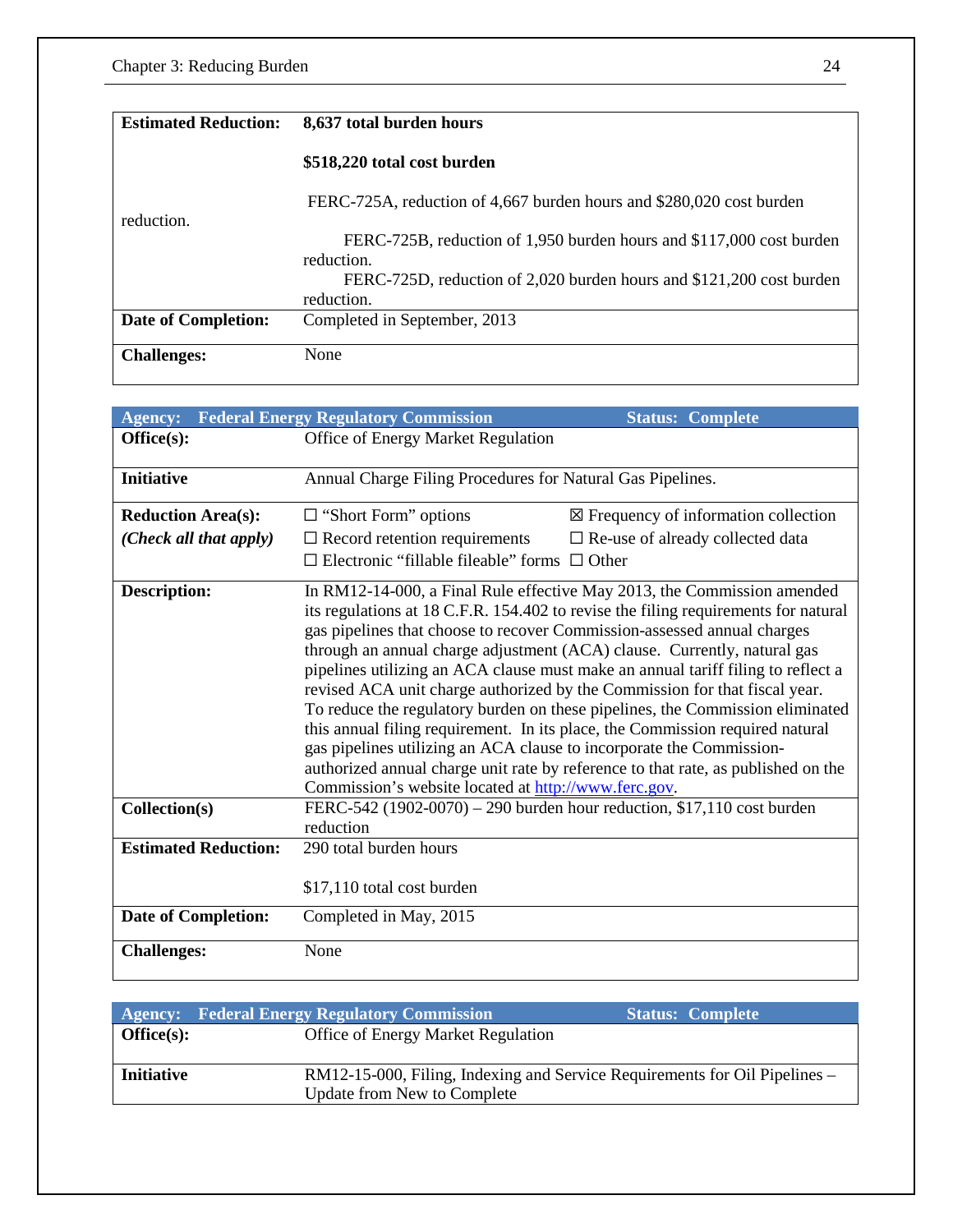| Estimated Reduction: | **8,637 total burden hours**<br><br>**$518,220 total cost burden**<br><br>FERC-725A, reduction of 4,667 burden hours and $280,020 cost burden reduction.<br>FERC-725B, reduction of 1,950 burden hours and $117,000 cost burden reduction.<br>FERC-725D, reduction of 2,020 burden hours and $121,200 cost burden reduction. |
|---|---|
| **Date of Completion:** | Completed in September, 2013 |
| **Challenges:** | None |

| **Agency: Federal Energy Regulatory Commission** | **Status: Complete** | |
|---|---|---|
| **Office(s):** | Office of Energy Market Regulation | |
| **Initiative** | Annual Charge Filing Procedures for Natural Gas Pipelines. | |
| **Reduction Area(s):**<br>***(Check all that apply)*** | ☐ "Short Form" options<br>☐ Record retention requirements<br>☐ Electronic "fillable fileable" forms | ☒ Frequency of information collection<br>☐ Re-use of already collected data<br>☐ Other |
| **Description:** | In RM12-14-000, a Final Rule effective May 2013, the Commission amended its regulations at 18 C.F.R. 154.402 to revise the filing requirements for natural gas pipelines that choose to recover Commission-assessed annual charges through an annual charge adjustment (ACA) clause. Currently, natural gas pipelines utilizing an ACA clause must make an annual tariff filing to reflect a revised ACA unit charge authorized by the Commission for that fiscal year. To reduce the regulatory burden on these pipelines, the Commission eliminated this annual filing requirement. In its place, the Commission required natural gas pipelines utilizing an ACA clause to incorporate the Commission-authorized annual charge unit rate by reference to that rate, as published on the Commission's website located at http://www.ferc.gov. | |
| **Collection(s)** | FERC-542 (1902-0070) – 290 burden hour reduction, $17,110 cost burden reduction | |
| **Estimated Reduction:** | 290 total burden hours<br><br>$17,110 total cost burden | |
| **Date of Completion:** | Completed in May, 2015 | |
| **Challenges:** | None | |

| **Agency: Federal Energy Regulatory Commission** | **Status: Complete** |
|---|---|
| **Office(s):** | Office of Energy Market Regulation |
| **Initiative** | RM12-15-000, Filing, Indexing and Service Requirements for Oil Pipelines – Update from New to Complete |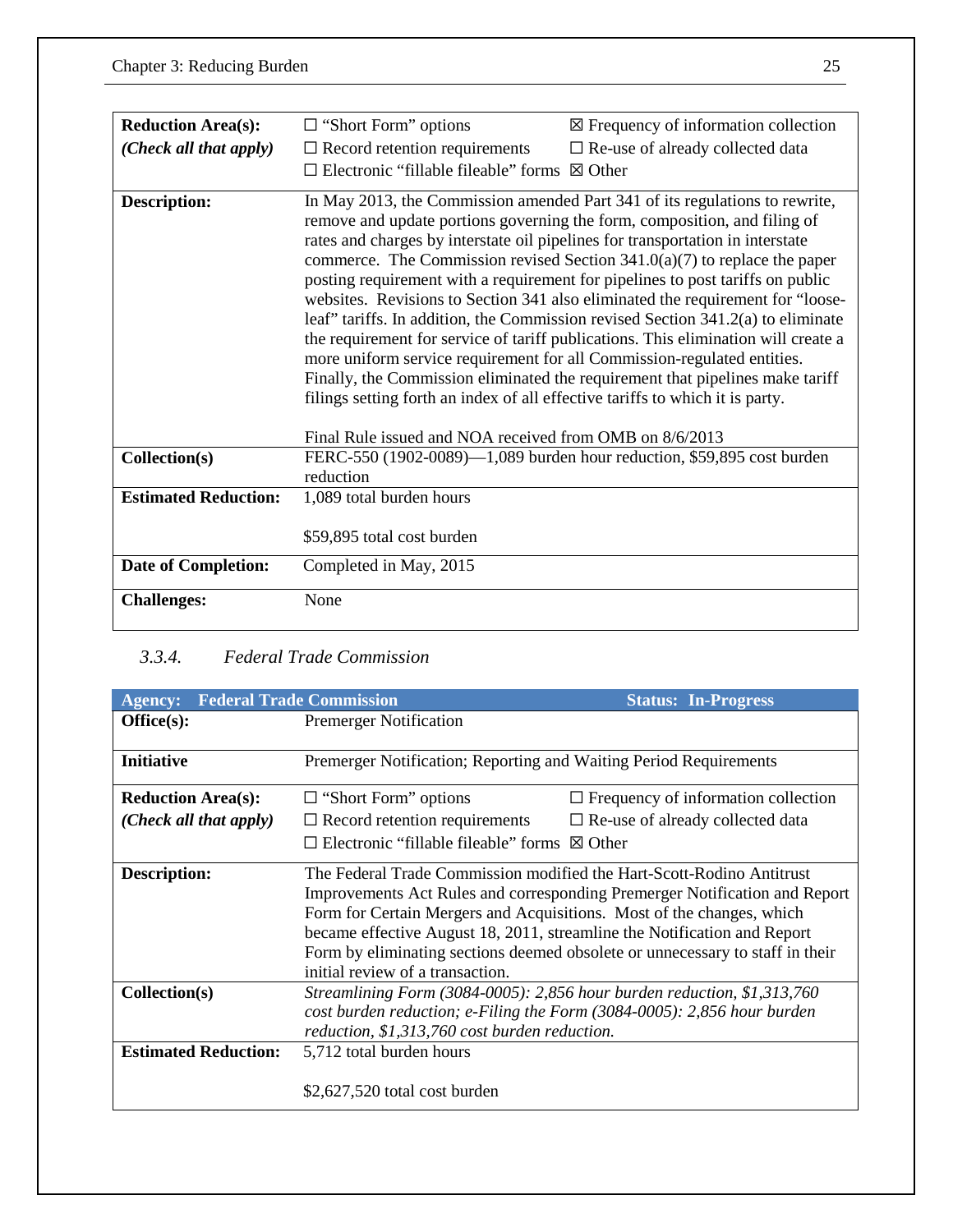| | | |
|---|---|---|
| **Reduction Area(s):** *(Check all that apply)* | ☐ "Short Form" options<br>☐ Record retention requirements<br>☐ Electronic "fillable fileable" forms | ☒ Frequency of information collection<br>☐ Re-use of already collected data<br>☒ Other |
| **Description:** | In May 2013, the Commission amended Part 341 of its regulations to rewrite, remove and update portions governing the form, composition, and filing of rates and charges by interstate oil pipelines for transportation in interstate commerce. The Commission revised Section 341.0(a)(7) to replace the paper posting requirement with a requirement for pipelines to post tariffs on public websites. Revisions to Section 341 also eliminated the requirement for "loose-leaf" tariffs. In addition, the Commission revised Section 341.2(a) to eliminate the requirement for service of tariff publications. This elimination will create a more uniform service requirement for all Commission-regulated entities. Finally, the Commission eliminated the requirement that pipelines make tariff filings setting forth an index of all effective tariffs to which it is party.<br><br>Final Rule issued and NOA received from OMB on 8/6/2013 | |
| **Collection(s)** | FERC-550 (1902-0089)—1,089 burden hour reduction, $59,895 cost burden reduction | |
| **Estimated Reduction:** | 1,089 total burden hours<br><br>$59,895 total cost burden | |
| **Date of Completion:** | Completed in May, 2015 | |
| **Challenges:** | None | |

### *3.3.4. Federal Trade Commission*

| **Agency: Federal Trade Commission** | | **Status: In-Progress** |
|---|---|---|
| **Office(s):** | Premerger Notification | |
| **Initiative** | Premerger Notification; Reporting and Waiting Period Requirements | |
| **Reduction Area(s):** *(Check all that apply)* | ☐ "Short Form" options<br>☐ Record retention requirements<br>☐ Electronic "fillable fileable" forms | ☐ Frequency of information collection<br>☐ Re-use of already collected data<br>☒ Other |
| **Description:** | The Federal Trade Commission modified the Hart-Scott-Rodino Antitrust Improvements Act Rules and corresponding Premerger Notification and Report Form for Certain Mergers and Acquisitions. Most of the changes, which became effective August 18, 2011, streamline the Notification and Report Form by eliminating sections deemed obsolete or unnecessary to staff in their initial review of a transaction. | |
| **Collection(s)** | *Streamlining Form (3084-0005): 2,856 hour burden reduction, $1,313,760 cost burden reduction; e-Filing the Form (3084-0005): 2,856 hour burden reduction, $1,313,760 cost burden reduction.* | |
| **Estimated Reduction:** | 5,712 total burden hours<br><br>$2,627,520 total cost burden | |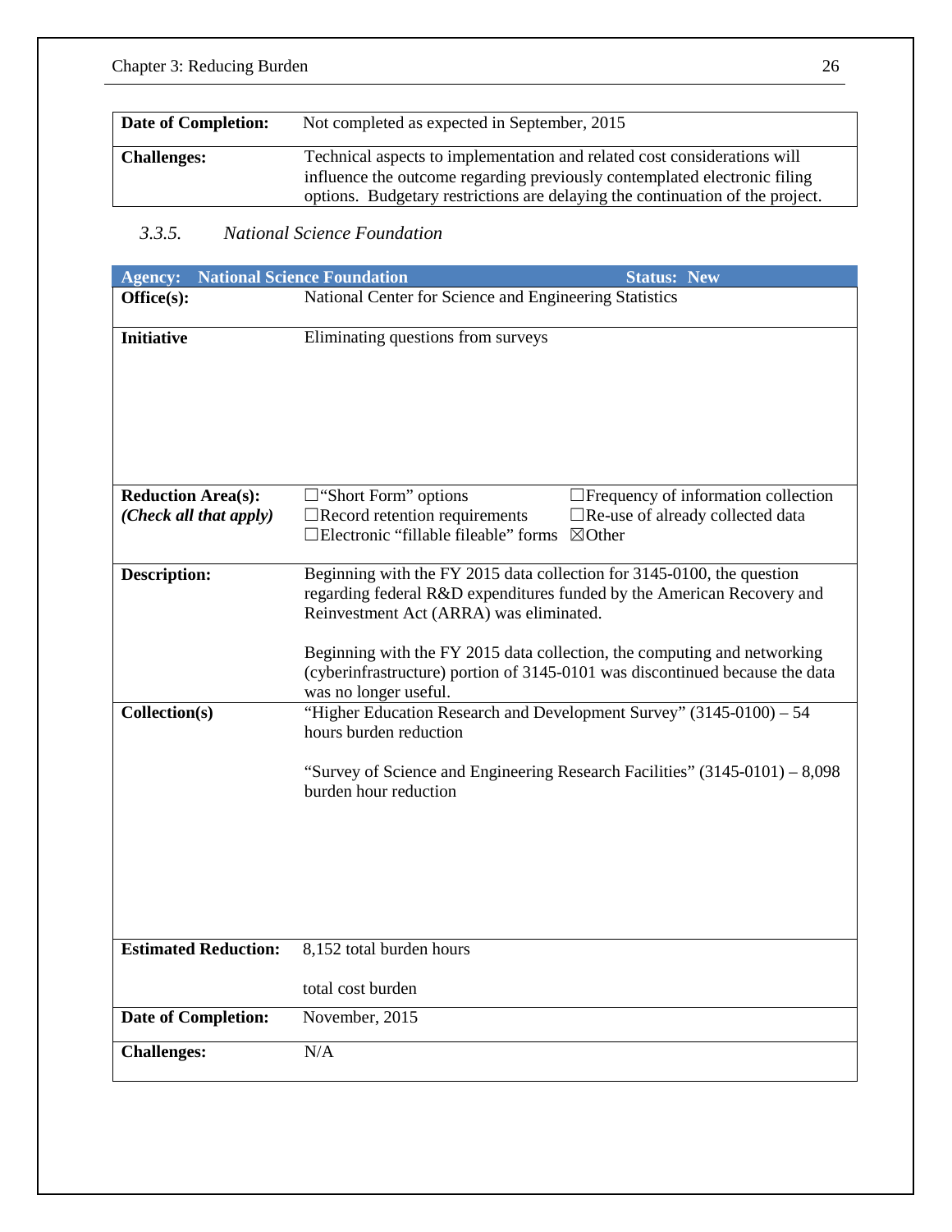| | |
|---|---|
| **Date of Completion:** | Not completed as expected in September, 2015 |
| **Challenges:** | Technical aspects to implementation and related cost considerations will influence the outcome regarding previously contemplated electronic filing options. Budgetary restrictions are delaying the continuation of the project. |

### *3.3.5. National Science Foundation*

| **Agency: National Science Foundation** | **Status: New** |
|---|---|
| **Office(s):** | National Center for Science and Engineering Statistics |
| **Initiative** | Eliminating questions from surveys |
| **Reduction Area(s):** ***(Check all that apply)*** | ☐“Short Form” options ☐Frequency of information collection ☐Record retention requirements ☐Re-use of already collected data ☐Electronic “fillable fileable” forms ☒Other |
| **Description:** | Beginning with the FY 2015 data collection for 3145-0100, the question regarding federal R&D expenditures funded by the American Recovery and Reinvestment Act (ARRA) was eliminated.<br><br>Beginning with the FY 2015 data collection, the computing and networking (cyberinfrastructure) portion of 3145-0101 was discontinued because the data was no longer useful. |
| **Collection(s)** | “Higher Education Research and Development Survey” (3145-0100) – 54 hours burden reduction<br><br>“Survey of Science and Engineering Research Facilities” (3145-0101) – 8,098 burden hour reduction |
| **Estimated Reduction:** | 8,152 total burden hours<br><br>total cost burden |
| **Date of Completion:** | November, 2015 |
| **Challenges:** | N/A |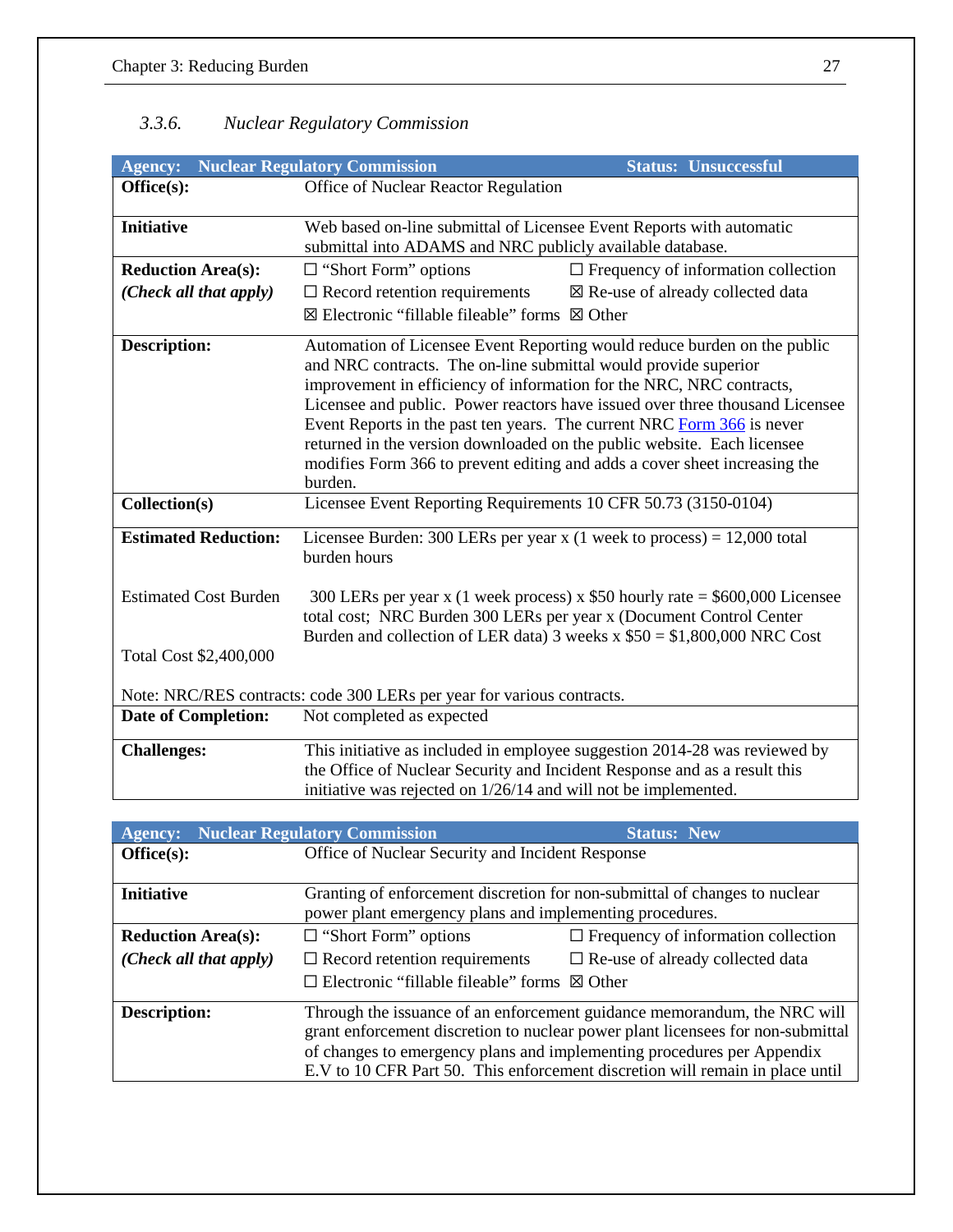### 3.3.6. *Nuclear Regulatory Commission*

| **Agency: Nuclear Regulatory Commission** | **Status: Unsuccessful** |
|---|---|
| **Office(s):** | Office of Nuclear Reactor Regulation |
| **Initiative** | Web based on-line submittal of Licensee Event Reports with automatic submittal into ADAMS and NRC publicly available database. |
| **Reduction Area(s):** *(Check all that apply)* | ☐ "Short Form" options ☐ Frequency of information collection ☐ Record retention requirements ☒ Re-use of already collected data ☒ Electronic "fillable fileable" forms ☒ Other |
| **Description:** | Automation of Licensee Event Reporting would reduce burden on the public and NRC contracts. The on-line submittal would provide superior improvement in efficiency of information for the NRC, NRC contracts, Licensee and public. Power reactors have issued over three thousand Licensee Event Reports in the past ten years. The current NRC Form 366 is never returned in the version downloaded on the public website. Each licensee modifies Form 366 to prevent editing and adds a cover sheet increasing the burden. |
| **Collection(s)** | Licensee Event Reporting Requirements 10 CFR 50.73 (3150-0104) |
| **Estimated Reduction:** | Licensee Burden: 300 LERs per year x (1 week to process) = 12,000 total burden hours |
| Estimated Cost Burden | 300 LERs per year x (1 week process) x $50 hourly rate = $600,000 Licensee total cost; NRC Burden 300 LERs per year x (Document Control Center Burden and collection of LER data) 3 weeks x $50 = $1,800,000 NRC Cost |
| Total Cost $2,400,000 | |
| Note: NRC/RES contracts: code 300 LERs per year for various contracts. | |
| **Date of Completion:** | Not completed as expected |
| **Challenges:** | This initiative as included in employee suggestion 2014-28 was reviewed by the Office of Nuclear Security and Incident Response and as a result this initiative was rejected on 1/26/14 and will not be implemented. |

| **Agency: Nuclear Regulatory Commission** | **Status: New** |
|---|---|
| **Office(s):** | Office of Nuclear Security and Incident Response |
| **Initiative** | Granting of enforcement discretion for non-submittal of changes to nuclear power plant emergency plans and implementing procedures. |
| **Reduction Area(s):** *(Check all that apply)* | ☐ "Short Form" options ☐ Frequency of information collection ☐ Record retention requirements ☐ Re-use of already collected data ☐ Electronic "fillable fileable" forms ☒ Other |
| **Description:** | Through the issuance of an enforcement guidance memorandum, the NRC will grant enforcement discretion to nuclear power plant licensees for non-submittal of changes to emergency plans and implementing procedures per Appendix E.V to 10 CFR Part 50. This enforcement discretion will remain in place until |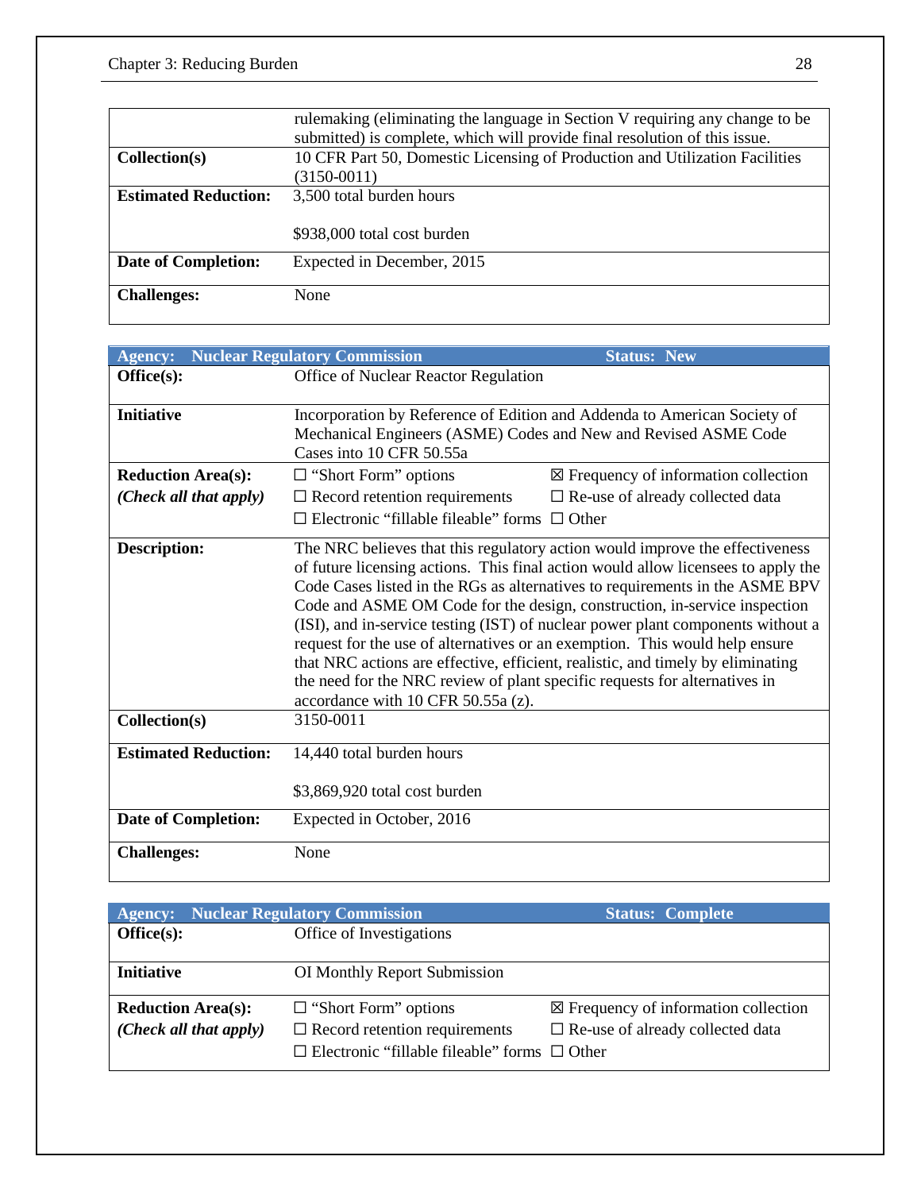| | |
|---|---|
| | rulemaking (eliminating the language in Section V requiring any change to be submitted) is complete, which will provide final resolution of this issue. |
| **Collection(s)** | 10 CFR Part 50, Domestic Licensing of Production and Utilization Facilities (3150-0011) |
| **Estimated Reduction:** | 3,500 total burden hours<br><br>$938,000 total cost burden |
| **Date of Completion:** | Expected in December, 2015 |
| **Challenges:** | None |

| **Agency: Nuclear Regulatory Commission** | **Status: New** |
|---|---|
| **Office(s):** | Office of Nuclear Reactor Regulation |
| **Initiative** | Incorporation by Reference of Edition and Addenda to American Society of Mechanical Engineers (ASME) Codes and New and Revised ASME Code Cases into 10 CFR 50.55a |
| **Reduction Area(s):**<br>***(Check all that apply)*** | ☐ "Short Form" options ☒ Frequency of information collection<br>☐ Record retention requirements ☐ Re-use of already collected data<br>☐ Electronic "fillable fileable" forms ☐ Other |
| **Description:** | The NRC believes that this regulatory action would improve the effectiveness of future licensing actions. This final action would allow licensees to apply the Code Cases listed in the RGs as alternatives to requirements in the ASME BPV Code and ASME OM Code for the design, construction, in-service inspection (ISI), and in-service testing (IST) of nuclear power plant components without a request for the use of alternatives or an exemption. This would help ensure that NRC actions are effective, efficient, realistic, and timely by eliminating the need for the NRC review of plant specific requests for alternatives in accordance with 10 CFR 50.55a (z). |
| **Collection(s)** | 3150-0011 |
| **Estimated Reduction:** | 14,440 total burden hours<br><br>$3,869,920 total cost burden |
| **Date of Completion:** | Expected in October, 2016 |
| **Challenges:** | None |

| **Agency: Nuclear Regulatory Commission** | **Status: Complete** |
|---|---|
| **Office(s):** | Office of Investigations |
| **Initiative** | OI Monthly Report Submission |
| **Reduction Area(s):**<br>***(Check all that apply)*** | ☐ "Short Form" options ☒ Frequency of information collection<br>☐ Record retention requirements ☐ Re-use of already collected data<br>☐ Electronic "fillable fileable" forms ☐ Other |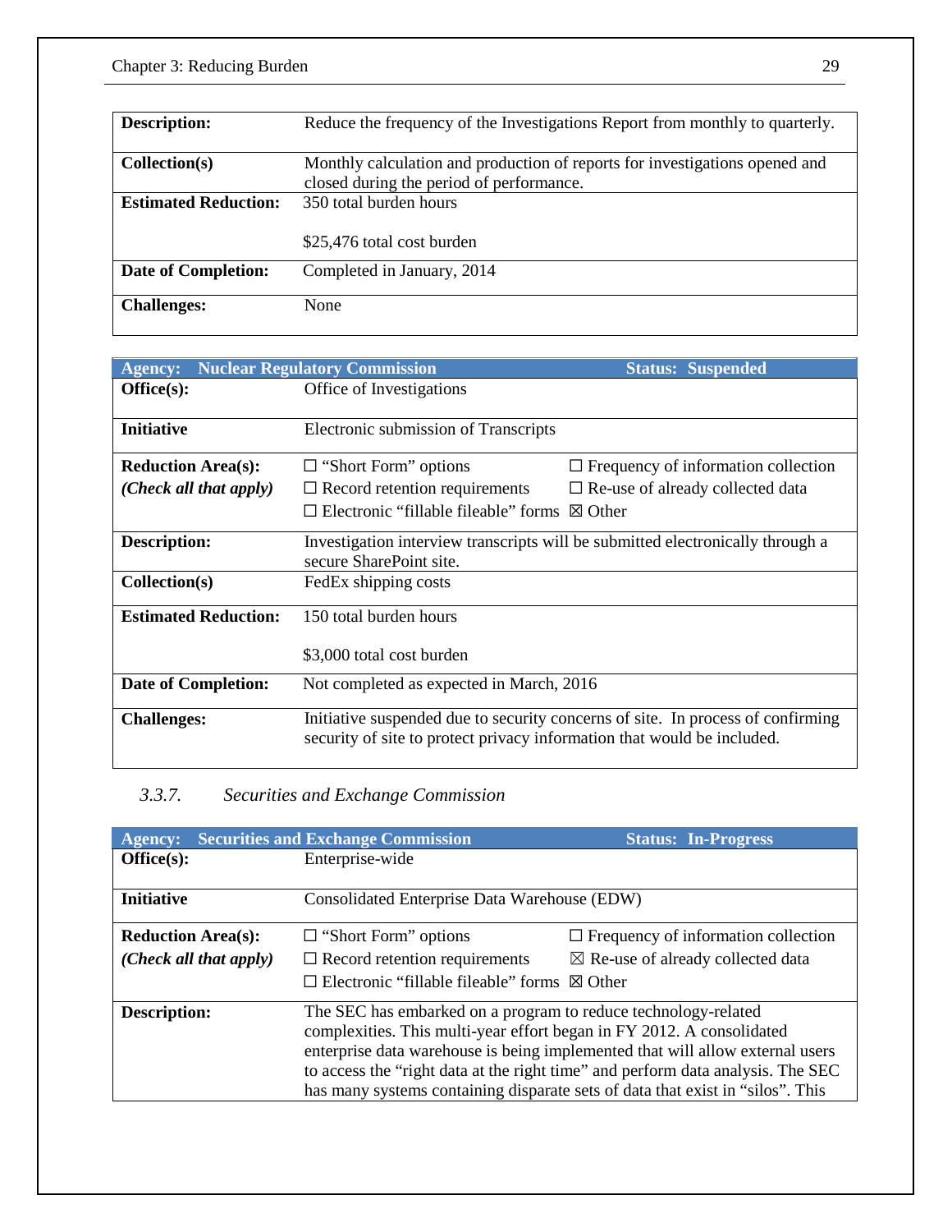| | |
|---|---|
| **Description:** | Reduce the frequency of the Investigations Report from monthly to quarterly. |
| **Collection(s)** | Monthly calculation and production of reports for investigations opened and closed during the period of performance. |
| **Estimated Reduction:** | 350 total burden hours<br><br>$25,476 total cost burden |
| **Date of Completion:** | Completed in January, 2014 |
| **Challenges:** | None |

| **Agency: Nuclear Regulatory Commission** | **Status: Suspended** | |
|---|---|---|
| **Office(s):** | Office of Investigations | |
| **Initiative** | Electronic submission of Transcripts | |
| **Reduction Area(s):**<br>***(Check all that apply)*** | ☐ “Short Form” options<br>☐ Record retention requirements<br>☐ Electronic “fillable fileable” forms | ☐ Frequency of information collection<br>☐ Re-use of already collected data<br>☒ Other |
| **Description:** | Investigation interview transcripts will be submitted electronically through a secure SharePoint site. | |
| **Collection(s)** | FedEx shipping costs | |
| **Estimated Reduction:** | 150 total burden hours<br><br>$3,000 total cost burden | |
| **Date of Completion:** | Not completed as expected in March, 2016 | |
| **Challenges:** | Initiative suspended due to security concerns of site. In process of confirming security of site to protect privacy information that would be included. | |

### *3.3.7. Securities and Exchange Commission*

| **Agency: Securities and Exchange Commission** | **Status: In-Progress** | |
|---|---|---|
| **Office(s):** | Enterprise-wide | |
| **Initiative** | Consolidated Enterprise Data Warehouse (EDW) | |
| **Reduction Area(s):**<br>***(Check all that apply)*** | ☐ “Short Form” options<br>☐ Record retention requirements<br>☐ Electronic “fillable fileable” forms | ☐ Frequency of information collection<br>☒ Re-use of already collected data<br>☒ Other |
| **Description:** | The SEC has embarked on a program to reduce technology-related complexities. This multi-year effort began in FY 2012. A consolidated enterprise data warehouse is being implemented that will allow external users to access the “right data at the right time” and perform data analysis. The SEC has many systems containing disparate sets of data that exist in “silos”. This | |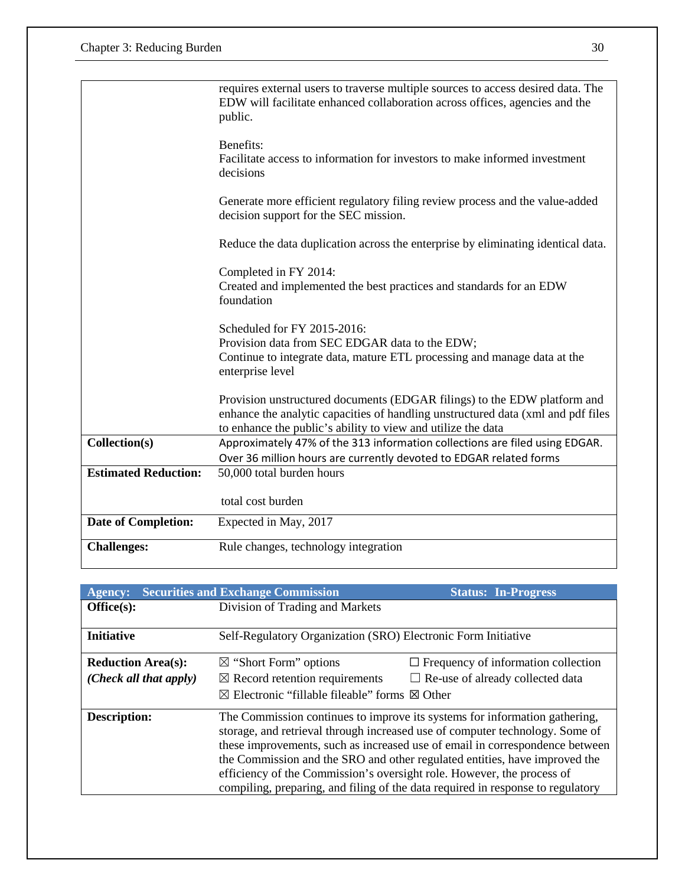| | |
|---|---|
| | requires external users to traverse multiple sources to access desired data. The EDW will facilitate enhanced collaboration across offices, agencies and the public.<br><br>Benefits:<br>Facilitate access to information for investors to make informed investment decisions<br><br>Generate more efficient regulatory filing review process and the value-added decision support for the SEC mission.<br><br>Reduce the data duplication across the enterprise by eliminating identical data.<br><br>Completed in FY 2014:<br>Created and implemented the best practices and standards for an EDW foundation<br><br>Scheduled for FY 2015-2016:<br>Provision data from SEC EDGAR data to the EDW;<br>Continue to integrate data, mature ETL processing and manage data at the enterprise level<br><br>Provision unstructured documents (EDGAR filings) to the EDW platform and enhance the analytic capacities of handling unstructured data (xml and pdf files to enhance the public's ability to view and utilize the data |
| **Collection(s)** | Approximately 47% of the 313 information collections are filed using EDGAR. Over 36 million hours are currently devoted to EDGAR related forms |
| **Estimated Reduction:** | 50,000 total burden hours<br><br>total cost burden |
| **Date of Completion:** | Expected in May, 2017 |
| **Challenges:** | Rule changes, technology integration |

| **Agency: Securities and Exchange Commission** | **Status: In-Progress** |
|---|---|
| **Office(s):** | Division of Trading and Markets |
| **Initiative** | Self-Regulatory Organization (SRO) Electronic Form Initiative |
| **Reduction Area(s):**<br>***(Check all that apply)*** | ☒ "Short Form" options ☐ Frequency of information collection<br>☒ Record retention requirements ☐ Re-use of already collected data<br>☒ Electronic "fillable fileable" forms ☒ Other |
| **Description:** | The Commission continues to improve its systems for information gathering, storage, and retrieval through increased use of computer technology. Some of these improvements, such as increased use of email in correspondence between the Commission and the SRO and other regulated entities, have improved the efficiency of the Commission's oversight role. However, the process of compiling, preparing, and filing of the data required in response to regulatory |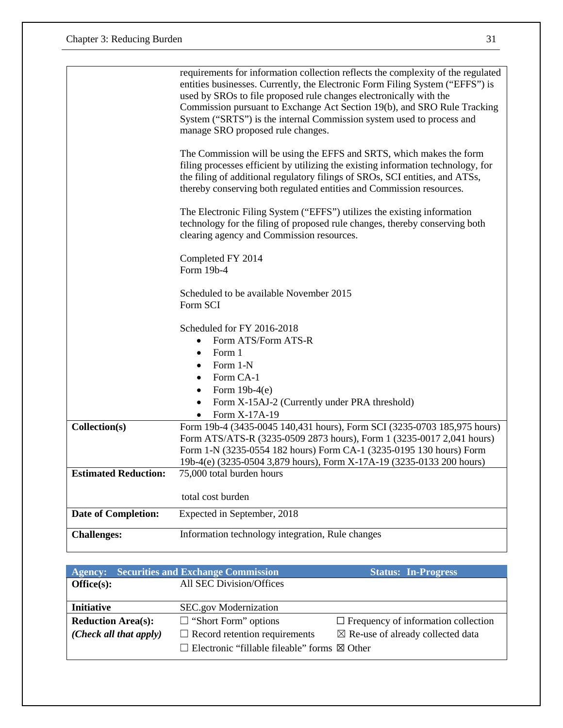| | |
|---|---|
| | requirements for information collection reflects the complexity of the regulated entities businesses. Currently, the Electronic Form Filing System ("EFFS") is used by SROs to file proposed rule changes electronically with the Commission pursuant to Exchange Act Section 19(b), and SRO Rule Tracking System ("SRTS") is the internal Commission system used to process and manage SRO proposed rule changes.<br><br>The Commission will be using the EFFS and SRTS, which makes the form filing processes efficient by utilizing the existing information technology, for the filing of additional regulatory filings of SROs, SCI entities, and ATSs, thereby conserving both regulated entities and Commission resources.<br><br>The Electronic Filing System ("EFFS") utilizes the existing information technology for the filing of proposed rule changes, thereby conserving both clearing agency and Commission resources.<br><br>Completed FY 2014<br>Form 19b-4<br><br>Scheduled to be available November 2015<br>Form SCI<br><br>Scheduled for FY 2016-2018<br>• Form ATS/Form ATS-R<br>• Form 1<br>• Form 1-N<br>• Form CA-1<br>• Form 19b-4(e)<br>• Form X-15AJ-2 (Currently under PRA threshold)<br>• Form X-17A-19 |
| **Collection(s)** | Form 19b-4 (3435-0045 140,431 hours), Form SCI (3235-0703 185,975 hours) Form ATS/ATS-R (3235-0509 2873 hours), Form 1 (3235-0017 2,041 hours) Form 1-N (3235-0554 182 hours) Form CA-1 (3235-0195 130 hours) Form 19b-4(e) (3235-0504 3,879 hours), Form X-17A-19 (3235-0133 200 hours) |
| **Estimated Reduction:** | 75,000 total burden hours<br><br>total cost burden |
| **Date of Completion:** | Expected in September, 2018 |
| **Challenges:** | Information technology integration, Rule changes |

| **Agency: Securities and Exchange Commission** | | **Status: In-Progress** |
|---|---|---|
| **Office(s):** | All SEC Division/Offices | |
| **Initiative** | SEC.gov Modernization | |
| **Reduction Area(s):**<br>***(Check all that apply)*** | ☐ "Short Form" options<br>☐ Record retention requirements<br>☐ Electronic "fillable fileable" forms | ☐ Frequency of information collection<br>☒ Re-use of already collected data<br>☒ Other |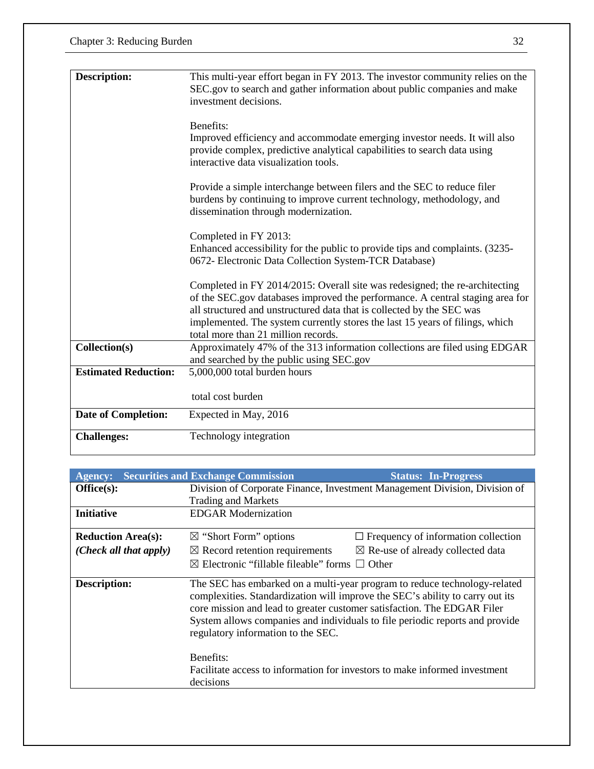| | |
|---|---|
| **Description:** | This multi-year effort began in FY 2013. The investor community relies on the SEC.gov to search and gather information about public companies and make investment decisions.<br><br>Benefits:<br>Improved efficiency and accommodate emerging investor needs. It will also provide complex, predictive analytical capabilities to search data using interactive data visualization tools.<br><br>Provide a simple interchange between filers and the SEC to reduce filer burdens by continuing to improve current technology, methodology, and dissemination through modernization.<br><br>Completed in FY 2013:<br>Enhanced accessibility for the public to provide tips and complaints. (3235-0672- Electronic Data Collection System-TCR Database)<br><br>Completed in FY 2014/2015: Overall site was redesigned; the re-architecting of the SEC.gov databases improved the performance. A central staging area for all structured and unstructured data that is collected by the SEC was implemented. The system currently stores the last 15 years of filings, which total more than 21 million records. |
| **Collection(s)** | Approximately 47% of the 313 information collections are filed using EDGAR and searched by the public using SEC.gov |
| **Estimated Reduction:** | 5,000,000 total burden hours<br><br>total cost burden |
| **Date of Completion:** | Expected in May, 2016 |
| **Challenges:** | Technology integration |

| **Agency: Securities and Exchange Commission** | **Status: In-Progress** |
|---|---|
| **Office(s):** | Division of Corporate Finance, Investment Management Division, Division of Trading and Markets |
| **Initiative** | EDGAR Modernization |
| **Reduction Area(s):** *(Check all that apply)* | ☒ "Short Form" options ☐ Frequency of information collection<br>☒ Record retention requirements ☒ Re-use of already collected data<br>☒ Electronic "fillable fileable" forms ☐ Other |
| **Description:** | The SEC has embarked on a multi-year program to reduce technology-related complexities. Standardization will improve the SEC's ability to carry out its core mission and lead to greater customer satisfaction. The EDGAR Filer System allows companies and individuals to file periodic reports and provide regulatory information to the SEC.<br><br>Benefits:<br>Facilitate access to information for investors to make informed investment decisions |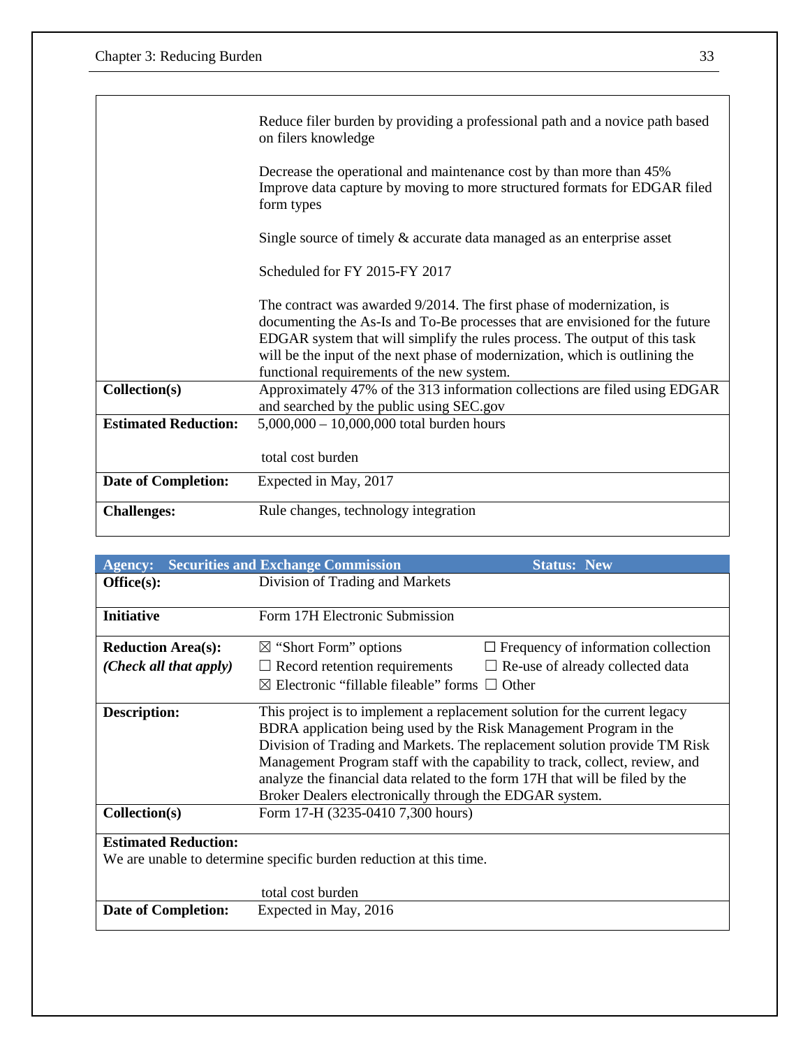| | |
|---|---|
| | Reduce filer burden by providing a professional path and a novice path based on filers knowledge<br><br>Decrease the operational and maintenance cost by than more than 45%<br>Improve data capture by moving to more structured formats for EDGAR filed form types<br><br>Single source of timely & accurate data managed as an enterprise asset<br><br>Scheduled for FY 2015-FY 2017<br><br>The contract was awarded 9/2014. The first phase of modernization, is documenting the As-Is and To-Be processes that are envisioned for the future EDGAR system that will simplify the rules process. The output of this task will be the input of the next phase of modernization, which is outlining the functional requirements of the new system. |
| **Collection(s)** | Approximately 47% of the 313 information collections are filed using EDGAR and searched by the public using SEC.gov |
| **Estimated Reduction:** | 5,000,000 – 10,000,000 total burden hours<br><br>total cost burden |
| **Date of Completion:** | Expected in May, 2017 |
| **Challenges:** | Rule changes, technology integration |

| **Agency: Securities and Exchange Commission** | | **Status: New** |
|---|---|---|
| **Office(s):** | Division of Trading and Markets | |
| **Initiative** | Form 17H Electronic Submission | |
| **Reduction Area(s):**<br>***(Check all that apply)*** | ☒ "Short Form" options<br>☐ Record retention requirements<br>☒ Electronic "fillable fileable" forms | ☐ Frequency of information collection<br>☐ Re-use of already collected data<br>☐ Other |
| **Description:** | This project is to implement a replacement solution for the current legacy BDRA application being used by the Risk Management Program in the Division of Trading and Markets. The replacement solution provide TM Risk Management Program staff with the capability to track, collect, review, and analyze the financial data related to the form 17H that will be filed by the Broker Dealers electronically through the EDGAR system. | |
| **Collection(s)** | Form 17-H (3235-0410 7,300 hours) | |
| **Estimated Reduction:**<br>We are unable to determine specific burden reduction at this time. | total cost burden | |
| **Date of Completion:** | Expected in May, 2016 | |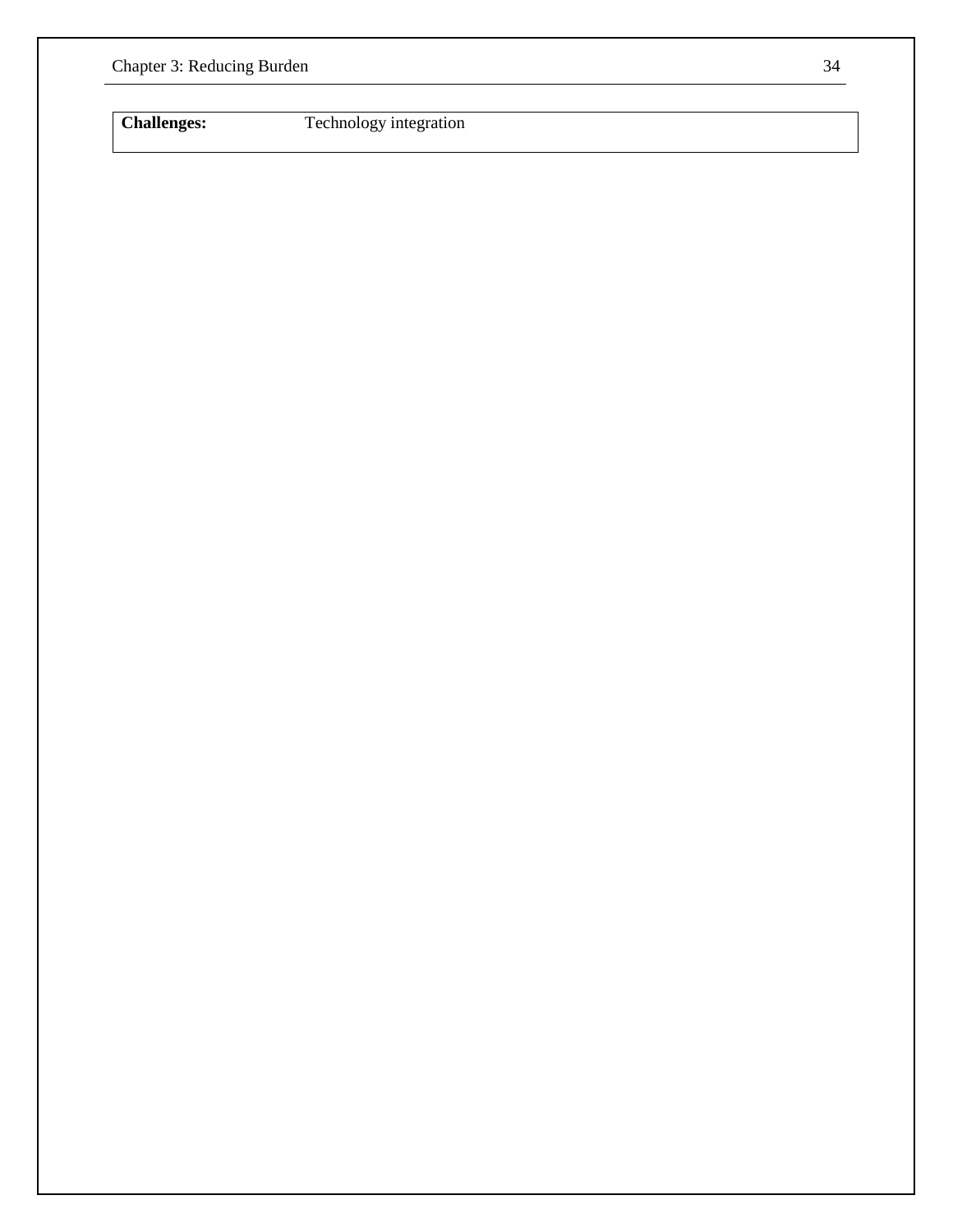| **Challenges:** | Technology integration |
| --- | --- |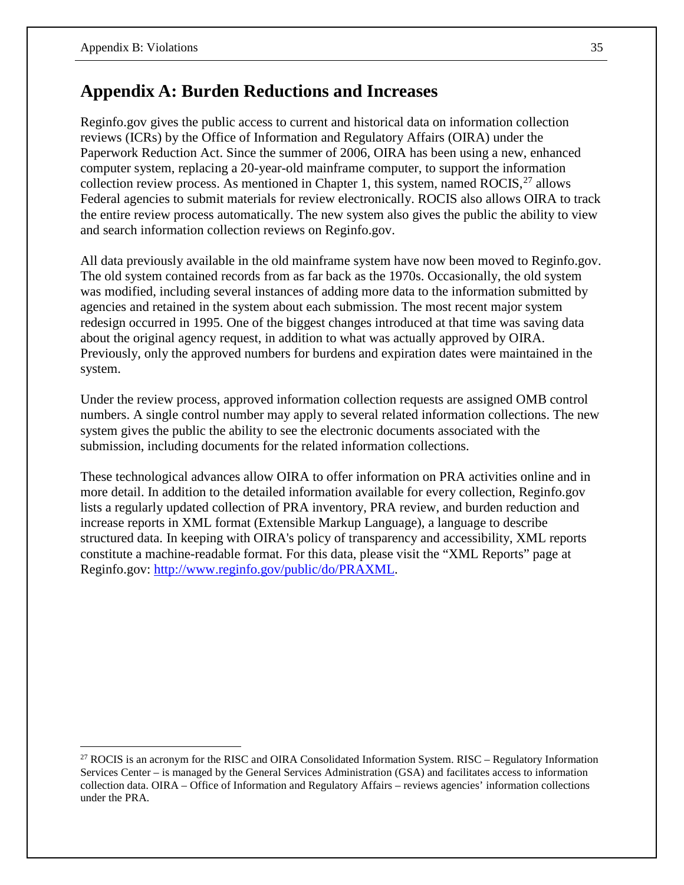## Appendix A: Burden Reductions and Increases

Reginfo.gov gives the public access to current and historical data on information collection reviews (ICRs) by the Office of Information and Regulatory Affairs (OIRA) under the Paperwork Reduction Act. Since the summer of 2006, OIRA has been using a new, enhanced computer system, replacing a 20-year-old mainframe computer, to support the information collection review process. As mentioned in Chapter 1, this system, named ROCIS,[27] allows Federal agencies to submit materials for review electronically. ROCIS also allows OIRA to track the entire review process automatically. The new system also gives the public the ability to view and search information collection reviews on Reginfo.gov.

All data previously available in the old mainframe system have now been moved to Reginfo.gov. The old system contained records from as far back as the 1970s. Occasionally, the old system was modified, including several instances of adding more data to the information submitted by agencies and retained in the system about each submission. The most recent major system redesign occurred in 1995. One of the biggest changes introduced at that time was saving data about the original agency request, in addition to what was actually approved by OIRA. Previously, only the approved numbers for burdens and expiration dates were maintained in the system.

Under the review process, approved information collection requests are assigned OMB control numbers. A single control number may apply to several related information collections. The new system gives the public the ability to see the electronic documents associated with the submission, including documents for the related information collections.

These technological advances allow OIRA to offer information on PRA activities online and in more detail. In addition to the detailed information available for every collection, Reginfo.gov lists a regularly updated collection of PRA inventory, PRA review, and burden reduction and increase reports in XML format (Extensible Markup Language), a language to describe structured data. In keeping with OIRA's policy of transparency and accessibility, XML reports constitute a machine-readable format. For this data, please visit the "XML Reports" page at Reginfo.gov: [http://www.reginfo.gov/public/do/PRAXML](http://www.reginfo.gov/public/do/PRAXML).

---

[27] ROCIS is an acronym for the RISC and OIRA Consolidated Information System. RISC – Regulatory Information Services Center – is managed by the General Services Administration (GSA) and facilitates access to information collection data. OIRA – Office of Information and Regulatory Affairs – reviews agencies' information collections under the PRA.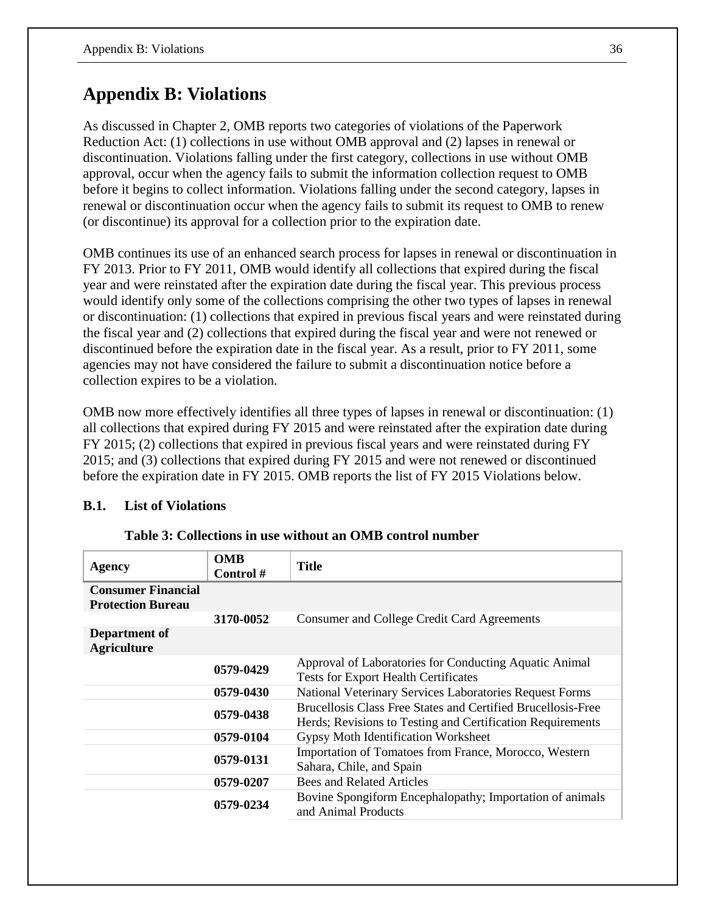# Appendix B: Violations

As discussed in Chapter 2, OMB reports two categories of violations of the Paperwork Reduction Act: (1) collections in use without OMB approval and (2) lapses in renewal or discontinuation. Violations falling under the first category, collections in use without OMB approval, occur when the agency fails to submit the information collection request to OMB before it begins to collect information. Violations falling under the second category, lapses in renewal or discontinuation occur when the agency fails to submit its request to OMB to renew (or discontinue) its approval for a collection prior to the expiration date.

OMB continues its use of an enhanced search process for lapses in renewal or discontinuation in FY 2013. Prior to FY 2011, OMB would identify all collections that expired during the fiscal year and were reinstated after the expiration date during the fiscal year. This previous process would identify only some of the collections comprising the other two types of lapses in renewal or discontinuation: (1) collections that expired in previous fiscal years and were reinstated during the fiscal year and (2) collections that expired during the fiscal year and were not renewed or discontinued before the expiration date in the fiscal year. As a result, prior to FY 2011, some agencies may not have considered the failure to submit a discontinuation notice before a collection expires to be a violation.

OMB now more effectively identifies all three types of lapses in renewal or discontinuation: (1) all collections that expired during FY 2015 and were reinstated after the expiration date during FY 2015; (2) collections that expired in previous fiscal years and were reinstated during FY 2015; and (3) collections that expired during FY 2015 and were not renewed or discontinued before the expiration date in FY 2015. OMB reports the list of FY 2015 Violations below.

### B.1. List of Violations

**Table 3: Collections in use without an OMB control number**

| Agency | OMB Control # | Title |
|---|---|---|
| **Consumer Financial Protection Bureau** | | |
| | **3170-0052** | Consumer and College Credit Card Agreements |
| **Department of Agriculture** | | |
| | **0579-0429** | Approval of Laboratories for Conducting Aquatic Animal Tests for Export Health Certificates |
| | **0579-0430** | National Veterinary Services Laboratories Request Forms |
| | **0579-0438** | Brucellosis Class Free States and Certified Brucellosis-Free Herds; Revisions to Testing and Certification Requirements |
| | **0579-0104** | Gypsy Moth Identification Worksheet |
| | **0579-0131** | Importation of Tomatoes from France, Morocco, Western Sahara, Chile, and Spain |
| | **0579-0207** | Bees and Related Articles |
| | **0579-0234** | Bovine Spongiform Encephalopathy; Importation of animals and Animal Products |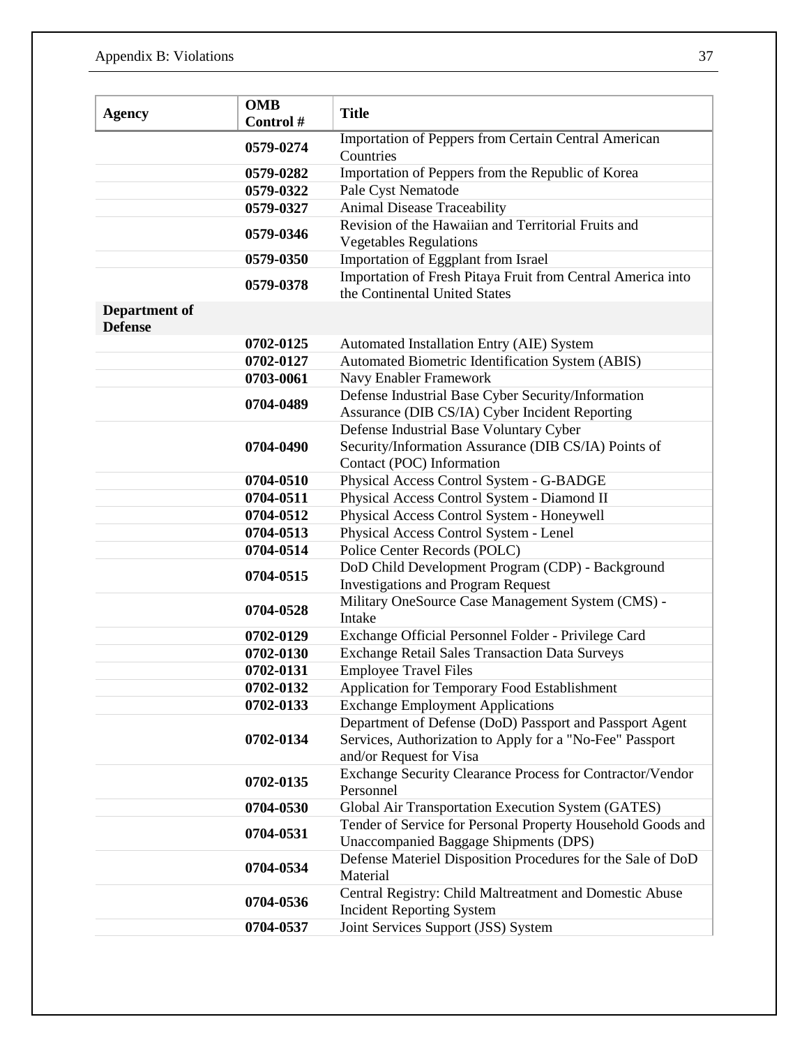| Agency | OMB Control # | Title |
|---|---|---|
| | **0579-0274** | Importation of Peppers from Certain Central American Countries |
| | **0579-0282** | Importation of Peppers from the Republic of Korea |
| | **0579-0322** | Pale Cyst Nematode |
| | **0579-0327** | Animal Disease Traceability |
| | **0579-0346** | Revision of the Hawaiian and Territorial Fruits and Vegetables Regulations |
| | **0579-0350** | Importation of Eggplant from Israel |
| | **0579-0378** | Importation of Fresh Pitaya Fruit from Central America into the Continental United States |
| **Department of Defense** | | |
| | **0702-0125** | Automated Installation Entry (AIE) System |
| | **0702-0127** | Automated Biometric Identification System (ABIS) |
| | **0703-0061** | Navy Enabler Framework |
| | **0704-0489** | Defense Industrial Base Cyber Security/Information Assurance (DIB CS/IA) Cyber Incident Reporting |
| | **0704-0490** | Defense Industrial Base Voluntary Cyber Security/Information Assurance (DIB CS/IA) Points of Contact (POC) Information |
| | **0704-0510** | Physical Access Control System - G-BADGE |
| | **0704-0511** | Physical Access Control System - Diamond II |
| | **0704-0512** | Physical Access Control System - Honeywell |
| | **0704-0513** | Physical Access Control System - Lenel |
| | **0704-0514** | Police Center Records (POLC) |
| | **0704-0515** | DoD Child Development Program (CDP) - Background Investigations and Program Request |
| | **0704-0528** | Military OneSource Case Management System (CMS) - Intake |
| | **0702-0129** | Exchange Official Personnel Folder - Privilege Card |
| | **0702-0130** | Exchange Retail Sales Transaction Data Surveys |
| | **0702-0131** | Employee Travel Files |
| | **0702-0132** | Application for Temporary Food Establishment |
| | **0702-0133** | Exchange Employment Applications |
| | **0702-0134** | Department of Defense (DoD) Passport and Passport Agent Services, Authorization to Apply for a "No-Fee" Passport and/or Request for Visa |
| | **0702-0135** | Exchange Security Clearance Process for Contractor/Vendor Personnel |
| | **0704-0530** | Global Air Transportation Execution System (GATES) |
| | **0704-0531** | Tender of Service for Personal Property Household Goods and Unaccompanied Baggage Shipments (DPS) |
| | **0704-0534** | Defense Materiel Disposition Procedures for the Sale of DoD Material |
| | **0704-0536** | Central Registry: Child Maltreatment and Domestic Abuse Incident Reporting System |
| | **0704-0537** | Joint Services Support (JSS) System |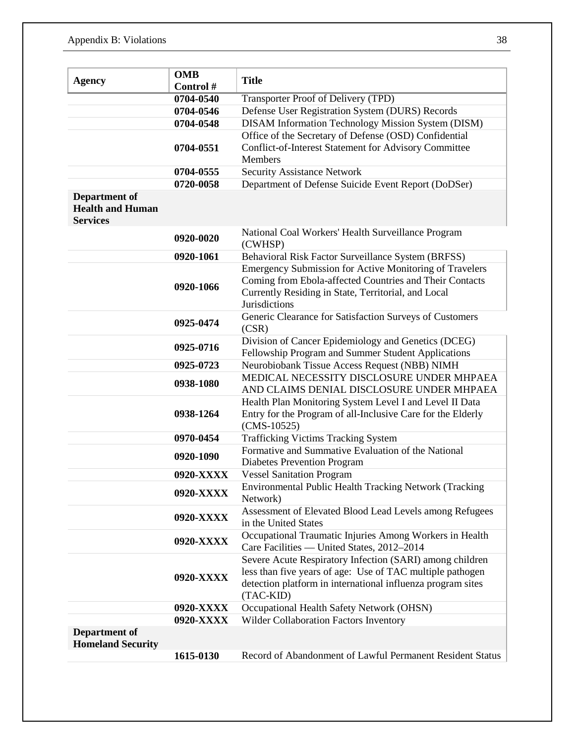| Agency | OMB Control # | Title |
|---|---|---|
| | **0704-0540** | Transporter Proof of Delivery (TPD) |
| | **0704-0546** | Defense User Registration System (DURS) Records |
| | **0704-0548** | DISAM Information Technology Mission System (DISM) |
| | **0704-0551** | Office of the Secretary of Defense (OSD) Confidential Conflict-of-Interest Statement for Advisory Committee Members |
| | **0704-0555** | Security Assistance Network |
| | **0720-0058** | Department of Defense Suicide Event Report (DoDSer) |
| **Department of Health and Human Services** | | |
| | **0920-0020** | National Coal Workers' Health Surveillance Program (CWHSP) |
| | **0920-1061** | Behavioral Risk Factor Surveillance System (BRFSS) |
| | **0920-1066** | Emergency Submission for Active Monitoring of Travelers Coming from Ebola-affected Countries and Their Contacts Currently Residing in State, Territorial, and Local Jurisdictions |
| | **0925-0474** | Generic Clearance for Satisfaction Surveys of Customers (CSR) |
| | **0925-0716** | Division of Cancer Epidemiology and Genetics (DCEG) Fellowship Program and Summer Student Applications |
| | **0925-0723** | Neurobiobank Tissue Access Request (NBB) NIMH |
| | **0938-1080** | MEDICAL NECESSITY DISCLOSURE UNDER MHPAEA AND CLAIMS DENIAL DISCLOSURE UNDER MHPAEA |
| | **0938-1264** | Health Plan Monitoring System Level I and Level II Data Entry for the Program of all-Inclusive Care for the Elderly (CMS-10525) |
| | **0970-0454** | Trafficking Victims Tracking System |
| | **0920-1090** | Formative and Summative Evaluation of the National Diabetes Prevention Program |
| | **0920-XXXX** | Vessel Sanitation Program |
| | **0920-XXXX** | Environmental Public Health Tracking Network (Tracking Network) |
| | **0920-XXXX** | Assessment of Elevated Blood Lead Levels among Refugees in the United States |
| | **0920-XXXX** | Occupational Traumatic Injuries Among Workers in Health Care Facilities — United States, 2012–2014 |
| | **0920-XXXX** | Severe Acute Respiratory Infection (SARI) among children less than five years of age: Use of TAC multiple pathogen detection platform in international influenza program sites (TAC-KID) |
| | **0920-XXXX** | Occupational Health Safety Network (OHSN) |
| | **0920-XXXX** | Wilder Collaboration Factors Inventory |
| **Department of Homeland Security** | | |
| | **1615-0130** | Record of Abandonment of Lawful Permanent Resident Status |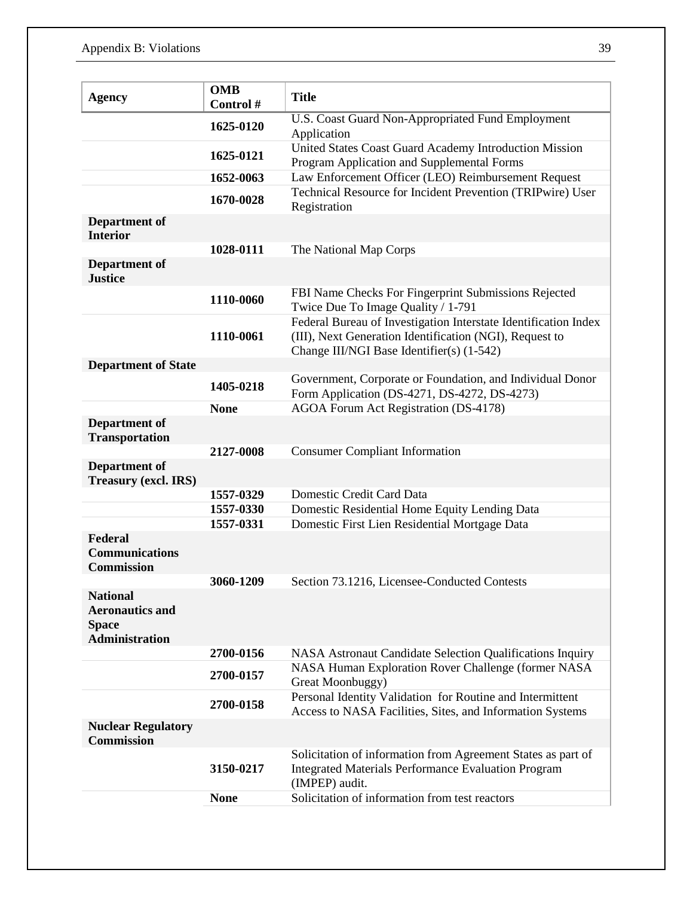| Agency | OMB Control # | Title |
| --- | --- | --- |
| | **1625-0120** | U.S. Coast Guard Non-Appropriated Fund Employment Application |
| | **1625-0121** | United States Coast Guard Academy Introduction Mission Program Application and Supplemental Forms |
| | **1652-0063** | Law Enforcement Officer (LEO) Reimbursement Request |
| | **1670-0028** | Technical Resource for Incident Prevention (TRIPwire) User Registration |
| **Department of Interior** | | |
| | **1028-0111** | The National Map Corps |
| **Department of Justice** | | |
| | **1110-0060** | FBI Name Checks For Fingerprint Submissions Rejected Twice Due To Image Quality / 1-791 |
| | **1110-0061** | Federal Bureau of Investigation Interstate Identification Index (III), Next Generation Identification (NGI), Request to Change III/NGI Base Identifier(s) (1-542) |
| **Department of State** | | |
| | **1405-0218** | Government, Corporate or Foundation, and Individual Donor Form Application (DS-4271, DS-4272, DS-4273) |
| | **None** | AGOA Forum Act Registration (DS-4178) |
| **Department of Transportation** | | |
| | **2127-0008** | Consumer Compliant Information |
| **Department of Treasury (excl. IRS)** | | |
| | **1557-0329** | Domestic Credit Card Data |
| | **1557-0330** | Domestic Residential Home Equity Lending Data |
| | **1557-0331** | Domestic First Lien Residential Mortgage Data |
| **Federal Communications Commission** | | |
| | **3060-1209** | Section 73.1216, Licensee-Conducted Contests |
| **National Aeronautics and Space Administration** | | |
| | **2700-0156** | NASA Astronaut Candidate Selection Qualifications Inquiry |
| | **2700-0157** | NASA Human Exploration Rover Challenge (former NASA Great Moonbuggy) |
| | **2700-0158** | Personal Identity Validation for Routine and Intermittent Access to NASA Facilities, Sites, and Information Systems |
| **Nuclear Regulatory Commission** | | |
| | **3150-0217** | Solicitation of information from Agreement States as part of Integrated Materials Performance Evaluation Program (IMPEP) audit. |
| | **None** | Solicitation of information from test reactors |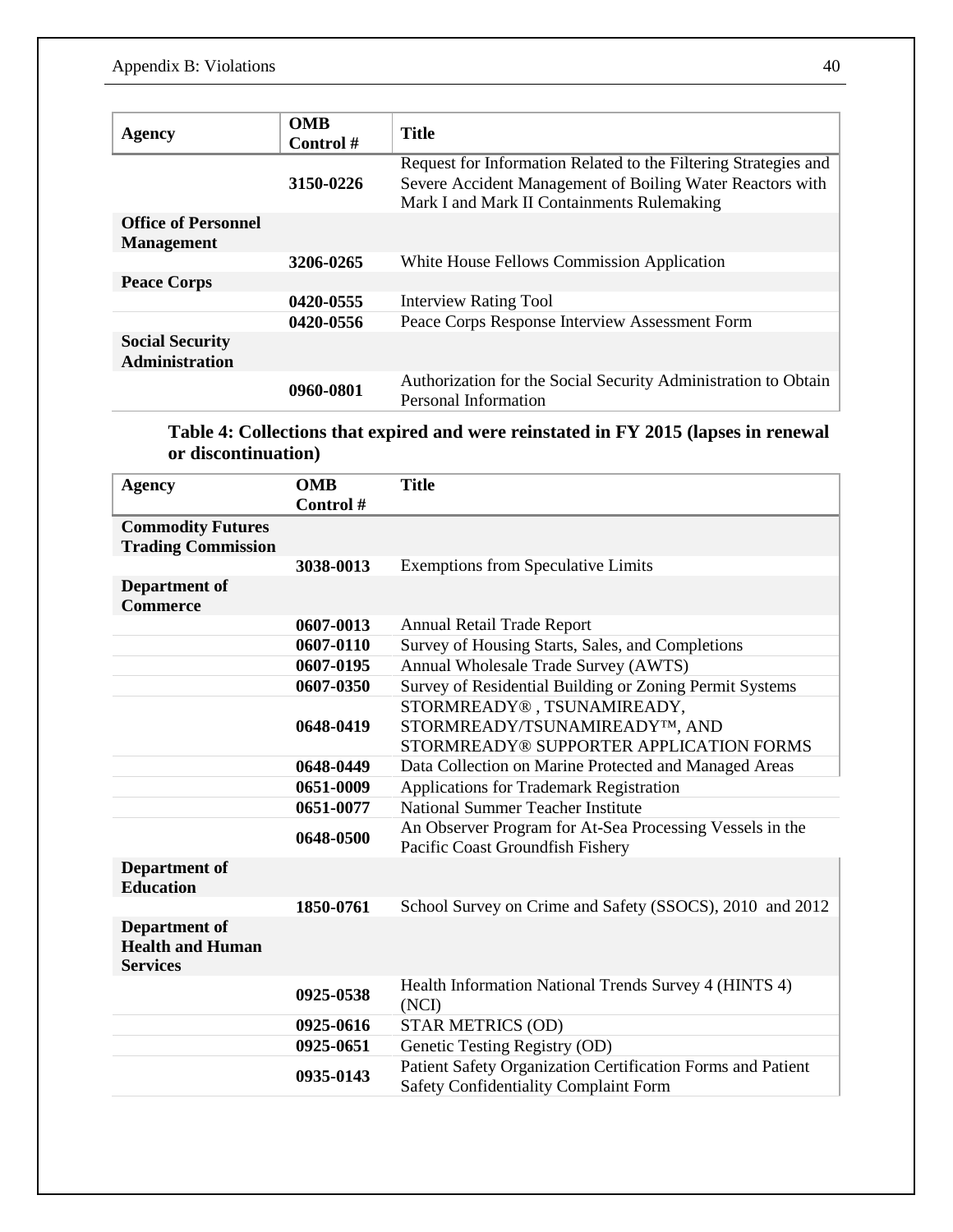| Agency | OMB Control # | Title |
|---|---|---|
| | **3150-0226** | Request for Information Related to the Filtering Strategies and Severe Accident Management of Boiling Water Reactors with Mark I and Mark II Containments Rulemaking |
| **Office of Personnel Management** | | |
| | **3206-0265** | White House Fellows Commission Application |
| **Peace Corps** | | |
| | **0420-0555** | Interview Rating Tool |
| | **0420-0556** | Peace Corps Response Interview Assessment Form |
| **Social Security Administration** | | |
| | **0960-0801** | Authorization for the Social Security Administration to Obtain Personal Information |

### Table 4: Collections that expired and were reinstated in FY 2015 (lapses in renewal or discontinuation)

| Agency | OMB Control # | Title |
|---|---|---|
| **Commodity Futures Trading Commission** | | |
| | **3038-0013** | Exemptions from Speculative Limits |
| **Department of Commerce** | | |
| | **0607-0013** | Annual Retail Trade Report |
| | **0607-0110** | Survey of Housing Starts, Sales, and Completions |
| | **0607-0195** | Annual Wholesale Trade Survey (AWTS) |
| | **0607-0350** | Survey of Residential Building or Zoning Permit Systems |
| | **0648-0419** | STORMREADY® , TSUNAMIREADY, STORMREADY/TSUNAMIREADY™, AND STORMREADY® SUPPORTER APPLICATION FORMS |
| | **0648-0449** | Data Collection on Marine Protected and Managed Areas |
| | **0651-0009** | Applications for Trademark Registration |
| | **0651-0077** | National Summer Teacher Institute |
| | **0648-0500** | An Observer Program for At-Sea Processing Vessels in the Pacific Coast Groundfish Fishery |
| **Department of Education** | | |
| | **1850-0761** | School Survey on Crime and Safety (SSOCS), 2010 and 2012 |
| **Department of Health and Human Services** | | |
| | **0925-0538** | Health Information National Trends Survey 4 (HINTS 4) (NCI) |
| | **0925-0616** | STAR METRICS (OD) |
| | **0925-0651** | Genetic Testing Registry (OD) |
| | **0935-0143** | Patient Safety Organization Certification Forms and Patient Safety Confidentiality Complaint Form |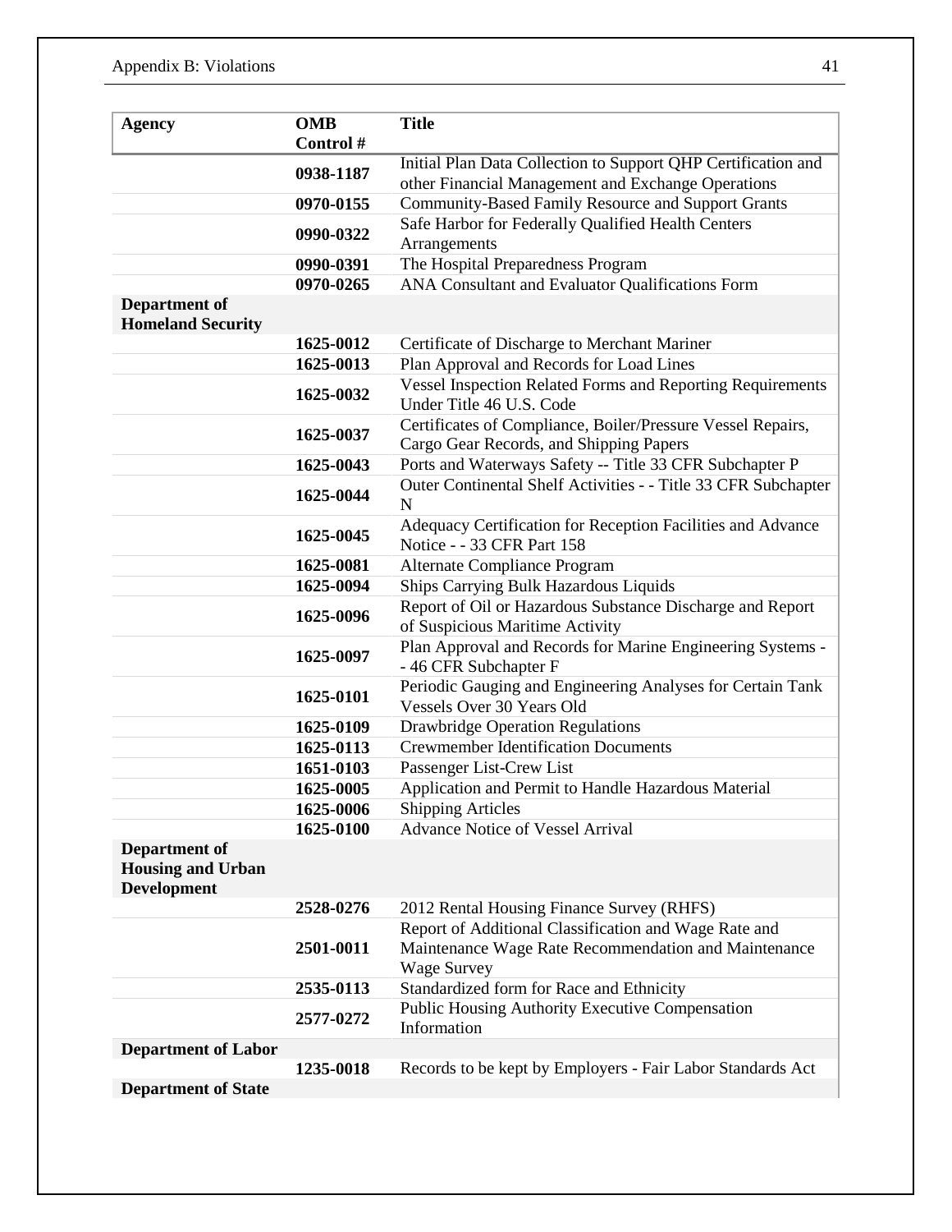| Agency | OMB Control # | Title |
|---|---|---|
| | 0938-1187 | Initial Plan Data Collection to Support QHP Certification and other Financial Management and Exchange Operations |
| | 0970-0155 | Community-Based Family Resource and Support Grants |
| | 0990-0322 | Safe Harbor for Federally Qualified Health Centers Arrangements |
| | 0990-0391 | The Hospital Preparedness Program |
| | 0970-0265 | ANA Consultant and Evaluator Qualifications Form |
| **Department of Homeland Security** | | |
| | 1625-0012 | Certificate of Discharge to Merchant Mariner |
| | 1625-0013 | Plan Approval and Records for Load Lines |
| | 1625-0032 | Vessel Inspection Related Forms and Reporting Requirements Under Title 46 U.S. Code |
| | 1625-0037 | Certificates of Compliance, Boiler/Pressure Vessel Repairs, Cargo Gear Records, and Shipping Papers |
| | 1625-0043 | Ports and Waterways Safety -- Title 33 CFR Subchapter P |
| | 1625-0044 | Outer Continental Shelf Activities - - Title 33 CFR Subchapter N |
| | 1625-0045 | Adequacy Certification for Reception Facilities and Advance Notice - - 33 CFR Part 158 |
| | 1625-0081 | Alternate Compliance Program |
| | 1625-0094 | Ships Carrying Bulk Hazardous Liquids |
| | 1625-0096 | Report of Oil or Hazardous Substance Discharge and Report of Suspicious Maritime Activity |
| | 1625-0097 | Plan Approval and Records for Marine Engineering Systems - - 46 CFR Subchapter F |
| | 1625-0101 | Periodic Gauging and Engineering Analyses for Certain Tank Vessels Over 30 Years Old |
| | 1625-0109 | Drawbridge Operation Regulations |
| | 1625-0113 | Crewmember Identification Documents |
| | 1651-0103 | Passenger List-Crew List |
| | 1625-0005 | Application and Permit to Handle Hazardous Material |
| | 1625-0006 | Shipping Articles |
| | 1625-0100 | Advance Notice of Vessel Arrival |
| **Department of Housing and Urban Development** | | |
| | 2528-0276 | 2012 Rental Housing Finance Survey (RHFS) |
| | 2501-0011 | Report of Additional Classification and Wage Rate and Maintenance Wage Rate Recommendation and Maintenance Wage Survey |
| | 2535-0113 | Standardized form for Race and Ethnicity |
| | 2577-0272 | Public Housing Authority Executive Compensation Information |
| **Department of Labor** | | |
| | 1235-0018 | Records to be kept by Employers - Fair Labor Standards Act |
| **Department of State** | | |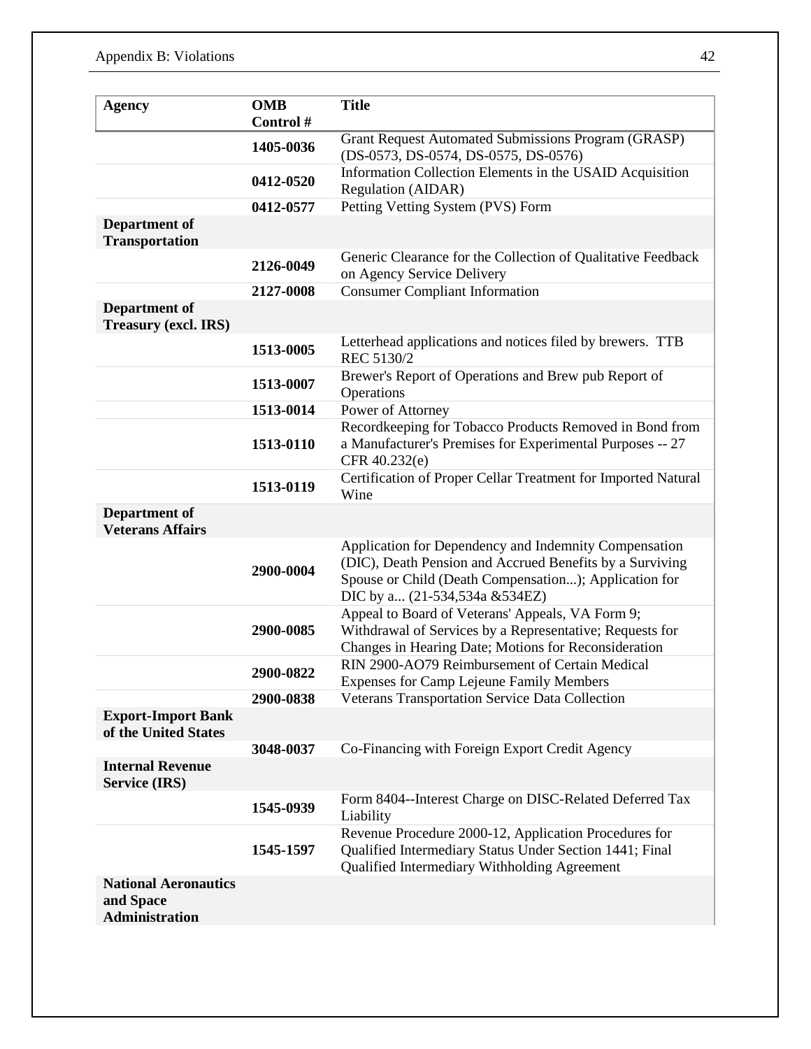| Agency | OMB Control # | Title |
|---|---|---|
| | 1405-0036 | Grant Request Automated Submissions Program (GRASP) (DS-0573, DS-0574, DS-0575, DS-0576) |
| | 0412-0520 | Information Collection Elements in the USAID Acquisition Regulation (AIDAR) |
| | 0412-0577 | Petting Vetting System (PVS) Form |
| **Department of Transportation** | | |
| | 2126-0049 | Generic Clearance for the Collection of Qualitative Feedback on Agency Service Delivery |
| | 2127-0008 | Consumer Compliant Information |
| **Department of Treasury (excl. IRS)** | | |
| | 1513-0005 | Letterhead applications and notices filed by brewers. TTB REC 5130/2 |
| | 1513-0007 | Brewer's Report of Operations and Brew pub Report of Operations |
| | 1513-0014 | Power of Attorney |
| | 1513-0110 | Recordkeeping for Tobacco Products Removed in Bond from a Manufacturer's Premises for Experimental Purposes -- 27 CFR 40.232(e) |
| | 1513-0119 | Certification of Proper Cellar Treatment for Imported Natural Wine |
| **Department of Veterans Affairs** | | |
| | 2900-0004 | Application for Dependency and Indemnity Compensation (DIC), Death Pension and Accrued Benefits by a Surviving Spouse or Child (Death Compensation...); Application for DIC by a... (21-534,534a &534EZ) |
| | 2900-0085 | Appeal to Board of Veterans' Appeals, VA Form 9; Withdrawal of Services by a Representative; Requests for Changes in Hearing Date; Motions for Reconsideration |
| | 2900-0822 | RIN 2900-AO79 Reimbursement of Certain Medical Expenses for Camp Lejeune Family Members |
| | 2900-0838 | Veterans Transportation Service Data Collection |
| **Export-Import Bank of the United States** | | |
| | 3048-0037 | Co-Financing with Foreign Export Credit Agency |
| **Internal Revenue Service (IRS)** | | |
| | 1545-0939 | Form 8404--Interest Charge on DISC-Related Deferred Tax Liability |
| | 1545-1597 | Revenue Procedure 2000-12, Application Procedures for Qualified Intermediary Status Under Section 1441; Final Qualified Intermediary Withholding Agreement |
| **National Aeronautics and Space Administration** | | |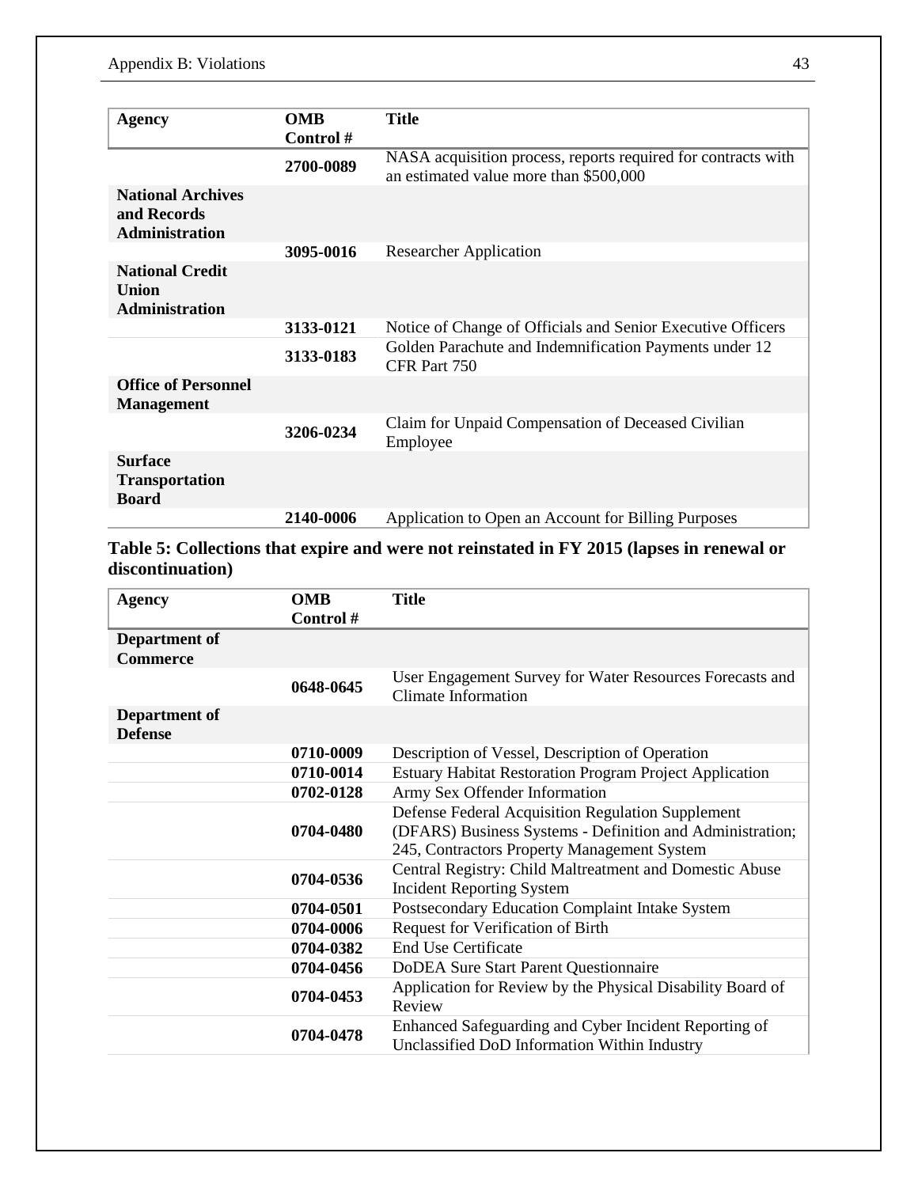| Agency | OMB Control # | Title |
| --- | --- | --- |
| | **2700-0089** | NASA acquisition process, reports required for contracts with an estimated value more than $500,000 |
| **National Archives and Records Administration** | | |
| | **3095-0016** | Researcher Application |
| **National Credit Union Administration** | | |
| | **3133-0121** | Notice of Change of Officials and Senior Executive Officers |
| | **3133-0183** | Golden Parachute and Indemnification Payments under 12 CFR Part 750 |
| **Office of Personnel Management** | | |
| | **3206-0234** | Claim for Unpaid Compensation of Deceased Civilian Employee |
| **Surface Transportation Board** | | |
| | **2140-0006** | Application to Open an Account for Billing Purposes |

**Table 5: Collections that expire and were not reinstated in FY 2015 (lapses in renewal or discontinuation)**

| Agency | OMB Control # | Title |
| --- | --- | --- |
| **Department of Commerce** | | |
| | **0648-0645** | User Engagement Survey for Water Resources Forecasts and Climate Information |
| **Department of Defense** | | |
| | **0710-0009** | Description of Vessel, Description of Operation |
| | **0710-0014** | Estuary Habitat Restoration Program Project Application |
| | **0702-0128** | Army Sex Offender Information |
| | **0704-0480** | Defense Federal Acquisition Regulation Supplement (DFARS) Business Systems - Definition and Administration; 245, Contractors Property Management System |
| | **0704-0536** | Central Registry: Child Maltreatment and Domestic Abuse Incident Reporting System |
| | **0704-0501** | Postsecondary Education Complaint Intake System |
| | **0704-0006** | Request for Verification of Birth |
| | **0704-0382** | End Use Certificate |
| | **0704-0456** | DoDEA Sure Start Parent Questionnaire |
| | **0704-0453** | Application for Review by the Physical Disability Board of Review |
| | **0704-0478** | Enhanced Safeguarding and Cyber Incident Reporting of Unclassified DoD Information Within Industry |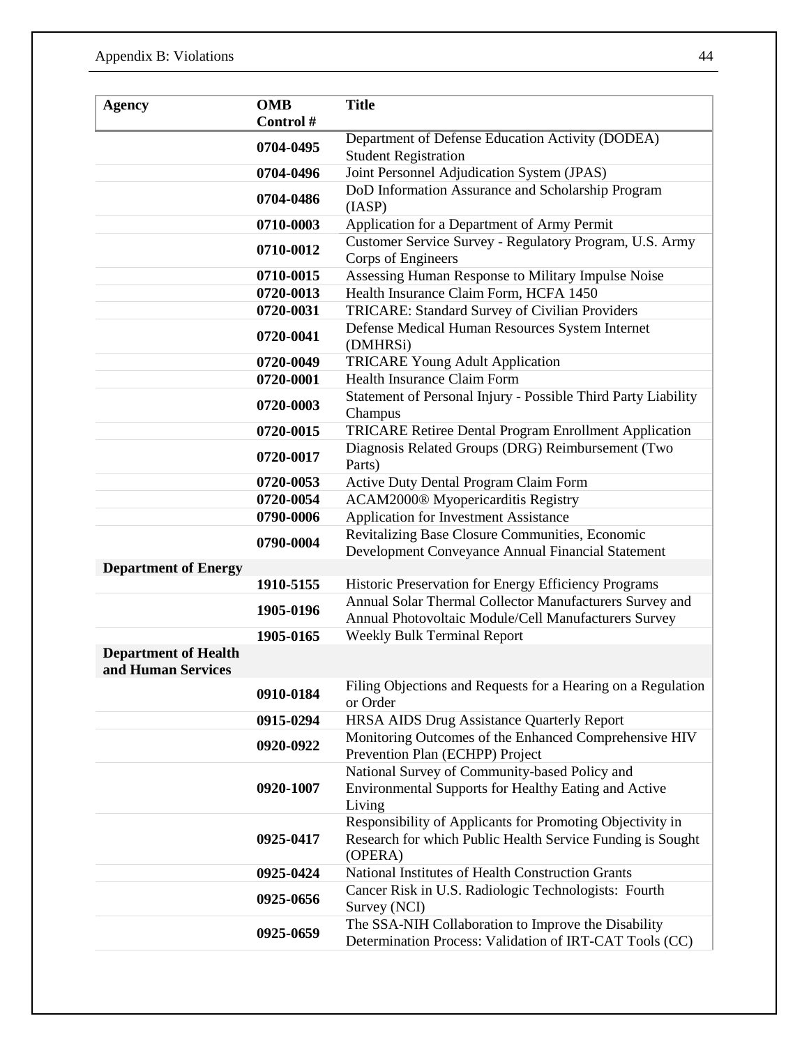| Agency | OMB Control # | Title |
|---|---|---|
| | 0704-0495 | Department of Defense Education Activity (DODEA) Student Registration |
| | 0704-0496 | Joint Personnel Adjudication System (JPAS) |
| | 0704-0486 | DoD Information Assurance and Scholarship Program (IASP) |
| | 0710-0003 | Application for a Department of Army Permit |
| | 0710-0012 | Customer Service Survey - Regulatory Program, U.S. Army Corps of Engineers |
| | 0710-0015 | Assessing Human Response to Military Impulse Noise |
| | 0720-0013 | Health Insurance Claim Form, HCFA 1450 |
| | 0720-0031 | TRICARE: Standard Survey of Civilian Providers |
| | 0720-0041 | Defense Medical Human Resources System Internet (DMHRSi) |
| | 0720-0049 | TRICARE Young Adult Application |
| | 0720-0001 | Health Insurance Claim Form |
| | 0720-0003 | Statement of Personal Injury - Possible Third Party Liability Champus |
| | 0720-0015 | TRICARE Retiree Dental Program Enrollment Application |
| | 0720-0017 | Diagnosis Related Groups (DRG) Reimbursement (Two Parts) |
| | 0720-0053 | Active Duty Dental Program Claim Form |
| | 0720-0054 | ACAM2000® Myopericarditis Registry |
| | 0790-0006 | Application for Investment Assistance |
| | 0790-0004 | Revitalizing Base Closure Communities, Economic Development Conveyance Annual Financial Statement |
| **Department of Energy** | | |
| | 1910-5155 | Historic Preservation for Energy Efficiency Programs |
| | 1905-0196 | Annual Solar Thermal Collector Manufacturers Survey and Annual Photovoltaic Module/Cell Manufacturers Survey |
| | 1905-0165 | Weekly Bulk Terminal Report |
| **Department of Health and Human Services** | | |
| | 0910-0184 | Filing Objections and Requests for a Hearing on a Regulation or Order |
| | 0915-0294 | HRSA AIDS Drug Assistance Quarterly Report |
| | 0920-0922 | Monitoring Outcomes of the Enhanced Comprehensive HIV Prevention Plan (ECHPP) Project |
| | 0920-1007 | National Survey of Community-based Policy and Environmental Supports for Healthy Eating and Active Living |
| | 0925-0417 | Responsibility of Applicants for Promoting Objectivity in Research for which Public Health Service Funding is Sought (OPERA) |
| | 0925-0424 | National Institutes of Health Construction Grants |
| | 0925-0656 | Cancer Risk in U.S. Radiologic Technologists: Fourth Survey (NCI) |
| | 0925-0659 | The SSA-NIH Collaboration to Improve the Disability Determination Process: Validation of IRT-CAT Tools (CC) |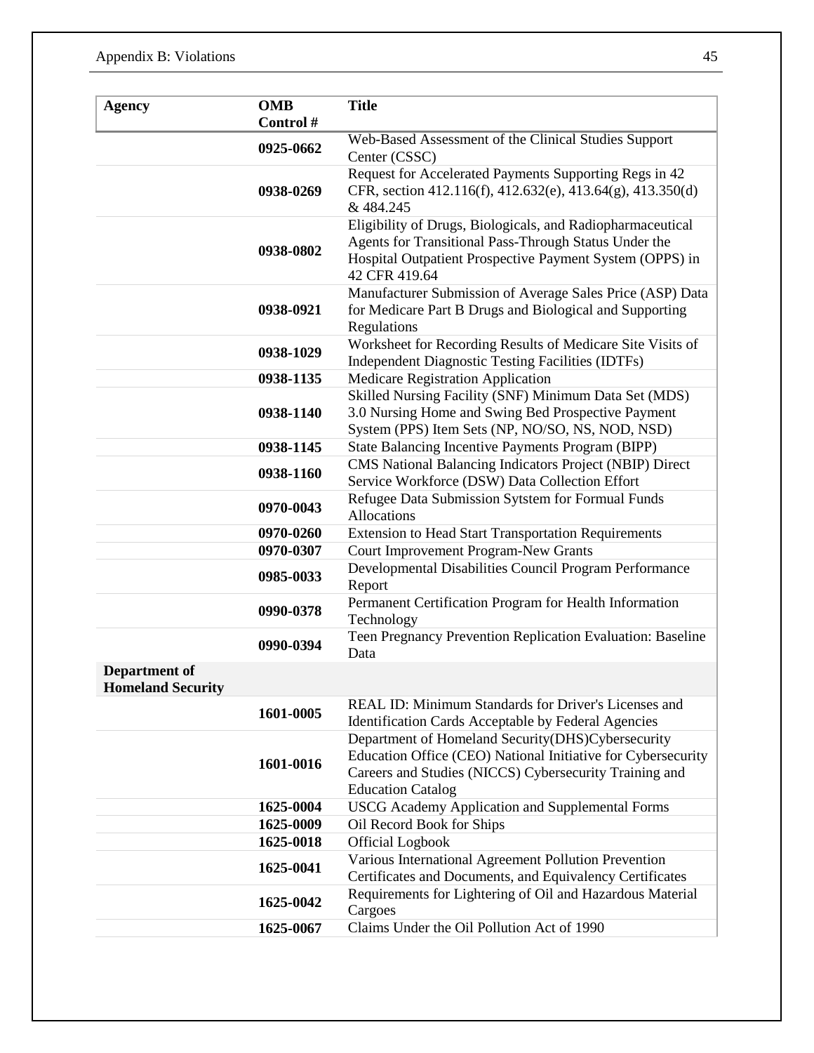| Agency | OMB Control # | Title |
|---|---|---|
| | **0925-0662** | Web-Based Assessment of the Clinical Studies Support Center (CSSC) |
| | **0938-0269** | Request for Accelerated Payments Supporting Regs in 42 CFR, section 412.116(f), 412.632(e), 413.64(g), 413.350(d) & 484.245 |
| | **0938-0802** | Eligibility of Drugs, Biologicals, and Radiopharmaceutical Agents for Transitional Pass-Through Status Under the Hospital Outpatient Prospective Payment System (OPPS) in 42 CFR 419.64 |
| | **0938-0921** | Manufacturer Submission of Average Sales Price (ASP) Data for Medicare Part B Drugs and Biological and Supporting Regulations |
| | **0938-1029** | Worksheet for Recording Results of Medicare Site Visits of Independent Diagnostic Testing Facilities (IDTFs) |
| | **0938-1135** | Medicare Registration Application |
| | **0938-1140** | Skilled Nursing Facility (SNF) Minimum Data Set (MDS) 3.0 Nursing Home and Swing Bed Prospective Payment System (PPS) Item Sets (NP, NO/SO, NS, NOD, NSD) |
| | **0938-1145** | State Balancing Incentive Payments Program (BIPP) |
| | **0938-1160** | CMS National Balancing Indicators Project (NBIP) Direct Service Workforce (DSW) Data Collection Effort |
| | **0970-0043** | Refugee Data Submission Sytstem for Formual Funds Allocations |
| | **0970-0260** | Extension to Head Start Transportation Requirements |
| | **0970-0307** | Court Improvement Program-New Grants |
| | **0985-0033** | Developmental Disabilities Council Program Performance Report |
| | **0990-0378** | Permanent Certification Program for Health Information Technology |
| | **0990-0394** | Teen Pregnancy Prevention Replication Evaluation: Baseline Data |
| **Department of Homeland Security** | | |
| | **1601-0005** | REAL ID: Minimum Standards for Driver's Licenses and Identification Cards Acceptable by Federal Agencies |
| | **1601-0016** | Department of Homeland Security(DHS)Cybersecurity Education Office (CEO) National Initiative for Cybersecurity Careers and Studies (NICCS) Cybersecurity Training and Education Catalog |
| | **1625-0004** | USCG Academy Application and Supplemental Forms |
| | **1625-0009** | Oil Record Book for Ships |
| | **1625-0018** | Official Logbook |
| | **1625-0041** | Various International Agreement Pollution Prevention Certificates and Documents, and Equivalency Certificates |
| | **1625-0042** | Requirements for Lightering of Oil and Hazardous Material Cargoes |
| | **1625-0067** | Claims Under the Oil Pollution Act of 1990 |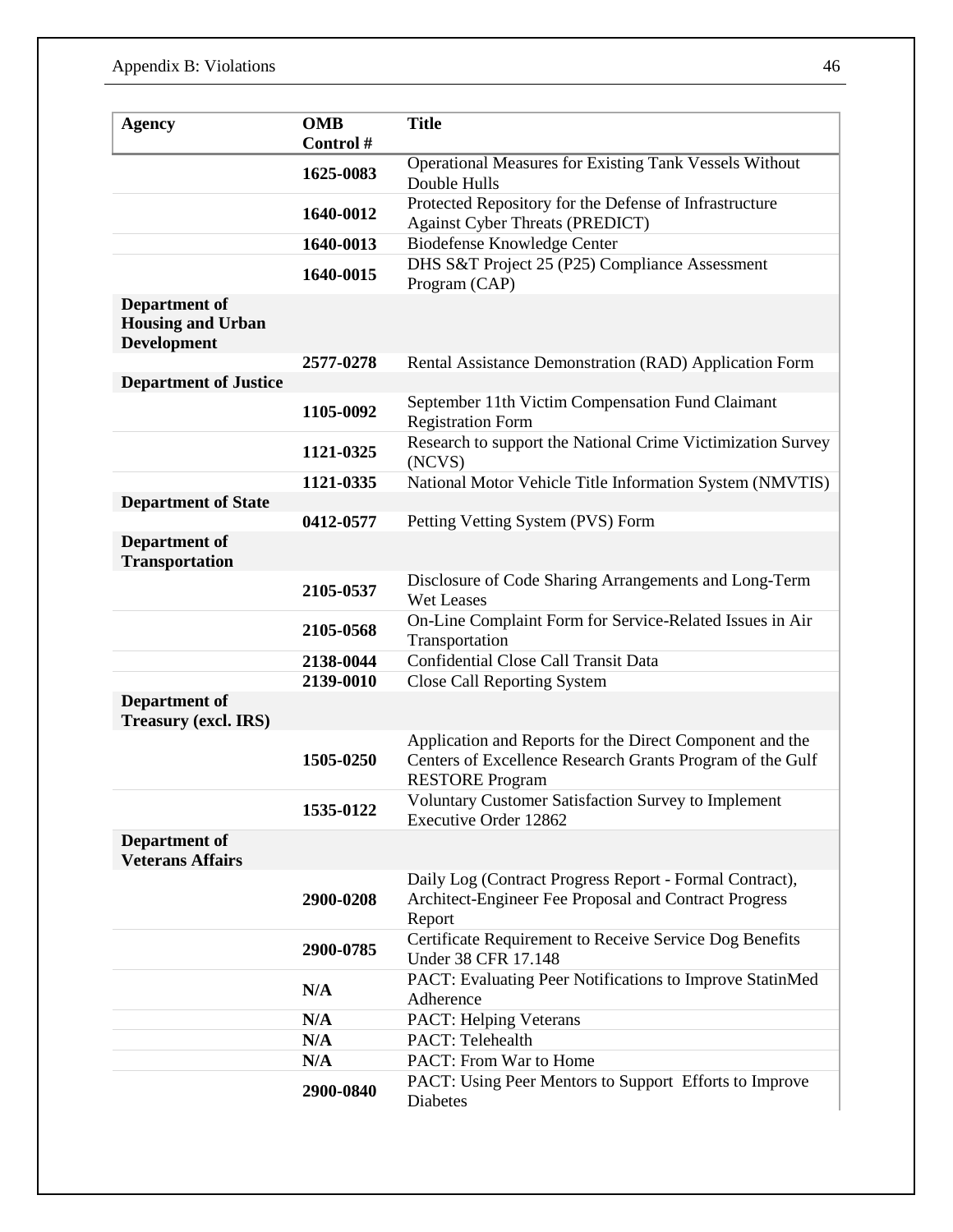| Agency | OMB Control # | Title |
|---|---|---|
| | 1625-0083 | Operational Measures for Existing Tank Vessels Without Double Hulls |
| | 1640-0012 | Protected Repository for the Defense of Infrastructure Against Cyber Threats (PREDICT) |
| | 1640-0013 | Biodefense Knowledge Center |
| | 1640-0015 | DHS S&T Project 25 (P25) Compliance Assessment Program (CAP) |
| **Department of Housing and Urban Development** | | |
| | 2577-0278 | Rental Assistance Demonstration (RAD) Application Form |
| **Department of Justice** | | |
| | 1105-0092 | September 11th Victim Compensation Fund Claimant Registration Form |
| | 1121-0325 | Research to support the National Crime Victimization Survey (NCVS) |
| | 1121-0335 | National Motor Vehicle Title Information System (NMVTIS) |
| **Department of State** | | |
| | 0412-0577 | Petting Vetting System (PVS) Form |
| **Department of Transportation** | | |
| | 2105-0537 | Disclosure of Code Sharing Arrangements and Long-Term Wet Leases |
| | 2105-0568 | On-Line Complaint Form for Service-Related Issues in Air Transportation |
| | 2138-0044 | Confidential Close Call Transit Data |
| | 2139-0010 | Close Call Reporting System |
| **Department of Treasury (excl. IRS)** | | |
| | 1505-0250 | Application and Reports for the Direct Component and the Centers of Excellence Research Grants Program of the Gulf RESTORE Program |
| | 1535-0122 | Voluntary Customer Satisfaction Survey to Implement Executive Order 12862 |
| **Department of Veterans Affairs** | | |
| | 2900-0208 | Daily Log (Contract Progress Report - Formal Contract), Architect-Engineer Fee Proposal and Contract Progress Report |
| | 2900-0785 | Certificate Requirement to Receive Service Dog Benefits Under 38 CFR 17.148 |
| | N/A | PACT: Evaluating Peer Notifications to Improve StatinMed Adherence |
| | N/A | PACT: Helping Veterans |
| | N/A | PACT: Telehealth |
| | N/A | PACT: From War to Home |
| | 2900-0840 | PACT: Using Peer Mentors to Support Efforts to Improve Diabetes |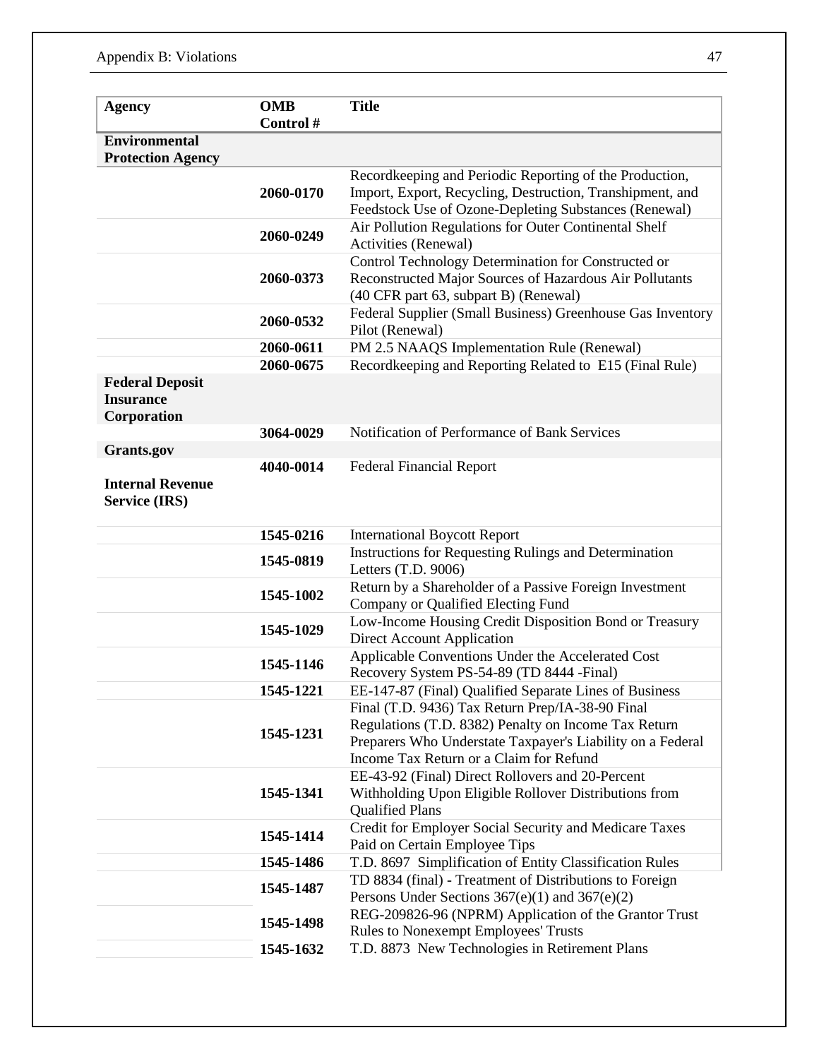| Agency | OMB Control # | Title |
|---|---|---|
| **Environmental Protection Agency** | | |
| | **2060-0170** | Recordkeeping and Periodic Reporting of the Production, Import, Export, Recycling, Destruction, Transhipment, and Feedstock Use of Ozone-Depleting Substances (Renewal) |
| | **2060-0249** | Air Pollution Regulations for Outer Continental Shelf Activities (Renewal) |
| | **2060-0373** | Control Technology Determination for Constructed or Reconstructed Major Sources of Hazardous Air Pollutants (40 CFR part 63, subpart B) (Renewal) |
| | **2060-0532** | Federal Supplier (Small Business) Greenhouse Gas Inventory Pilot (Renewal) |
| | **2060-0611** | PM 2.5 NAAQS Implementation Rule (Renewal) |
| | **2060-0675** | Recordkeeping and Reporting Related to E15 (Final Rule) |
| **Federal Deposit Insurance Corporation** | | |
| | **3064-0029** | Notification of Performance of Bank Services |
| **Grants.gov** | | |
| | **4040-0014** | Federal Financial Report |
| **Internal Revenue Service (IRS)** | | |
| | **1545-0216** | International Boycott Report |
| | **1545-0819** | Instructions for Requesting Rulings and Determination Letters (T.D. 9006) |
| | **1545-1002** | Return by a Shareholder of a Passive Foreign Investment Company or Qualified Electing Fund |
| | **1545-1029** | Low-Income Housing Credit Disposition Bond or Treasury Direct Account Application |
| | **1545-1146** | Applicable Conventions Under the Accelerated Cost Recovery System PS-54-89 (TD 8444 -Final) |
| | **1545-1221** | EE-147-87 (Final) Qualified Separate Lines of Business |
| | **1545-1231** | Final (T.D. 9436) Tax Return Prep/IA-38-90 Final Regulations (T.D. 8382) Penalty on Income Tax Return Preparers Who Understate Taxpayer's Liability on a Federal Income Tax Return or a Claim for Refund |
| | **1545-1341** | EE-43-92 (Final) Direct Rollovers and 20-Percent Withholding Upon Eligible Rollover Distributions from Qualified Plans |
| | **1545-1414** | Credit for Employer Social Security and Medicare Taxes Paid on Certain Employee Tips |
| | **1545-1486** | T.D. 8697 Simplification of Entity Classification Rules |
| | **1545-1487** | TD 8834 (final) - Treatment of Distributions to Foreign Persons Under Sections 367(e)(1) and 367(e)(2) |
| | **1545-1498** | REG-209826-96 (NPRM) Application of the Grantor Trust Rules to Nonexempt Employees' Trusts |
| | **1545-1632** | T.D. 8873 New Technologies in Retirement Plans |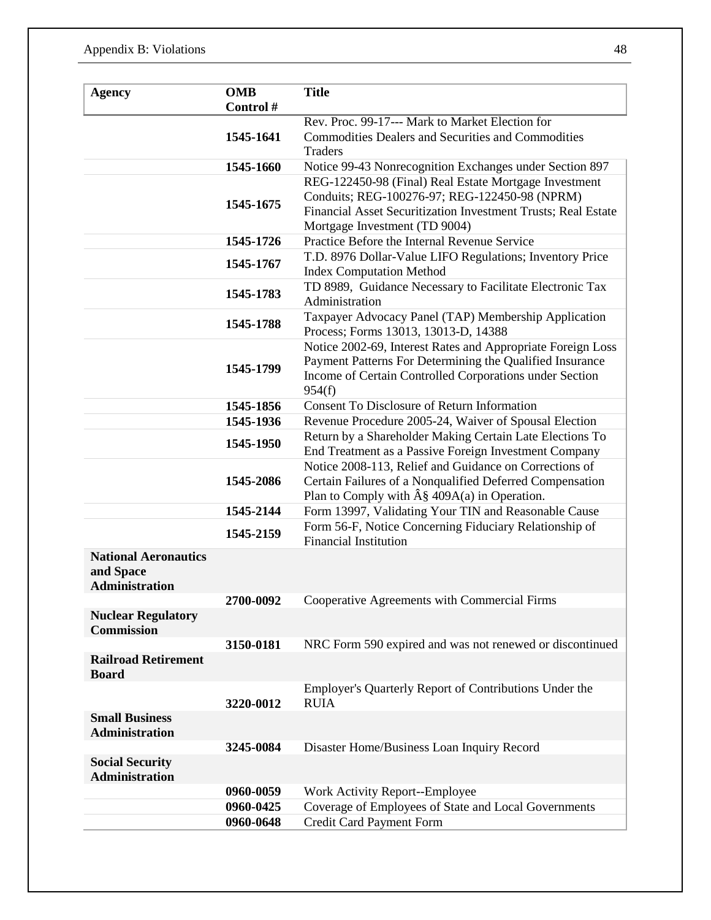| Agency | OMB Control # | Title |
|---|---|---|
| | 1545-1641 | Rev. Proc. 99-17--- Mark to Market Election for Commodities Dealers and Securities and Commodities Traders |
| | 1545-1660 | Notice 99-43 Nonrecognition Exchanges under Section 897 |
| | 1545-1675 | REG-122450-98 (Final) Real Estate Mortgage Investment Conduits; REG-100276-97; REG-122450-98 (NPRM) Financial Asset Securitization Investment Trusts; Real Estate Mortgage Investment (TD 9004) |
| | 1545-1726 | Practice Before the Internal Revenue Service |
| | 1545-1767 | T.D. 8976 Dollar-Value LIFO Regulations; Inventory Price Index Computation Method |
| | 1545-1783 | TD 8989, Guidance Necessary to Facilitate Electronic Tax Administration |
| | 1545-1788 | Taxpayer Advocacy Panel (TAP) Membership Application Process; Forms 13013, 13013-D, 14388 |
| | 1545-1799 | Notice 2002-69, Interest Rates and Appropriate Foreign Loss Payment Patterns For Determining the Qualified Insurance Income of Certain Controlled Corporations under Section 954(f) |
| | 1545-1856 | Consent To Disclosure of Return Information |
| | 1545-1936 | Revenue Procedure 2005-24, Waiver of Spousal Election |
| | 1545-1950 | Return by a Shareholder Making Certain Late Elections To End Treatment as a Passive Foreign Investment Company |
| | 1545-2086 | Notice 2008-113, Relief and Guidance on Corrections of Certain Failures of a Nonqualified Deferred Compensation Plan to Comply with Â§ 409A(a) in Operation. |
| | 1545-2144 | Form 13997, Validating Your TIN and Reasonable Cause |
| | 1545-2159 | Form 56-F, Notice Concerning Fiduciary Relationship of Financial Institution |
| **National Aeronautics and Space Administration** | | |
| | 2700-0092 | Cooperative Agreements with Commercial Firms |
| **Nuclear Regulatory Commission** | | |
| | 3150-0181 | NRC Form 590 expired and was not renewed or discontinued |
| **Railroad Retirement Board** | | |
| | 3220-0012 | Employer's Quarterly Report of Contributions Under the RUIA |
| **Small Business Administration** | | |
| | 3245-0084 | Disaster Home/Business Loan Inquiry Record |
| **Social Security Administration** | | |
| | 0960-0059 | Work Activity Report--Employee |
| | 0960-0425 | Coverage of Employees of State and Local Governments |
| | 0960-0648 | Credit Card Payment Form |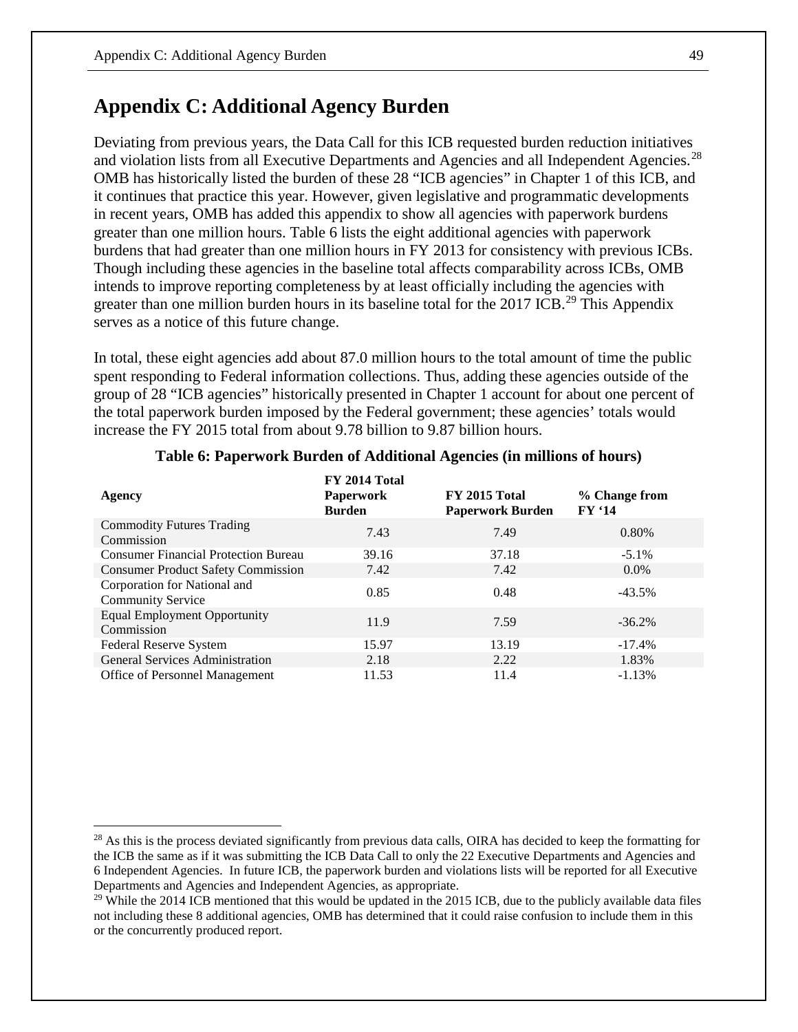# Appendix C: Additional Agency Burden

Deviating from previous years, the Data Call for this ICB requested burden reduction initiatives and violation lists from all Executive Departments and Agencies and all Independent Agencies.[28] OMB has historically listed the burden of these 28 "ICB agencies" in Chapter 1 of this ICB, and it continues that practice this year. However, given legislative and programmatic developments in recent years, OMB has added this appendix to show all agencies with paperwork burdens greater than one million hours. Table 6 lists the eight additional agencies with paperwork burdens that had greater than one million hours in FY 2013 for consistency with previous ICBs. Though including these agencies in the baseline total affects comparability across ICBs, OMB intends to improve reporting completeness by at least officially including the agencies with greater than one million burden hours in its baseline total for the 2017 ICB.[29] This Appendix serves as a notice of this future change.

In total, these eight agencies add about 87.0 million hours to the total amount of time the public spent responding to Federal information collections. Thus, adding these agencies outside of the group of 28 "ICB agencies" historically presented in Chapter 1 account for about one percent of the total paperwork burden imposed by the Federal government; these agencies' totals would increase the FY 2015 total from about 9.78 billion to 9.87 billion hours.

**Table 6: Paperwork Burden of Additional Agencies (in millions of hours)**

| Agency | FY 2014 Total Paperwork Burden | FY 2015 Total Paperwork Burden | % Change from FY '14 |
|---|---|---|---|
| Commodity Futures Trading Commission | 7.43 | 7.49 | 0.80% |
| Consumer Financial Protection Bureau | 39.16 | 37.18 | -5.1% |
| Consumer Product Safety Commission | 7.42 | 7.42 | 0.0% |
| Corporation for National and Community Service | 0.85 | 0.48 | -43.5% |
| Equal Employment Opportunity Commission | 11.9 | 7.59 | -36.2% |
| Federal Reserve System | 15.97 | 13.19 | -17.4% |
| General Services Administration | 2.18 | 2.22 | 1.83% |
| Office of Personnel Management | 11.53 | 11.4 | -1.13% |

[28] As this is the process deviated significantly from previous data calls, OIRA has decided to keep the formatting for the ICB the same as if it was submitting the ICB Data Call to only the 22 Executive Departments and Agencies and 6 Independent Agencies. In future ICB, the paperwork burden and violations lists will be reported for all Executive Departments and Agencies and Independent Agencies, as appropriate.

[29] While the 2014 ICB mentioned that this would be updated in the 2015 ICB, due to the publicly available data files not including these 8 additional agencies, OMB has determined that it could raise confusion to include them in this or the concurrently produced report.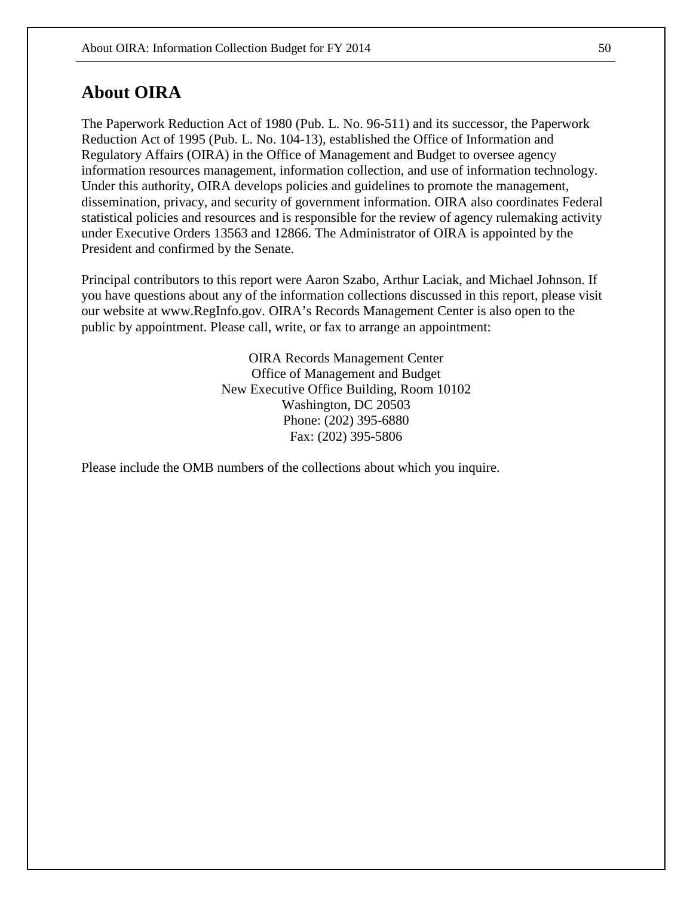# About OIRA

The Paperwork Reduction Act of 1980 (Pub. L. No. 96-511) and its successor, the Paperwork Reduction Act of 1995 (Pub. L. No. 104-13), established the Office of Information and Regulatory Affairs (OIRA) in the Office of Management and Budget to oversee agency information resources management, information collection, and use of information technology. Under this authority, OIRA develops policies and guidelines to promote the management, dissemination, privacy, and security of government information. OIRA also coordinates Federal statistical policies and resources and is responsible for the review of agency rulemaking activity under Executive Orders 13563 and 12866. The Administrator of OIRA is appointed by the President and confirmed by the Senate.

Principal contributors to this report were Aaron Szabo, Arthur Laciak, and Michael Johnson. If you have questions about any of the information collections discussed in this report, please visit our website at www.RegInfo.gov. OIRA's Records Management Center is also open to the public by appointment. Please call, write, or fax to arrange an appointment:

OIRA Records Management Center
Office of Management and Budget
New Executive Office Building, Room 10102
Washington, DC 20503
Phone: (202) 395-6880
Fax: (202) 395-5806

Please include the OMB numbers of the collections about which you inquire.